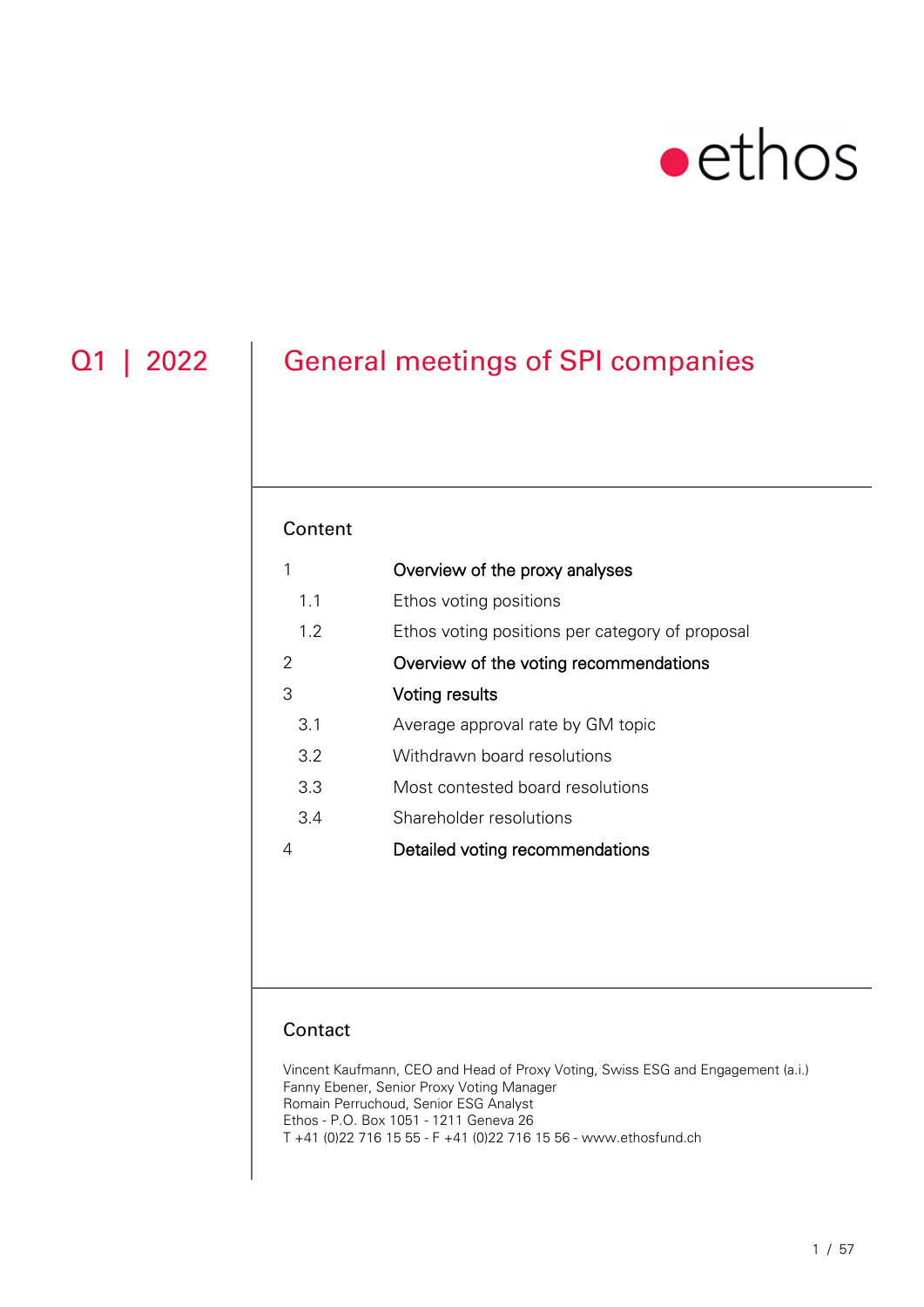ethos

# Q1 | 2022

# General meetings of SPI companies

## Content

| | |
|---|---|
| 1 | **Overview of the proxy analyses** |
| 1.1 | Ethos voting positions |
| 1.2 | Ethos voting positions per category of proposal |
| 2 | **Overview of the voting recommendations** |
| 3 | **Voting results** |
| 3.1 | Average approval rate by GM topic |
| 3.2 | Withdrawn board resolutions |
| 3.3 | Most contested board resolutions |
| 3.4 | Shareholder resolutions |
| 4 | **Detailed voting recommendations** |

## Contact

Vincent Kaufmann, CEO and Head of Proxy Voting, Swiss ESG and Engagement (a.i.)
Fanny Ebener, Senior Proxy Voting Manager
Romain Perruchoud, Senior ESG Analyst
Ethos - P.O. Box 1051 - 1211 Geneva 26
T +41 (0)22 716 15 55 - F +41 (0)22 716 15 56 - www.ethosfund.ch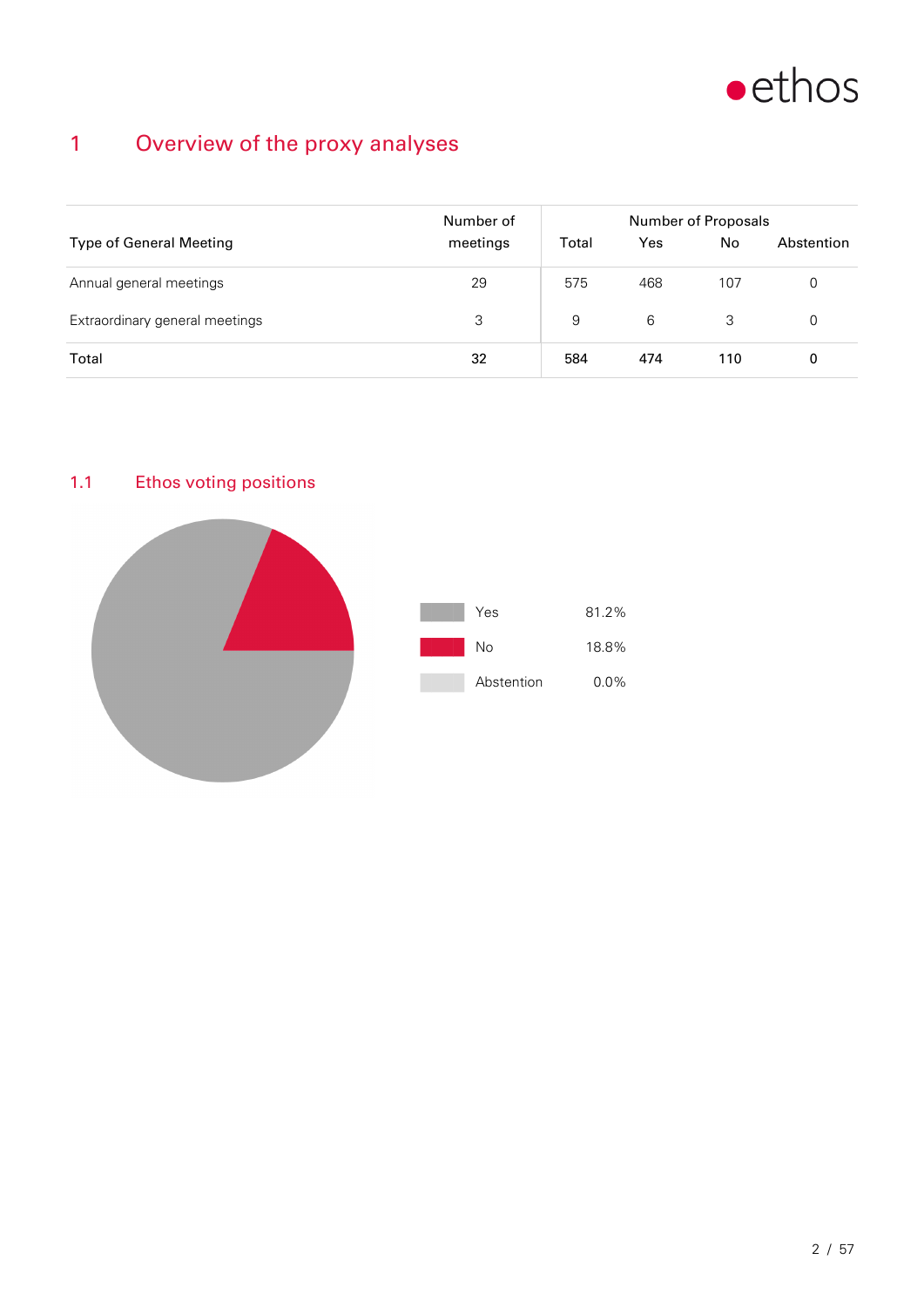# 1 Overview of the proxy analyses

| Type of General Meeting | Number of meetings | Number of Proposals | | | |
|---|---|---|---|---|---|
| | | Total | Yes | No | Abstention |
| Annual general meetings | 29 | 575 | 468 | 107 | 0 |
| Extraordinary general meetings | 3 | 9 | 6 | 3 | 0 |
| Total | 32 | 584 | 474 | 110 | 0 |

## 1.1 Ethos voting positions

| | |
|---|---|
| Yes | 81.2% |
| No | 18.8% |
| Abstention | 0.0% |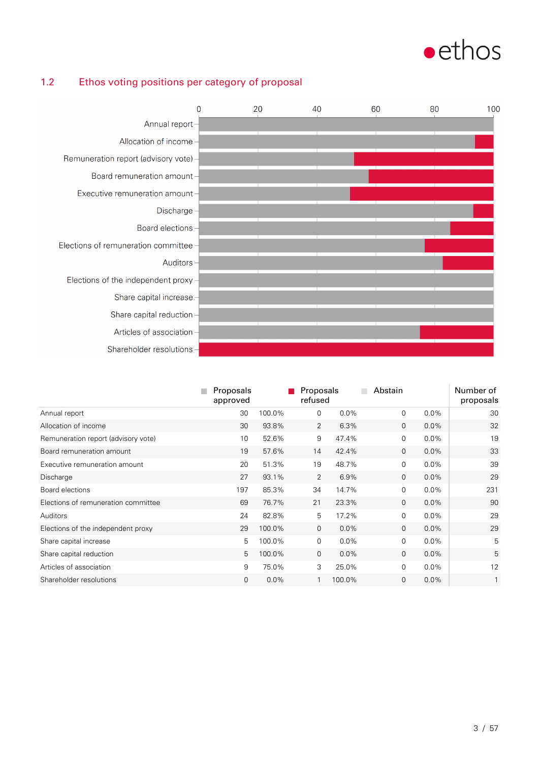## 1.2 Ethos voting positions per category of proposal

| | Proposals approved | | Proposals refused | | Abstain | | Number of proposals |
|---|---|---|---|---|---|---|---|
| Annual report | 30 | 100.0% | 0 | 0.0% | 0 | 0.0% | 30 |
| Allocation of income | 30 | 93.8% | 2 | 6.3% | 0 | 0.0% | 32 |
| Remuneration report (advisory vote) | 10 | 52.6% | 9 | 47.4% | 0 | 0.0% | 19 |
| Board remuneration amount | 19 | 57.6% | 14 | 42.4% | 0 | 0.0% | 33 |
| Executive remuneration amount | 20 | 51.3% | 19 | 48.7% | 0 | 0.0% | 39 |
| Discharge | 27 | 93.1% | 2 | 6.9% | 0 | 0.0% | 29 |
| Board elections | 197 | 85.3% | 34 | 14.7% | 0 | 0.0% | 231 |
| Elections of remuneration committee | 69 | 76.7% | 21 | 23.3% | 0 | 0.0% | 90 |
| Auditors | 24 | 82.8% | 5 | 17.2% | 0 | 0.0% | 29 |
| Elections of the independent proxy | 29 | 100.0% | 0 | 0.0% | 0 | 0.0% | 29 |
| Share capital increase | 5 | 100.0% | 0 | 0.0% | 0 | 0.0% | 5 |
| Share capital reduction | 5 | 100.0% | 0 | 0.0% | 0 | 0.0% | 5 |
| Articles of association | 9 | 75.0% | 3 | 25.0% | 0 | 0.0% | 12 |
| Shareholder resolutions | 0 | 0.0% | 1 | 100.0% | 0 | 0.0% | 1 |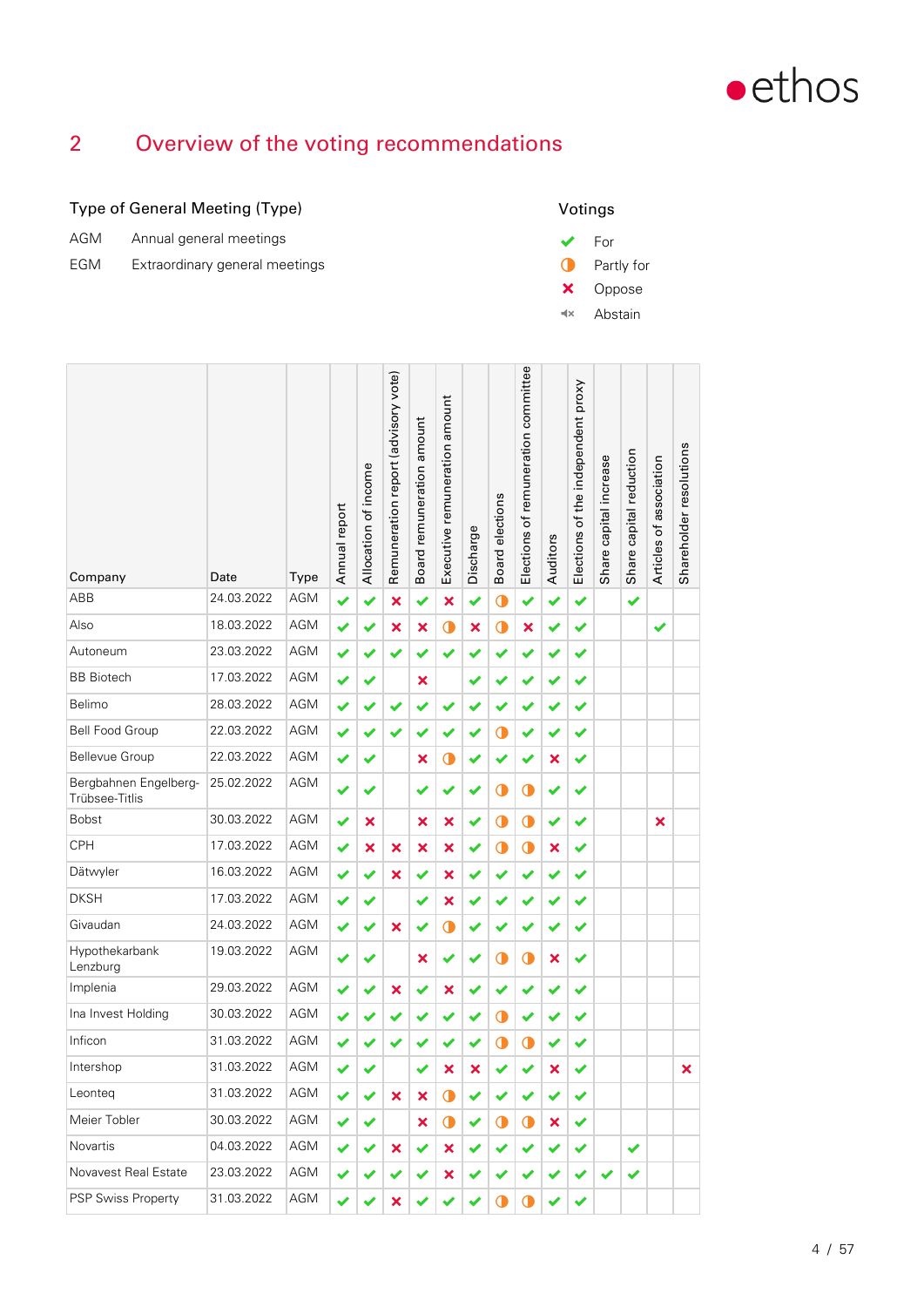## 2 Overview of the voting recommendations

**Type of General Meeting (Type)**

| | |
|---|---|
| AGM | Annual general meetings |
| EGM | Extraordinary general meetings |

**Votings**

- ✔ For
- ◑ Partly for
- ✖ Oppose
- 🔇 Abstain

| Company | Date | Type | Annual report | Allocation of income | Remuneration report (advisory vote) | Board remuneration amount | Executive remuneration amount | Discharge | Board elections | Elections of remuneration committee | Auditors | Elections of the independent proxy | Share capital increase | Share capital reduction | Articles of association | Shareholder resolutions |
|---|---|---|---|---|---|---|---|---|---|---|---|---|---|---|---|---|
| ABB | 24.03.2022 | AGM | ✔ | ✔ | ✖ | ✔ | ✖ | ✔ | ◑ | ✔ | ✔ | ✔ | | ✔ | | |
| Also | 18.03.2022 | AGM | ✔ | ✔ | ✖ | ✖ | ◑ | ✖ | ◑ | ✖ | ✔ | ✔ | | | ✔ | |
| Autoneum | 23.03.2022 | AGM | ✔ | ✔ | ✔ | ✔ | ✔ | ✔ | ✔ | ✔ | ✔ | ✔ | | | | |
| BB Biotech | 17.03.2022 | AGM | ✔ | ✔ | | ✖ | | ✔ | ✔ | ✔ | ✔ | ✔ | | | | |
| Belimo | 28.03.2022 | AGM | ✔ | ✔ | ✔ | ✔ | ✔ | ✔ | ✔ | ✔ | ✔ | ✔ | | | | |
| Bell Food Group | 22.03.2022 | AGM | ✔ | ✔ | ✔ | ✔ | ✔ | ✔ | ◑ | ✔ | ✔ | ✔ | | | | |
| Bellevue Group | 22.03.2022 | AGM | ✔ | ✔ | | ✖ | ◑ | ✔ | ✔ | ✔ | ✖ | ✔ | | | | |
| Bergbahnen Engelberg-Trübsee-Titlis | 25.02.2022 | AGM | ✔ | ✔ | | ✔ | ✔ | ✔ | ◑ | ◑ | ✔ | ✔ | | | | |
| Bobst | 30.03.2022 | AGM | ✔ | ✖ | | ✖ | ✖ | ✔ | ◑ | ◑ | ✔ | ✔ | | | ✖ | |
| CPH | 17.03.2022 | AGM | ✔ | ✖ | ✖ | ✖ | ✖ | ✔ | ◑ | ◑ | ✖ | ✔ | | | | |
| Dätwyler | 16.03.2022 | AGM | ✔ | ✔ | ✖ | ✔ | ✖ | ✔ | ✔ | ✔ | ✔ | ✔ | | | | |
| DKSH | 17.03.2022 | AGM | ✔ | ✔ | | ✔ | ✖ | ✔ | ✔ | ✔ | ✔ | ✔ | | | | |
| Givaudan | 24.03.2022 | AGM | ✔ | ✔ | ✖ | ✔ | ◑ | ✔ | ✔ | ✔ | ✔ | ✔ | | | | |
| Hypothekarbank Lenzburg | 19.03.2022 | AGM | ✔ | ✔ | | ✖ | ✔ | ✔ | ◑ | ◑ | ✖ | ✔ | | | | |
| Implenia | 29.03.2022 | AGM | ✔ | ✔ | ✖ | ✔ | ✖ | ✔ | ✔ | ✔ | ✔ | ✔ | | | | |
| Ina Invest Holding | 30.03.2022 | AGM | ✔ | ✔ | ✔ | ✔ | ✔ | ✔ | ◑ | ✔ | ✔ | ✔ | | | | |
| Inficon | 31.03.2022 | AGM | ✔ | ✔ | ✔ | ✔ | ✔ | ✔ | ◑ | ◑ | ✔ | ✔ | | | | |
| Intershop | 31.03.2022 | AGM | ✔ | ✔ | | ✔ | ✖ | ✖ | ✔ | ✔ | ✖ | ✔ | | | | ✖ |
| Leonteq | 31.03.2022 | AGM | ✔ | ✔ | ✖ | ✖ | ◑ | ✔ | ✔ | ✔ | ✔ | ✔ | | | | |
| Meier Tobler | 30.03.2022 | AGM | ✔ | ✔ | | ✖ | ◑ | ✔ | ◑ | ◑ | ✖ | ✔ | | | | |
| Novartis | 04.03.2022 | AGM | ✔ | ✔ | ✖ | ✔ | ✖ | ✔ | ✔ | ✔ | ✔ | ✔ | | ✔ | | |
| Novavest Real Estate | 23.03.2022 | AGM | ✔ | ✔ | ✔ | ✔ | ✖ | ✔ | ✔ | ✔ | ✔ | ✔ | ✔ | ✔ | | |
| PSP Swiss Property | 31.03.2022 | AGM | ✔ | ✔ | ✖ | ✔ | ✔ | ✔ | ◑ | ◑ | ✔ | ✔ | | | | |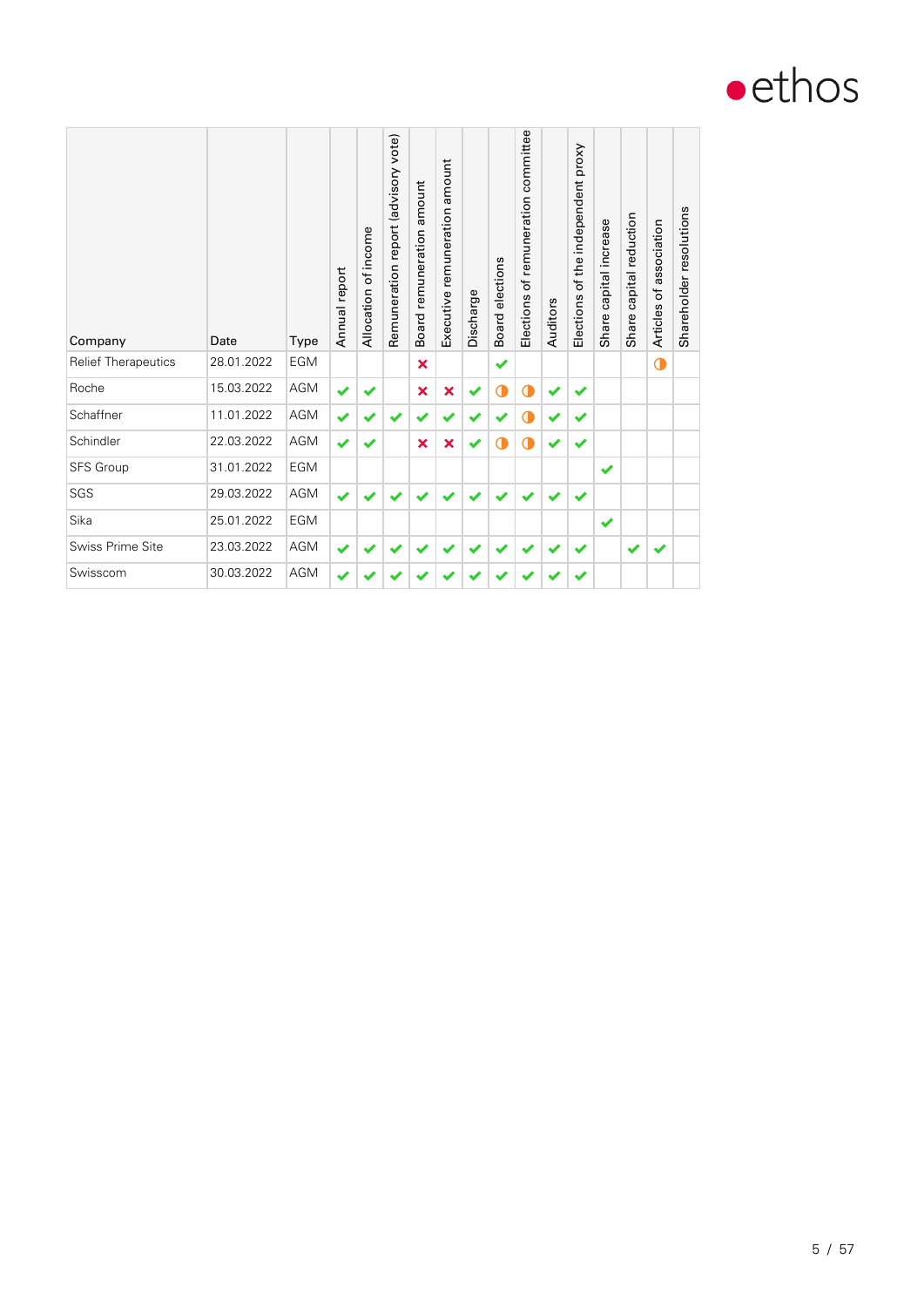| Company | Date | Type | Annual report | Allocation of income | Remuneration report (advisory vote) | Board remuneration amount | Executive remuneration amount | Discharge | Board elections | Elections of remuneration committee | Auditors | Elections of the independent proxy | Share capital increase | Share capital reduction | Articles of association | Shareholder resolutions |
|---|---|---|---|---|---|---|---|---|---|---|---|---|---|---|---|---|
| Relief Therapeutics | 28.01.2022 | EGM | | | | ✘ | | | ✔ | | | | | | ◑ | |
| Roche | 15.03.2022 | AGM | ✔ | ✔ | | ✘ | ✘ | ✔ | ◑ | ◑ | ✔ | ✔ | | | | |
| Schaffner | 11.01.2022 | AGM | ✔ | ✔ | ✔ | ✔ | ✔ | ✔ | ✔ | ◑ | ✔ | ✔ | | | | |
| Schindler | 22.03.2022 | AGM | ✔ | ✔ | | ✘ | ✘ | ✔ | ◑ | ◑ | ✔ | ✔ | | | | |
| SFS Group | 31.01.2022 | EGM | | | | | | | | | | | ✔ | | | |
| SGS | 29.03.2022 | AGM | ✔ | ✔ | ✔ | ✔ | ✔ | ✔ | ✔ | ✔ | ✔ | ✔ | | | | |
| Sika | 25.01.2022 | EGM | | | | | | | | | | | ✔ | | | |
| Swiss Prime Site | 23.03.2022 | AGM | ✔ | ✔ | ✔ | ✔ | ✔ | ✔ | ✔ | ✔ | ✔ | ✔ | | ✔ | ✔ | |
| Swisscom | 30.03.2022 | AGM | ✔ | ✔ | ✔ | ✔ | ✔ | ✔ | ✔ | ✔ | ✔ | ✔ | | | | |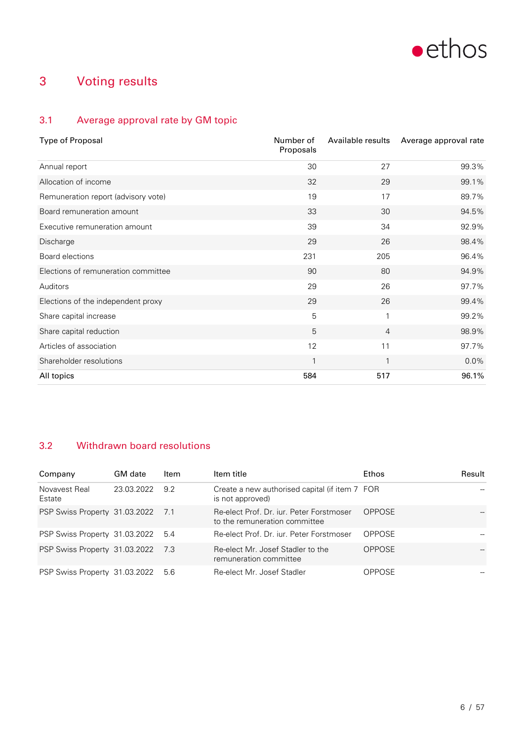# 3 Voting results

## 3.1 Average approval rate by GM topic

| Type of Proposal | Number of Proposals | Available results | Average approval rate |
|---|---|---|---|
| Annual report | 30 | 27 | 99.3% |
| Allocation of income | 32 | 29 | 99.1% |
| Remuneration report (advisory vote) | 19 | 17 | 89.7% |
| Board remuneration amount | 33 | 30 | 94.5% |
| Executive remuneration amount | 39 | 34 | 92.9% |
| Discharge | 29 | 26 | 98.4% |
| Board elections | 231 | 205 | 96.4% |
| Elections of remuneration committee | 90 | 80 | 94.9% |
| Auditors | 29 | 26 | 97.7% |
| Elections of the independent proxy | 29 | 26 | 99.4% |
| Share capital increase | 5 | 1 | 99.2% |
| Share capital reduction | 5 | 4 | 98.9% |
| Articles of association | 12 | 11 | 97.7% |
| Shareholder resolutions | 1 | 1 | 0.0% |
| **All topics** | **584** | **517** | **96.1%** |

## 3.2 Withdrawn board resolutions

| Company | GM date | Item | Item title | Ethos | Result |
|---|---|---|---|---|---|
| Novavest Real Estate | 23.03.2022 | 9.2 | Create a new authorised capital (if item 7 is not approved) | FOR | -- |
| PSP Swiss Property | 31.03.2022 | 7.1 | Re-elect Prof. Dr. iur. Peter Forstmoser to the remuneration committee | OPPOSE | -- |
| PSP Swiss Property | 31.03.2022 | 5.4 | Re-elect Prof. Dr. iur. Peter Forstmoser | OPPOSE | -- |
| PSP Swiss Property | 31.03.2022 | 7.3 | Re-elect Mr. Josef Stadler to the remuneration committee | OPPOSE | -- |
| PSP Swiss Property | 31.03.2022 | 5.6 | Re-elect Mr. Josef Stadler | OPPOSE | -- |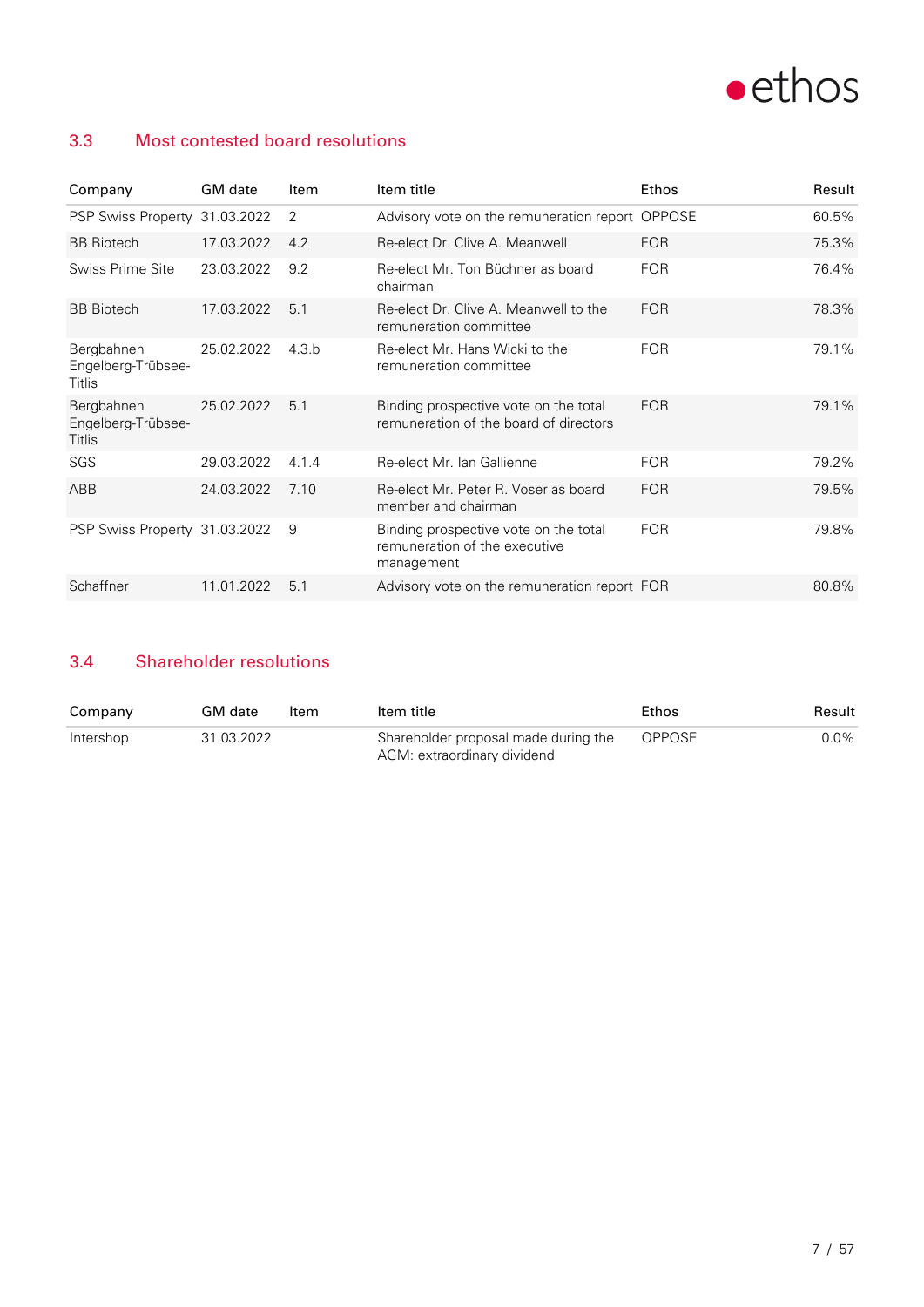## 3.3 Most contested board resolutions

| Company | GM date | Item | Item title | Ethos | Result |
|---|---|---|---|---|---|
| PSP Swiss Property | 31.03.2022 | 2 | Advisory vote on the remuneration report | OPPOSE | 60.5% |
| BB Biotech | 17.03.2022 | 4.2 | Re-elect Dr. Clive A. Meanwell | FOR | 75.3% |
| Swiss Prime Site | 23.03.2022 | 9.2 | Re-elect Mr. Ton Büchner as board chairman | FOR | 76.4% |
| BB Biotech | 17.03.2022 | 5.1 | Re-elect Dr. Clive A. Meanwell to the remuneration committee | FOR | 78.3% |
| Bergbahnen Engelberg-Trübsee-Titlis | 25.02.2022 | 4.3.b | Re-elect Mr. Hans Wicki to the remuneration committee | FOR | 79.1% |
| Bergbahnen Engelberg-Trübsee-Titlis | 25.02.2022 | 5.1 | Binding prospective vote on the total remuneration of the board of directors | FOR | 79.1% |
| SGS | 29.03.2022 | 4.1.4 | Re-elect Mr. Ian Gallienne | FOR | 79.2% |
| ABB | 24.03.2022 | 7.10 | Re-elect Mr. Peter R. Voser as board member and chairman | FOR | 79.5% |
| PSP Swiss Property | 31.03.2022 | 9 | Binding prospective vote on the total remuneration of the executive management | FOR | 79.8% |
| Schaffner | 11.01.2022 | 5.1 | Advisory vote on the remuneration report | FOR | 80.8% |

## 3.4 Shareholder resolutions

| Company | GM date | Item | Item title | Ethos | Result |
|---|---|---|---|---|---|
| Intershop | 31.03.2022 | | Shareholder proposal made during the AGM: extraordinary dividend | OPPOSE | 0.0% |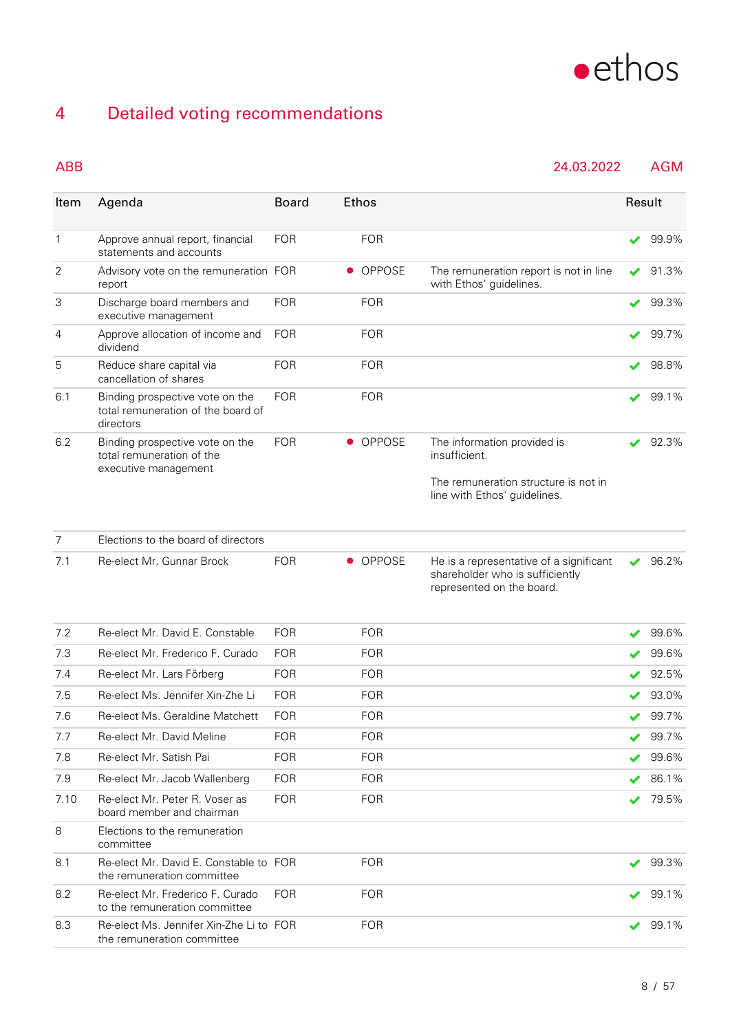# 4 Detailed voting recommendations

## ABB

24.03.2022 AGM

| Item | Agenda | Board | Ethos | | Result |
|---|---|---|---|---|---|
| 1 | Approve annual report, financial statements and accounts | FOR | FOR | | ✔ 99.9% |
| 2 | Advisory vote on the remuneration report | FOR | ● OPPOSE | The remuneration report is not in line with Ethos' guidelines. | ✔ 91.3% |
| 3 | Discharge board members and executive management | FOR | FOR | | ✔ 99.3% |
| 4 | Approve allocation of income and dividend | FOR | FOR | | ✔ 99.7% |
| 5 | Reduce share capital via cancellation of shares | FOR | FOR | | ✔ 98.8% |
| 6.1 | Binding prospective vote on the total remuneration of the board of directors | FOR | FOR | | ✔ 99.1% |
| 6.2 | Binding prospective vote on the total remuneration of the executive management | FOR | ● OPPOSE | The information provided is insufficient.<br><br>The remuneration structure is not in line with Ethos' guidelines. | ✔ 92.3% |
| 7 | Elections to the board of directors | | | | |
| 7.1 | Re-elect Mr. Gunnar Brock | FOR | ● OPPOSE | He is a representative of a significant shareholder who is sufficiently represented on the board. | ✔ 96.2% |
| 7.2 | Re-elect Mr. David E. Constable | FOR | FOR | | ✔ 99.6% |
| 7.3 | Re-elect Mr. Frederico F. Curado | FOR | FOR | | ✔ 99.6% |
| 7.4 | Re-elect Mr. Lars Förberg | FOR | FOR | | ✔ 92.5% |
| 7.5 | Re-elect Ms. Jennifer Xin-Zhe Li | FOR | FOR | | ✔ 93.0% |
| 7.6 | Re-elect Ms. Geraldine Matchett | FOR | FOR | | ✔ 99.7% |
| 7.7 | Re-elect Mr. David Meline | FOR | FOR | | ✔ 99.7% |
| 7.8 | Re-elect Mr. Satish Pai | FOR | FOR | | ✔ 99.6% |
| 7.9 | Re-elect Mr. Jacob Wallenberg | FOR | FOR | | ✔ 86.1% |
| 7.10 | Re-elect Mr. Peter R. Voser as board member and chairman | FOR | FOR | | ✔ 79.5% |
| 8 | Elections to the remuneration committee | | | | |
| 8.1 | Re-elect Mr. David E. Constable to the remuneration committee | FOR | FOR | | ✔ 99.3% |
| 8.2 | Re-elect Mr. Frederico F. Curado to the remuneration committee | FOR | FOR | | ✔ 99.1% |
| 8.3 | Re-elect Ms. Jennifer Xin-Zhe Li to the remuneration committee | FOR | FOR | | ✔ 99.1% |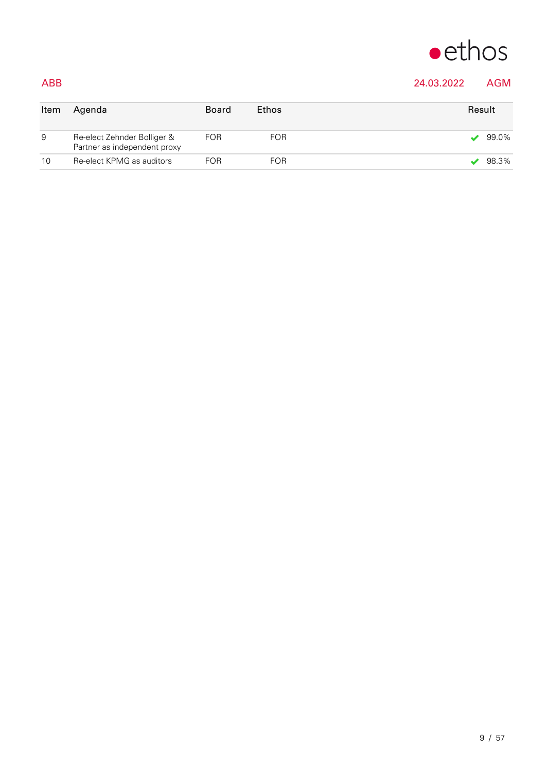ABB | 24.03.2022 | AGM

| Item | Agenda | Board | Ethos | Result |
|---|---|---|---|---|
| 9 | Re-elect Zehnder Bolliger & Partner as independent proxy | FOR | FOR | ✔ 99.0% |
| 10 | Re-elect KPMG as auditors | FOR | FOR | ✔ 98.3% |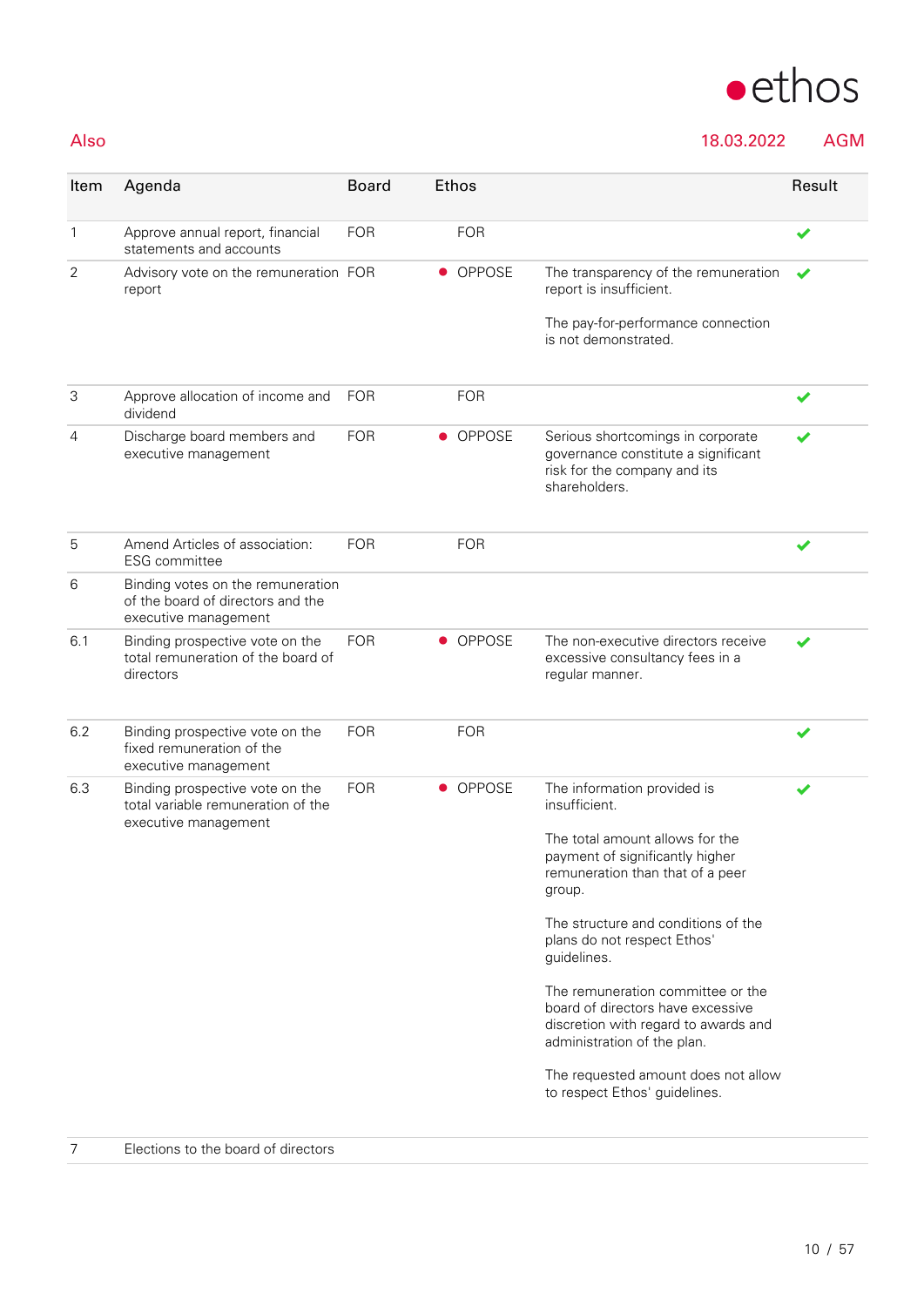**Also** — 18.03.2022 — AGM

| Item | Agenda | Board | Ethos | | Result |
|---|---|---|---|---|---|
| 1 | Approve annual report, financial statements and accounts | FOR | FOR | | ✔ |
| 2 | Advisory vote on the remuneration report | FOR | ● OPPOSE | The transparency of the remuneration report is insufficient.<br><br>The pay-for-performance connection is not demonstrated. | ✔ |
| 3 | Approve allocation of income and dividend | FOR | FOR | | ✔ |
| 4 | Discharge board members and executive management | FOR | ● OPPOSE | Serious shortcomings in corporate governance constitute a significant risk for the company and its shareholders. | ✔ |
| 5 | Amend Articles of association: ESG committee | FOR | FOR | | ✔ |
| 6 | Binding votes on the remuneration of the board of directors and the executive management | | | | |
| 6.1 | Binding prospective vote on the total remuneration of the board of directors | FOR | ● OPPOSE | The non-executive directors receive excessive consultancy fees in a regular manner. | ✔ |
| 6.2 | Binding prospective vote on the fixed remuneration of the executive management | FOR | FOR | | ✔ |
| 6.3 | Binding prospective vote on the total variable remuneration of the executive management | FOR | ● OPPOSE | The information provided is insufficient.<br><br>The total amount allows for the payment of significantly higher remuneration than that of a peer group.<br><br>The structure and conditions of the plans do not respect Ethos' guidelines.<br><br>The remuneration committee or the board of directors have excessive discretion with regard to awards and administration of the plan.<br><br>The requested amount does not allow to respect Ethos' guidelines. | ✔ |
| 7 | Elections to the board of directors | | | | |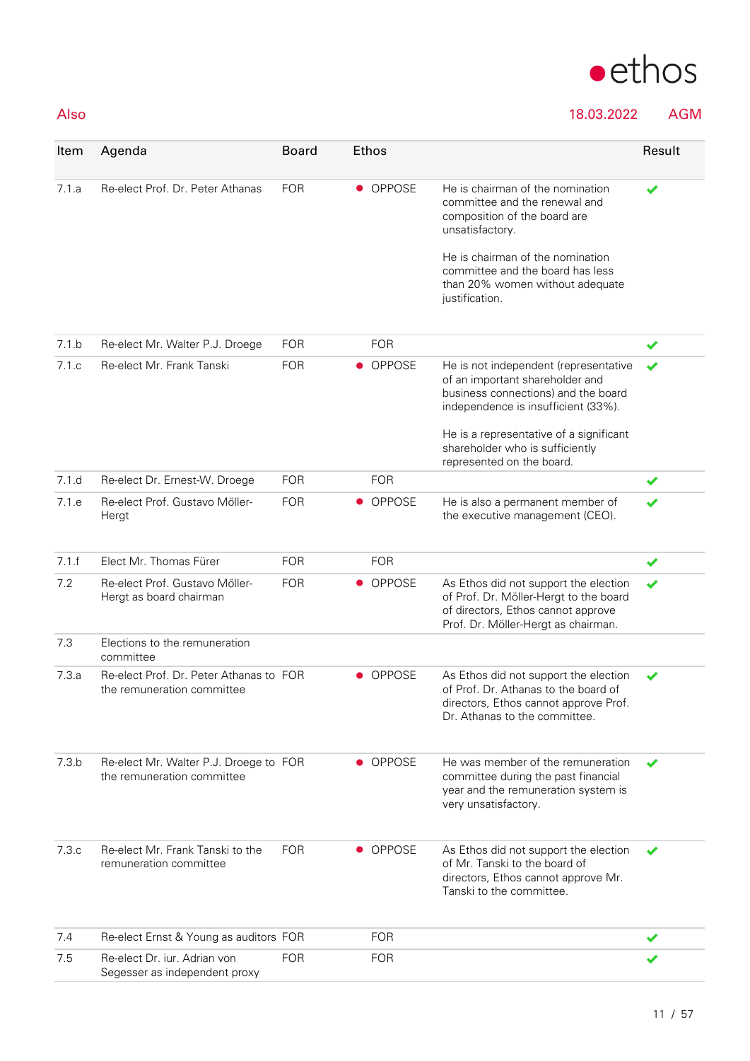Also 18.03.2022 AGM

| Item | Agenda | Board | Ethos | | Result |
|---|---|---|---|---|---|
| 7.1.a | Re-elect Prof. Dr. Peter Athanas | FOR | ● OPPOSE | He is chairman of the nomination committee and the renewal and composition of the board are unsatisfactory.<br><br>He is chairman of the nomination committee and the board has less than 20% women without adequate justification. | ✔ |
| 7.1.b | Re-elect Mr. Walter P.J. Droege | FOR | FOR | | ✔ |
| 7.1.c | Re-elect Mr. Frank Tanski | FOR | ● OPPOSE | He is not independent (representative of an important shareholder and business connections) and the board independence is insufficient (33%).<br><br>He is a representative of a significant shareholder who is sufficiently represented on the board. | ✔ |
| 7.1.d | Re-elect Dr. Ernest-W. Droege | FOR | FOR | | ✔ |
| 7.1.e | Re-elect Prof. Gustavo Möller-Hergt | FOR | ● OPPOSE | He is also a permanent member of the executive management (CEO). | ✔ |
| 7.1.f | Elect Mr. Thomas Fürer | FOR | FOR | | ✔ |
| 7.2 | Re-elect Prof. Gustavo Möller-Hergt as board chairman | FOR | ● OPPOSE | As Ethos did not support the election of Prof. Dr. Möller-Hergt to the board of directors, Ethos cannot approve Prof. Dr. Möller-Hergt as chairman. | ✔ |
| 7.3 | Elections to the remuneration committee | | | | |
| 7.3.a | Re-elect Prof. Dr. Peter Athanas to the remuneration committee | FOR | ● OPPOSE | As Ethos did not support the election of Prof. Dr. Athanas to the board of directors, Ethos cannot approve Prof. Dr. Athanas to the committee. | ✔ |
| 7.3.b | Re-elect Mr. Walter P.J. Droege to the remuneration committee | FOR | ● OPPOSE | He was member of the remuneration committee during the past financial year and the remuneration system is very unsatisfactory. | ✔ |
| 7.3.c | Re-elect Mr. Frank Tanski to the remuneration committee | FOR | ● OPPOSE | As Ethos did not support the election of Mr. Tanski to the board of directors, Ethos cannot approve Mr. Tanski to the committee. | ✔ |
| 7.4 | Re-elect Ernst & Young as auditors | FOR | FOR | | ✔ |
| 7.5 | Re-elect Dr. iur. Adrian von Segesser as independent proxy | FOR | FOR | | ✔ |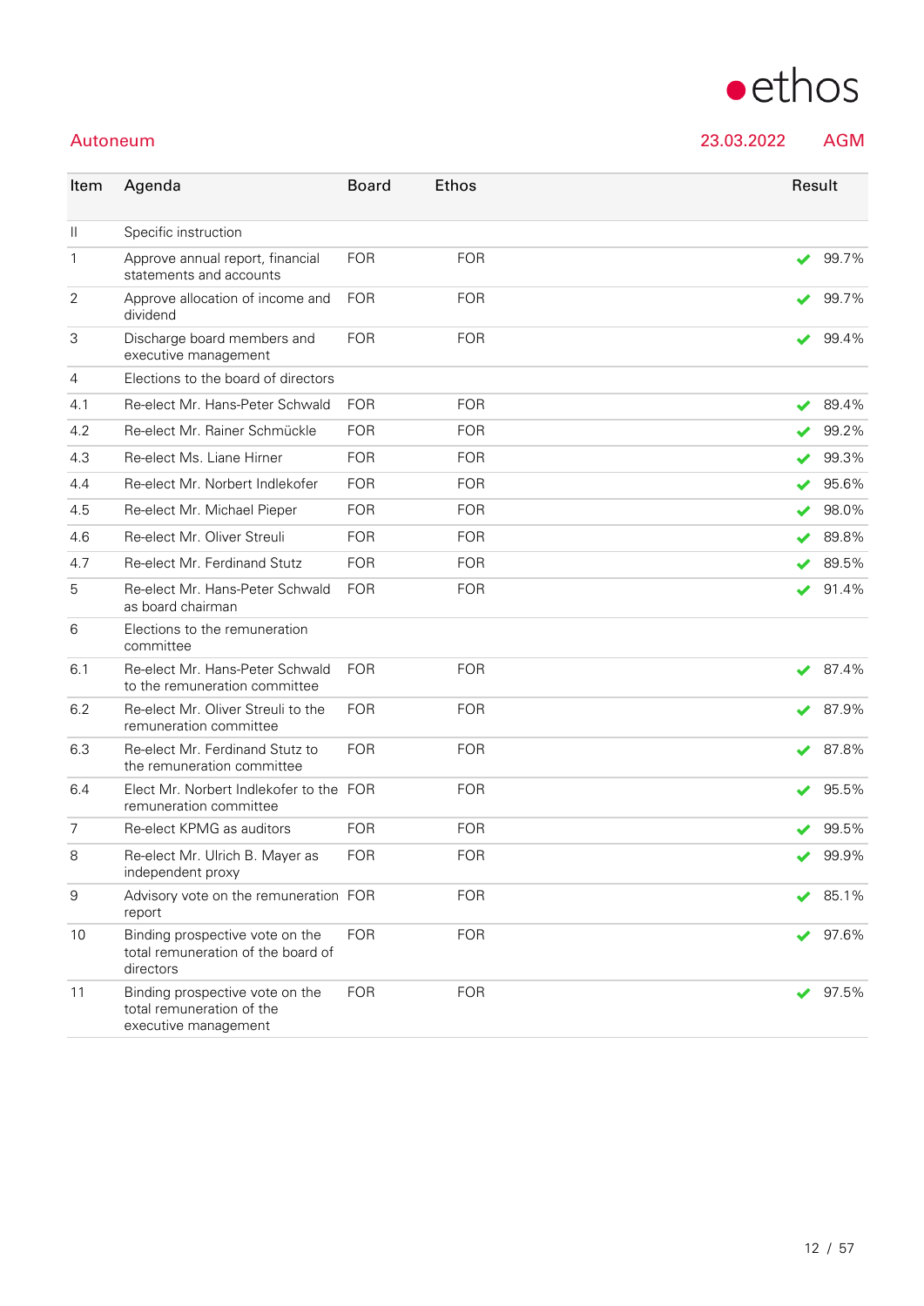Autoneum 23.03.2022 AGM

| Item | Agenda | Board | Ethos | Result |
|---|---|---|---|---|
| II | Specific instruction | | | |
| 1 | Approve annual report, financial statements and accounts | FOR | FOR | ✔ 99.7% |
| 2 | Approve allocation of income and dividend | FOR | FOR | ✔ 99.7% |
| 3 | Discharge board members and executive management | FOR | FOR | ✔ 99.4% |
| 4 | Elections to the board of directors | | | |
| 4.1 | Re-elect Mr. Hans-Peter Schwald | FOR | FOR | ✔ 89.4% |
| 4.2 | Re-elect Mr. Rainer Schmückle | FOR | FOR | ✔ 99.2% |
| 4.3 | Re-elect Ms. Liane Hirner | FOR | FOR | ✔ 99.3% |
| 4.4 | Re-elect Mr. Norbert Indlekofer | FOR | FOR | ✔ 95.6% |
| 4.5 | Re-elect Mr. Michael Pieper | FOR | FOR | ✔ 98.0% |
| 4.6 | Re-elect Mr. Oliver Streuli | FOR | FOR | ✔ 89.8% |
| 4.7 | Re-elect Mr. Ferdinand Stutz | FOR | FOR | ✔ 89.5% |
| 5 | Re-elect Mr. Hans-Peter Schwald as board chairman | FOR | FOR | ✔ 91.4% |
| 6 | Elections to the remuneration committee | | | |
| 6.1 | Re-elect Mr. Hans-Peter Schwald to the remuneration committee | FOR | FOR | ✔ 87.4% |
| 6.2 | Re-elect Mr. Oliver Streuli to the remuneration committee | FOR | FOR | ✔ 87.9% |
| 6.3 | Re-elect Mr. Ferdinand Stutz to the remuneration committee | FOR | FOR | ✔ 87.8% |
| 6.4 | Elect Mr. Norbert Indlekofer to the remuneration committee | FOR | FOR | ✔ 95.5% |
| 7 | Re-elect KPMG as auditors | FOR | FOR | ✔ 99.5% |
| 8 | Re-elect Mr. Ulrich B. Mayer as independent proxy | FOR | FOR | ✔ 99.9% |
| 9 | Advisory vote on the remuneration report | FOR | FOR | ✔ 85.1% |
| 10 | Binding prospective vote on the total remuneration of the board of directors | FOR | FOR | ✔ 97.6% |
| 11 | Binding prospective vote on the total remuneration of the executive management | FOR | FOR | ✔ 97.5% |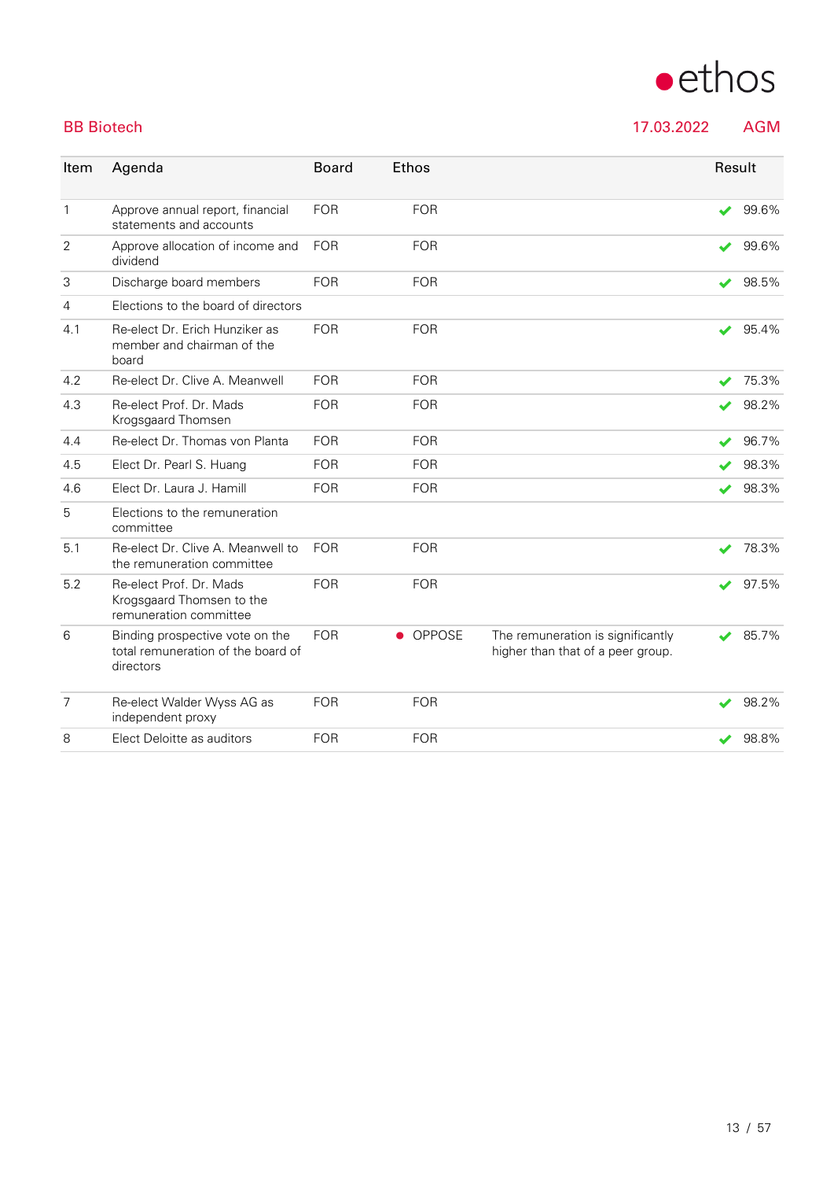## BB Biotech

17.03.2022 AGM

| Item | Agenda | Board | Ethos | | Result |
|---|---|---|---|---|---|
| 1 | Approve annual report, financial statements and accounts | FOR | FOR | | ✔ 99.6% |
| 2 | Approve allocation of income and dividend | FOR | FOR | | ✔ 99.6% |
| 3 | Discharge board members | FOR | FOR | | ✔ 98.5% |
| 4 | Elections to the board of directors | | | | |
| 4.1 | Re-elect Dr. Erich Hunziker as member and chairman of the board | FOR | FOR | | ✔ 95.4% |
| 4.2 | Re-elect Dr. Clive A. Meanwell | FOR | FOR | | ✔ 75.3% |
| 4.3 | Re-elect Prof. Dr. Mads Krogsgaard Thomsen | FOR | FOR | | ✔ 98.2% |
| 4.4 | Re-elect Dr. Thomas von Planta | FOR | FOR | | ✔ 96.7% |
| 4.5 | Elect Dr. Pearl S. Huang | FOR | FOR | | ✔ 98.3% |
| 4.6 | Elect Dr. Laura J. Hamill | FOR | FOR | | ✔ 98.3% |
| 5 | Elections to the remuneration committee | | | | |
| 5.1 | Re-elect Dr. Clive A. Meanwell to the remuneration committee | FOR | FOR | | ✔ 78.3% |
| 5.2 | Re-elect Prof. Dr. Mads Krogsgaard Thomsen to the remuneration committee | FOR | FOR | | ✔ 97.5% |
| 6 | Binding prospective vote on the total remuneration of the board of directors | FOR | ● OPPOSE | The remuneration is significantly higher than that of a peer group. | ✔ 85.7% |
| 7 | Re-elect Walder Wyss AG as independent proxy | FOR | FOR | | ✔ 98.2% |
| 8 | Elect Deloitte as auditors | FOR | FOR | | ✔ 98.8% |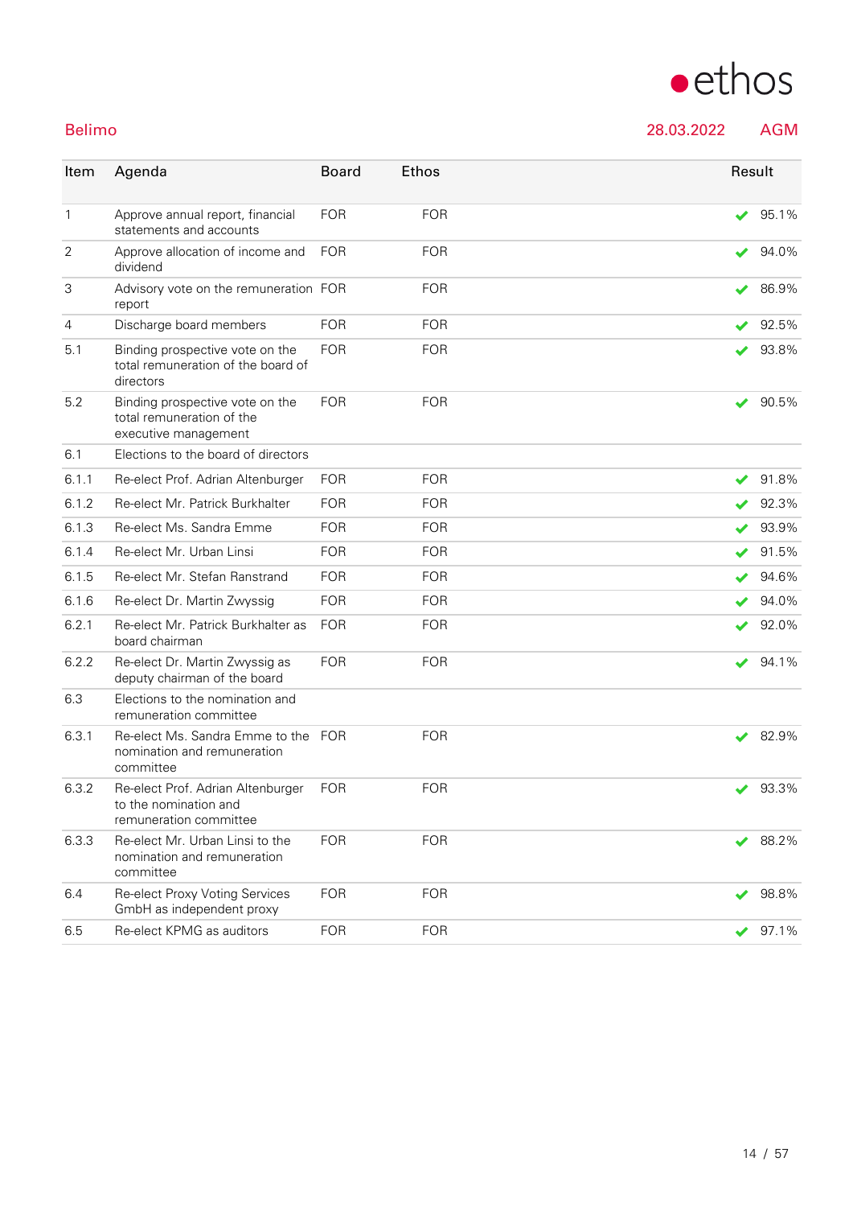Belimo 28.03.2022 AGM

| Item | Agenda | Board | Ethos | Result |
|---|---|---|---|---|
| 1 | Approve annual report, financial statements and accounts | FOR | FOR | ✔ 95.1% |
| 2 | Approve allocation of income and dividend | FOR | FOR | ✔ 94.0% |
| 3 | Advisory vote on the remuneration report | FOR | FOR | ✔ 86.9% |
| 4 | Discharge board members | FOR | FOR | ✔ 92.5% |
| 5.1 | Binding prospective vote on the total remuneration of the board of directors | FOR | FOR | ✔ 93.8% |
| 5.2 | Binding prospective vote on the total remuneration of the executive management | FOR | FOR | ✔ 90.5% |
| 6.1 | Elections to the board of directors | | | |
| 6.1.1 | Re-elect Prof. Adrian Altenburger | FOR | FOR | ✔ 91.8% |
| 6.1.2 | Re-elect Mr. Patrick Burkhalter | FOR | FOR | ✔ 92.3% |
| 6.1.3 | Re-elect Ms. Sandra Emme | FOR | FOR | ✔ 93.9% |
| 6.1.4 | Re-elect Mr. Urban Linsi | FOR | FOR | ✔ 91.5% |
| 6.1.5 | Re-elect Mr. Stefan Ranstrand | FOR | FOR | ✔ 94.6% |
| 6.1.6 | Re-elect Dr. Martin Zwyssig | FOR | FOR | ✔ 94.0% |
| 6.2.1 | Re-elect Mr. Patrick Burkhalter as board chairman | FOR | FOR | ✔ 92.0% |
| 6.2.2 | Re-elect Dr. Martin Zwyssig as deputy chairman of the board | FOR | FOR | ✔ 94.1% |
| 6.3 | Elections to the nomination and remuneration committee | | | |
| 6.3.1 | Re-elect Ms. Sandra Emme to the nomination and remuneration committee | FOR | FOR | ✔ 82.9% |
| 6.3.2 | Re-elect Prof. Adrian Altenburger to the nomination and remuneration committee | FOR | FOR | ✔ 93.3% |
| 6.3.3 | Re-elect Mr. Urban Linsi to the nomination and remuneration committee | FOR | FOR | ✔ 88.2% |
| 6.4 | Re-elect Proxy Voting Services GmbH as independent proxy | FOR | FOR | ✔ 98.8% |
| 6.5 | Re-elect KPMG as auditors | FOR | FOR | ✔ 97.1% |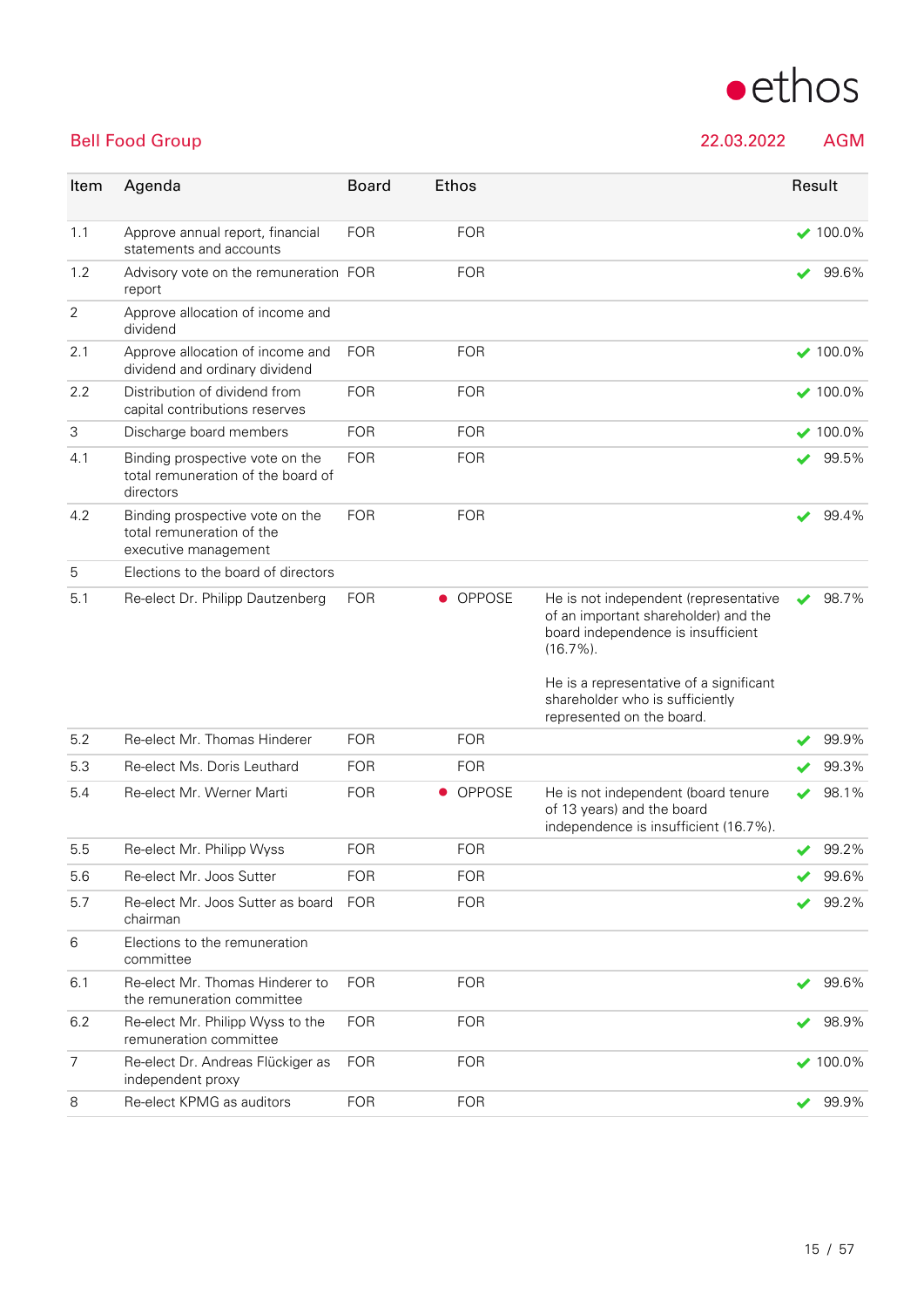## Bell Food Group

22.03.2022 AGM

| Item | Agenda | Board | Ethos | | Result |
|---|---|---|---|---|---|
| 1.1 | Approve annual report, financial statements and accounts | FOR | FOR | | ✔ 100.0% |
| 1.2 | Advisory vote on the remuneration report | FOR | FOR | | ✔ 99.6% |
| 2 | Approve allocation of income and dividend | | | | |
| 2.1 | Approve allocation of income and dividend and ordinary dividend | FOR | FOR | | ✔ 100.0% |
| 2.2 | Distribution of dividend from capital contributions reserves | FOR | FOR | | ✔ 100.0% |
| 3 | Discharge board members | FOR | FOR | | ✔ 100.0% |
| 4.1 | Binding prospective vote on the total remuneration of the board of directors | FOR | FOR | | ✔ 99.5% |
| 4.2 | Binding prospective vote on the total remuneration of the executive management | FOR | FOR | | ✔ 99.4% |
| 5 | Elections to the board of directors | | | | |
| 5.1 | Re-elect Dr. Philipp Dautzenberg | FOR | ● OPPOSE | He is not independent (representative of an important shareholder) and the board independence is insufficient (16.7%).<br><br>He is a representative of a significant shareholder who is sufficiently represented on the board. | ✔ 98.7% |
| 5.2 | Re-elect Mr. Thomas Hinderer | FOR | FOR | | ✔ 99.9% |
| 5.3 | Re-elect Ms. Doris Leuthard | FOR | FOR | | ✔ 99.3% |
| 5.4 | Re-elect Mr. Werner Marti | FOR | ● OPPOSE | He is not independent (board tenure of 13 years) and the board independence is insufficient (16.7%). | ✔ 98.1% |
| 5.5 | Re-elect Mr. Philipp Wyss | FOR | FOR | | ✔ 99.2% |
| 5.6 | Re-elect Mr. Joos Sutter | FOR | FOR | | ✔ 99.6% |
| 5.7 | Re-elect Mr. Joos Sutter as board chairman | FOR | FOR | | ✔ 99.2% |
| 6 | Elections to the remuneration committee | | | | |
| 6.1 | Re-elect Mr. Thomas Hinderer to the remuneration committee | FOR | FOR | | ✔ 99.6% |
| 6.2 | Re-elect Mr. Philipp Wyss to the remuneration committee | FOR | FOR | | ✔ 98.9% |
| 7 | Re-elect Dr. Andreas Flückiger as independent proxy | FOR | FOR | | ✔ 100.0% |
| 8 | Re-elect KPMG as auditors | FOR | FOR | | ✔ 99.9% |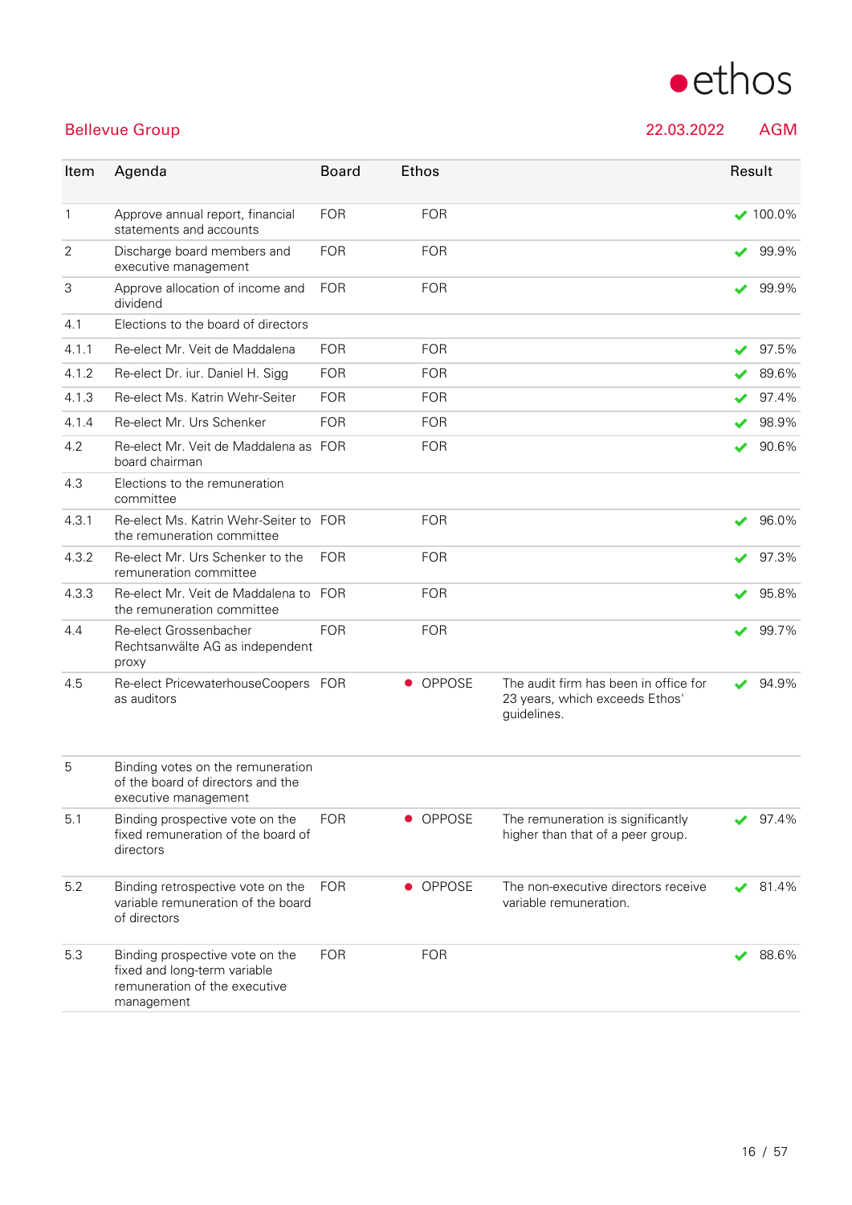**Bellevue Group** 22.03.2022 AGM

| Item | Agenda | Board | Ethos | | Result |
|---|---|---|---|---|---|
| 1 | Approve annual report, financial statements and accounts | FOR | FOR | | ✔ 100.0% |
| 2 | Discharge board members and executive management | FOR | FOR | | ✔ 99.9% |
| 3 | Approve allocation of income and dividend | FOR | FOR | | ✔ 99.9% |
| 4.1 | Elections to the board of directors | | | | |
| 4.1.1 | Re-elect Mr. Veit de Maddalena | FOR | FOR | | ✔ 97.5% |
| 4.1.2 | Re-elect Dr. iur. Daniel H. Sigg | FOR | FOR | | ✔ 89.6% |
| 4.1.3 | Re-elect Ms. Katrin Wehr-Seiter | FOR | FOR | | ✔ 97.4% |
| 4.1.4 | Re-elect Mr. Urs Schenker | FOR | FOR | | ✔ 98.9% |
| 4.2 | Re-elect Mr. Veit de Maddalena as board chairman | FOR | FOR | | ✔ 90.6% |
| 4.3 | Elections to the remuneration committee | | | | |
| 4.3.1 | Re-elect Ms. Katrin Wehr-Seiter to the remuneration committee | FOR | FOR | | ✔ 96.0% |
| 4.3.2 | Re-elect Mr. Urs Schenker to the remuneration committee | FOR | FOR | | ✔ 97.3% |
| 4.3.3 | Re-elect Mr. Veit de Maddalena to the remuneration committee | FOR | FOR | | ✔ 95.8% |
| 4.4 | Re-elect Grossenbacher Rechtsanwälte AG as independent proxy | FOR | FOR | | ✔ 99.7% |
| 4.5 | Re-elect PricewaterhouseCoopers as auditors | FOR | ● OPPOSE | The audit firm has been in office for 23 years, which exceeds Ethos' guidelines. | ✔ 94.9% |
| 5 | Binding votes on the remuneration of the board of directors and the executive management | | | | |
| 5.1 | Binding prospective vote on the fixed remuneration of the board of directors | FOR | ● OPPOSE | The remuneration is significantly higher than that of a peer group. | ✔ 97.4% |
| 5.2 | Binding retrospective vote on the variable remuneration of the board of directors | FOR | ● OPPOSE | The non-executive directors receive variable remuneration. | ✔ 81.4% |
| 5.3 | Binding prospective vote on the fixed and long-term variable remuneration of the executive management | FOR | FOR | | ✔ 88.6% |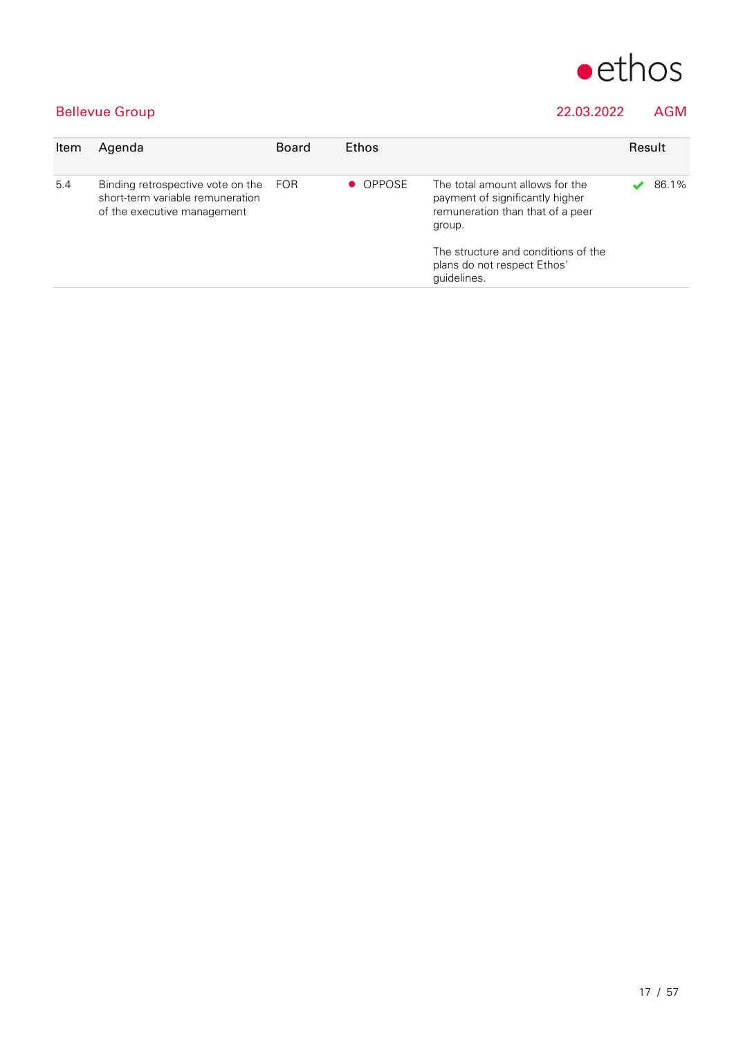## Bellevue Group

22.03.2022 AGM

| Item | Agenda | Board | Ethos | | Result |
|---|---|---|---|---|---|
| 5.4 | Binding retrospective vote on the short-term variable remuneration of the executive management | FOR | ● OPPOSE | The total amount allows for the payment of significantly higher remuneration than that of a peer group.<br><br>The structure and conditions of the plans do not respect Ethos' guidelines. | ✔ 86.1% |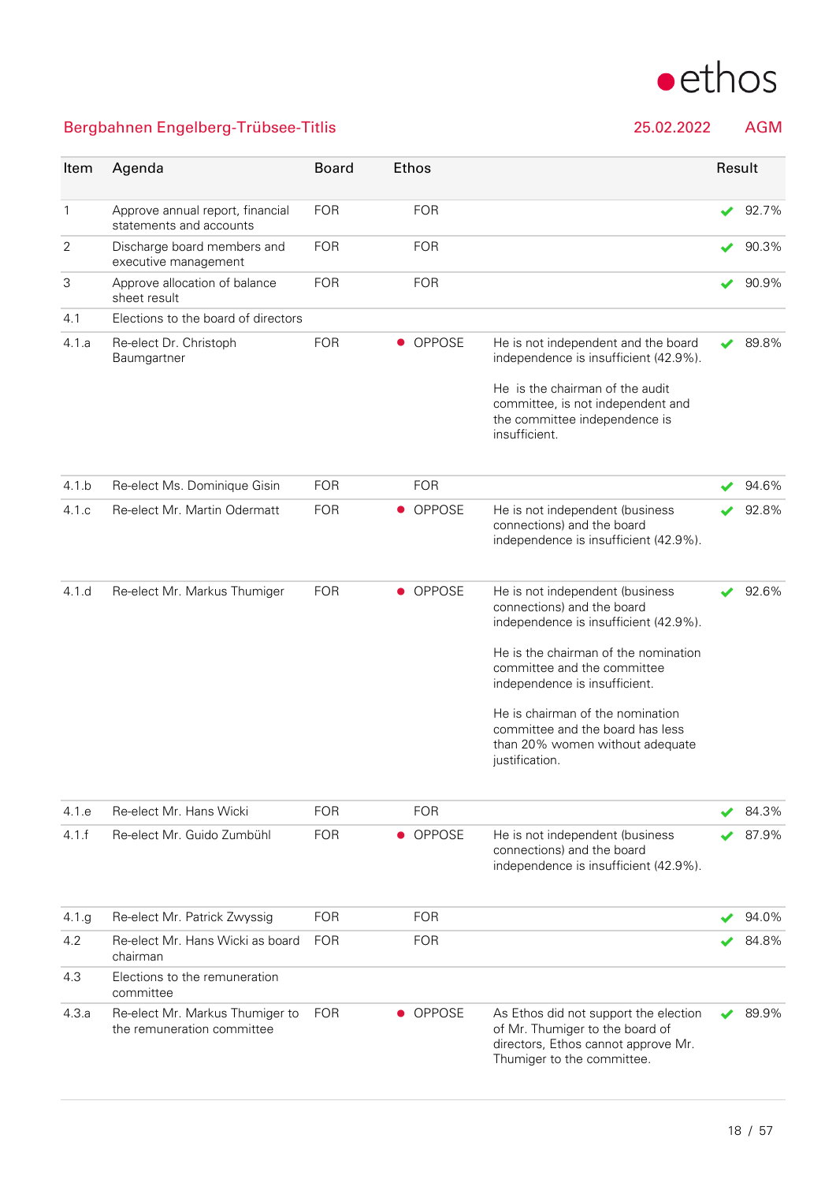## Bergbahnen Engelberg-Trübsee-Titlis

25.02.2022 AGM

| Item | Agenda | Board | Ethos | | Result |
|---|---|---|---|---|---|
| 1 | Approve annual report, financial statements and accounts | FOR | FOR | | ✔ 92.7% |
| 2 | Discharge board members and executive management | FOR | FOR | | ✔ 90.3% |
| 3 | Approve allocation of balance sheet result | FOR | FOR | | ✔ 90.9% |
| 4.1 | Elections to the board of directors | | | | |
| 4.1.a | Re-elect Dr. Christoph Baumgartner | FOR | ● OPPOSE | He is not independent and the board independence is insufficient (42.9%).<br><br>He is the chairman of the audit committee, is not independent and the committee independence is insufficient. | ✔ 89.8% |
| 4.1.b | Re-elect Ms. Dominique Gisin | FOR | FOR | | ✔ 94.6% |
| 4.1.c | Re-elect Mr. Martin Odermatt | FOR | ● OPPOSE | He is not independent (business connections) and the board independence is insufficient (42.9%). | ✔ 92.8% |
| 4.1.d | Re-elect Mr. Markus Thumiger | FOR | ● OPPOSE | He is not independent (business connections) and the board independence is insufficient (42.9%).<br><br>He is the chairman of the nomination committee and the committee independence is insufficient.<br><br>He is chairman of the nomination committee and the board has less than 20% women without adequate justification. | ✔ 92.6% |
| 4.1.e | Re-elect Mr. Hans Wicki | FOR | FOR | | ✔ 84.3% |
| 4.1.f | Re-elect Mr. Guido Zumbühl | FOR | ● OPPOSE | He is not independent (business connections) and the board independence is insufficient (42.9%). | ✔ 87.9% |
| 4.1.g | Re-elect Mr. Patrick Zwyssig | FOR | FOR | | ✔ 94.0% |
| 4.2 | Re-elect Mr. Hans Wicki as board chairman | FOR | FOR | | ✔ 84.8% |
| 4.3 | Elections to the remuneration committee | | | | |
| 4.3.a | Re-elect Mr. Markus Thumiger to the remuneration committee | FOR | ● OPPOSE | As Ethos did not support the election of Mr. Thumiger to the board of directors, Ethos cannot approve Mr. Thumiger to the committee. | ✔ 89.9% |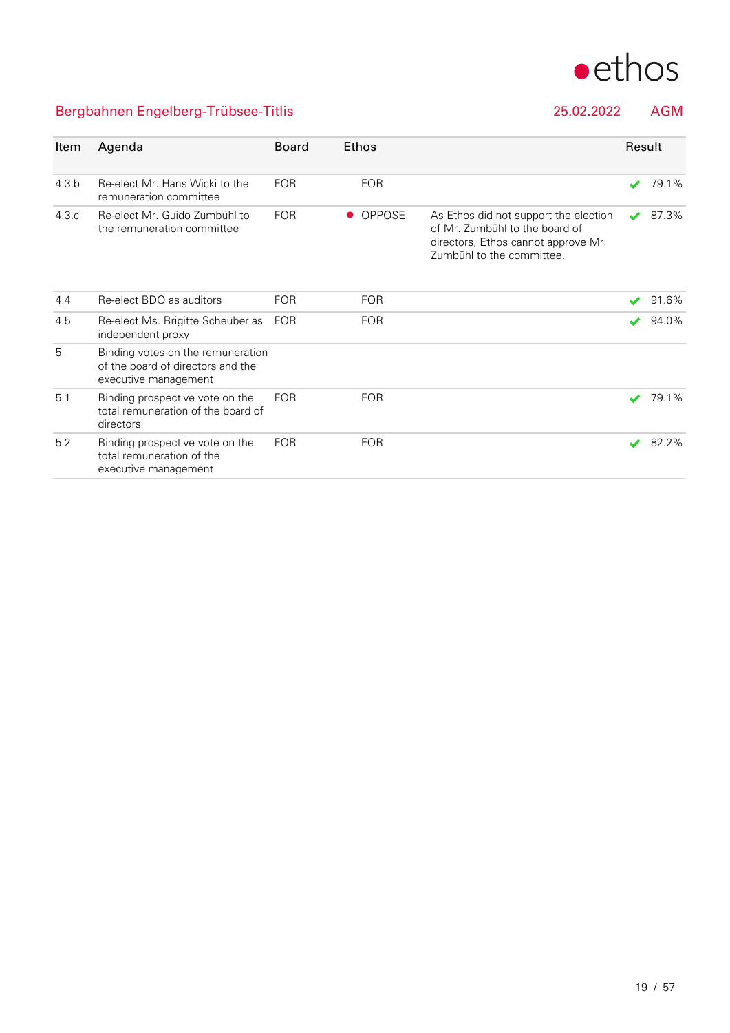## Bergbahnen Engelberg-Trübsee-Titlis — 25.02.2022 — AGM

| Item | Agenda | Board | Ethos | | Result |
|---|---|---|---|---|---|
| 4.3.b | Re-elect Mr. Hans Wicki to the remuneration committee | FOR | FOR | | ✔ 79.1% |
| 4.3.c | Re-elect Mr. Guido Zumbühl to the remuneration committee | FOR | ● OPPOSE | As Ethos did not support the election of Mr. Zumbühl to the board of directors, Ethos cannot approve Mr. Zumbühl to the committee. | ✔ 87.3% |
| 4.4 | Re-elect BDO as auditors | FOR | FOR | | ✔ 91.6% |
| 4.5 | Re-elect Ms. Brigitte Scheuber as independent proxy | FOR | FOR | | ✔ 94.0% |
| 5 | Binding votes on the remuneration of the board of directors and the executive management | | | | |
| 5.1 | Binding prospective vote on the total remuneration of the board of directors | FOR | FOR | | ✔ 79.1% |
| 5.2 | Binding prospective vote on the total remuneration of the executive management | FOR | FOR | | ✔ 82.2% |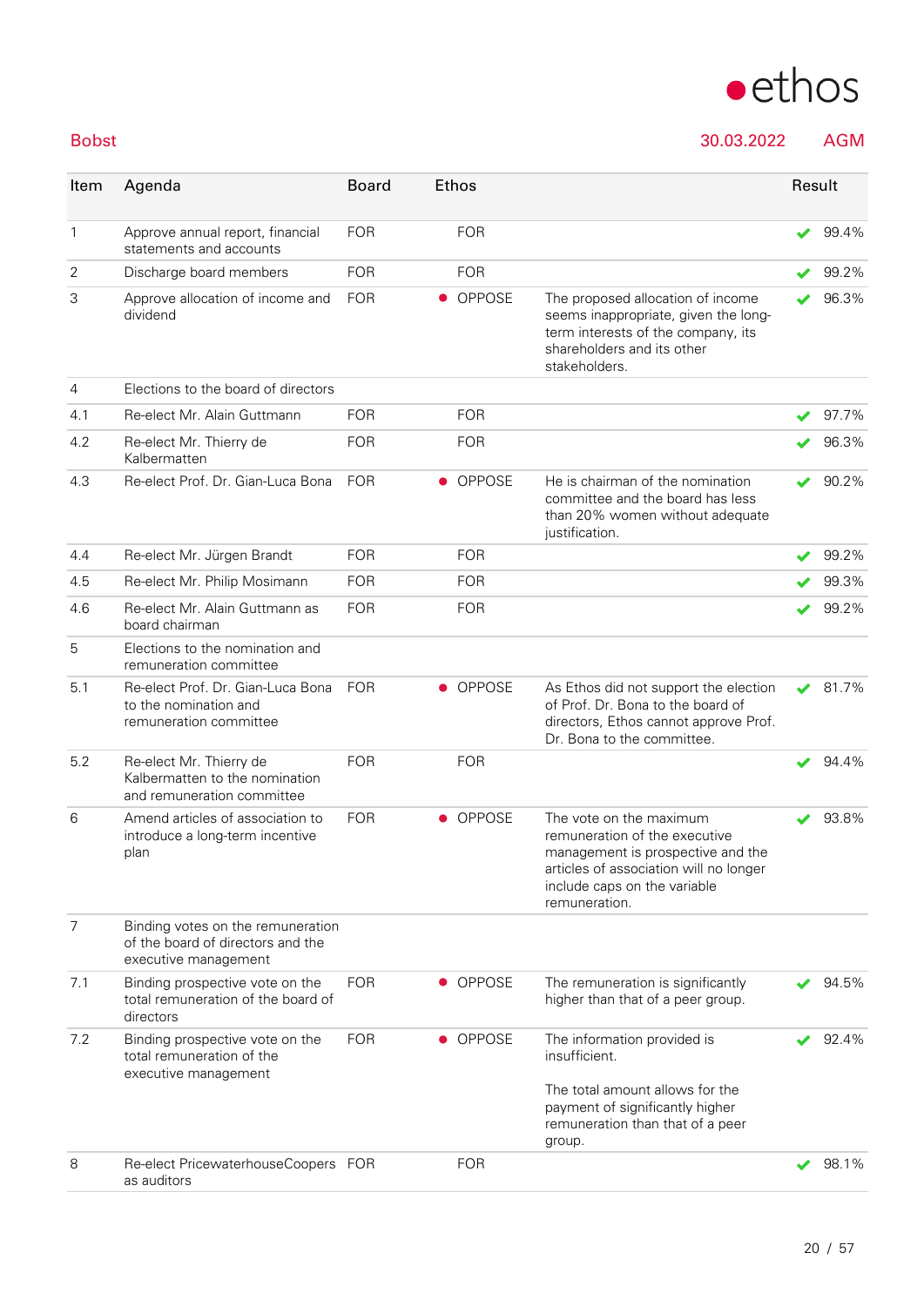**Bobst** 30.03.2022 AGM

| Item | Agenda | Board | Ethos | | Result |
|---|---|---|---|---|---|
| 1 | Approve annual report, financial statements and accounts | FOR | FOR | | ✔ 99.4% |
| 2 | Discharge board members | FOR | FOR | | ✔ 99.2% |
| 3 | Approve allocation of income and dividend | FOR | ● OPPOSE | The proposed allocation of income seems inappropriate, given the long-term interests of the company, its shareholders and its other stakeholders. | ✔ 96.3% |
| 4 | Elections to the board of directors | | | | |
| 4.1 | Re-elect Mr. Alain Guttmann | FOR | FOR | | ✔ 97.7% |
| 4.2 | Re-elect Mr. Thierry de Kalbermatten | FOR | FOR | | ✔ 96.3% |
| 4.3 | Re-elect Prof. Dr. Gian-Luca Bona | FOR | ● OPPOSE | He is chairman of the nomination committee and the board has less than 20% women without adequate justification. | ✔ 90.2% |
| 4.4 | Re-elect Mr. Jürgen Brandt | FOR | FOR | | ✔ 99.2% |
| 4.5 | Re-elect Mr. Philip Mosimann | FOR | FOR | | ✔ 99.3% |
| 4.6 | Re-elect Mr. Alain Guttmann as board chairman | FOR | FOR | | ✔ 99.2% |
| 5 | Elections to the nomination and remuneration committee | | | | |
| 5.1 | Re-elect Prof. Dr. Gian-Luca Bona to the nomination and remuneration committee | FOR | ● OPPOSE | As Ethos did not support the election of Prof. Dr. Bona to the board of directors, Ethos cannot approve Prof. Dr. Bona to the committee. | ✔ 81.7% |
| 5.2 | Re-elect Mr. Thierry de Kalbermatten to the nomination and remuneration committee | FOR | FOR | | ✔ 94.4% |
| 6 | Amend articles of association to introduce a long-term incentive plan | FOR | ● OPPOSE | The vote on the maximum remuneration of the executive management is prospective and the articles of association will no longer include caps on the variable remuneration. | ✔ 93.8% |
| 7 | Binding votes on the remuneration of the board of directors and the executive management | | | | |
| 7.1 | Binding prospective vote on the total remuneration of the board of directors | FOR | ● OPPOSE | The remuneration is significantly higher than that of a peer group. | ✔ 94.5% |
| 7.2 | Binding prospective vote on the total remuneration of the executive management | FOR | ● OPPOSE | The information provided is insufficient.<br><br>The total amount allows for the payment of significantly higher remuneration than that of a peer group. | ✔ 92.4% |
| 8 | Re-elect PricewaterhouseCoopers as auditors | FOR | FOR | | ✔ 98.1% |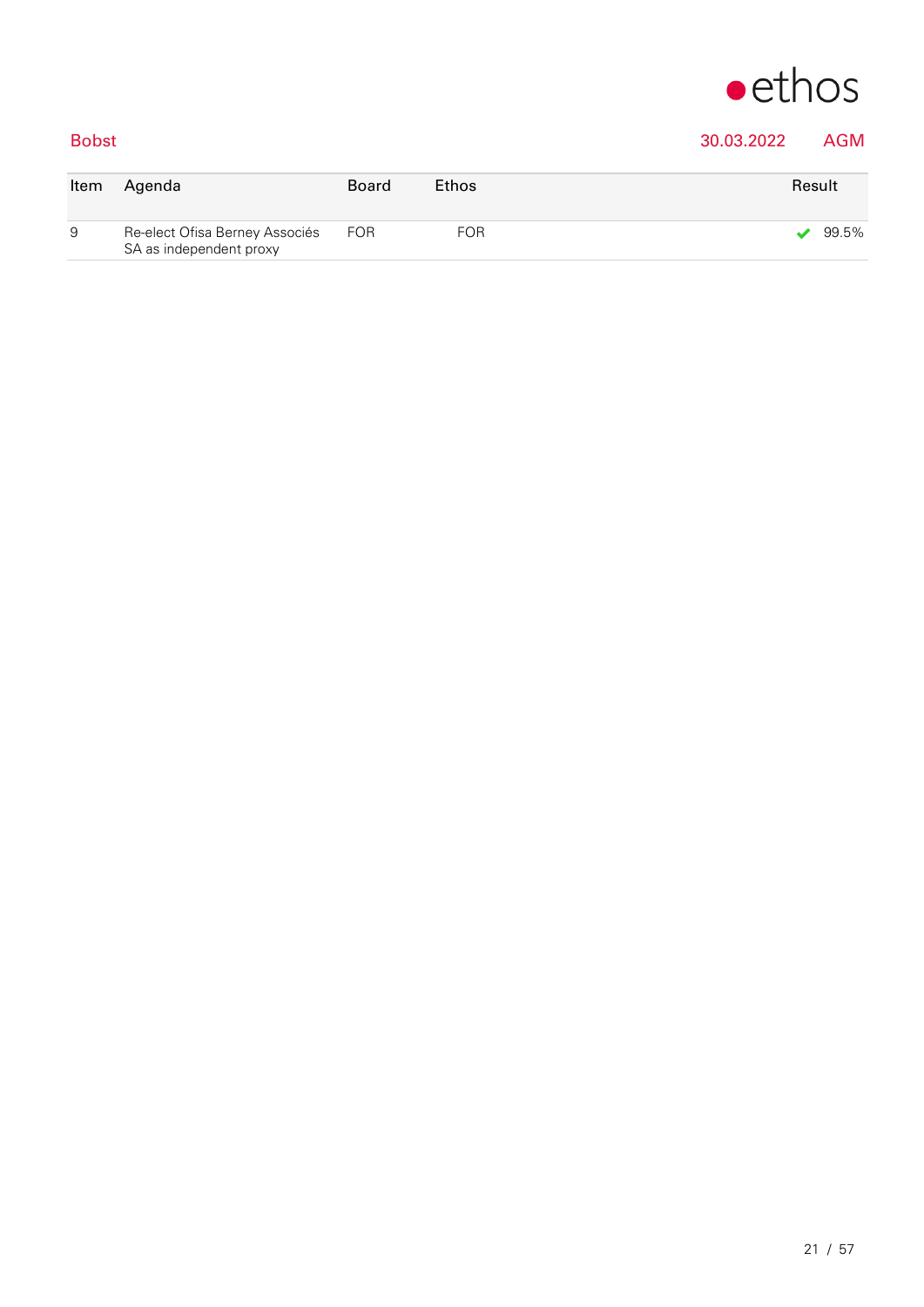Bobst 30.03.2022 AGM

| Item | Agenda | Board | Ethos | Result |
|---|---|---|---|---|
| 9 | Re-elect Ofisa Berney Associés SA as independent proxy | FOR | FOR | ✔ 99.5% |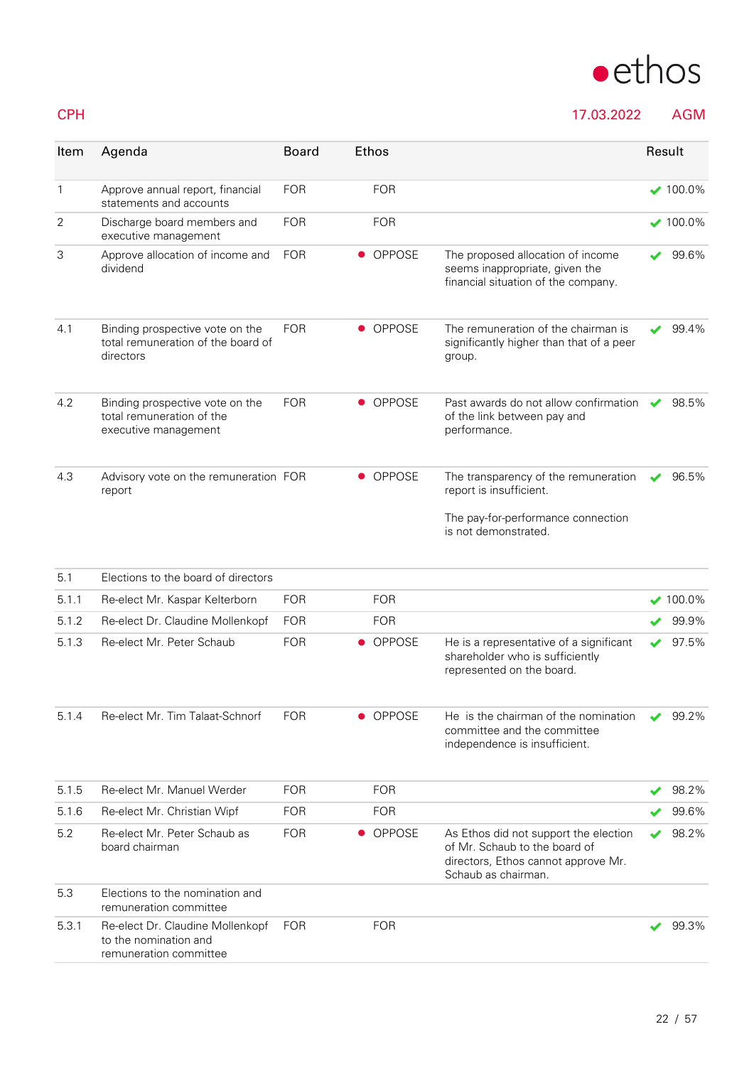CPH | 17.03.2022 | AGM

| Item | Agenda | Board | Ethos | | Result |
|---|---|---|---|---|---|
| 1 | Approve annual report, financial statements and accounts | FOR | FOR | | ✔ 100.0% |
| 2 | Discharge board members and executive management | FOR | FOR | | ✔ 100.0% |
| 3 | Approve allocation of income and dividend | FOR | ● OPPOSE | The proposed allocation of income seems inappropriate, given the financial situation of the company. | ✔ 99.6% |
| 4.1 | Binding prospective vote on the total remuneration of the board of directors | FOR | ● OPPOSE | The remuneration of the chairman is significantly higher than that of a peer group. | ✔ 99.4% |
| 4.2 | Binding prospective vote on the total remuneration of the executive management | FOR | ● OPPOSE | Past awards do not allow confirmation of the link between pay and performance. | ✔ 98.5% |
| 4.3 | Advisory vote on the remuneration report | FOR | ● OPPOSE | The transparency of the remuneration report is insufficient.<br><br>The pay-for-performance connection is not demonstrated. | ✔ 96.5% |
| 5.1 | Elections to the board of directors | | | | |
| 5.1.1 | Re-elect Mr. Kaspar Kelterborn | FOR | FOR | | ✔ 100.0% |
| 5.1.2 | Re-elect Dr. Claudine Mollenkopf | FOR | FOR | | ✔ 99.9% |
| 5.1.3 | Re-elect Mr. Peter Schaub | FOR | ● OPPOSE | He is a representative of a significant shareholder who is sufficiently represented on the board. | ✔ 97.5% |
| 5.1.4 | Re-elect Mr. Tim Talaat-Schnorf | FOR | ● OPPOSE | He is the chairman of the nomination committee and the committee independence is insufficient. | ✔ 99.2% |
| 5.1.5 | Re-elect Mr. Manuel Werder | FOR | FOR | | ✔ 98.2% |
| 5.1.6 | Re-elect Mr. Christian Wipf | FOR | FOR | | ✔ 99.6% |
| 5.2 | Re-elect Mr. Peter Schaub as board chairman | FOR | ● OPPOSE | As Ethos did not support the election of Mr. Schaub to the board of directors, Ethos cannot approve Mr. Schaub as chairman. | ✔ 98.2% |
| 5.3 | Elections to the nomination and remuneration committee | | | | |
| 5.3.1 | Re-elect Dr. Claudine Mollenkopf to the nomination and remuneration committee | FOR | FOR | | ✔ 99.3% |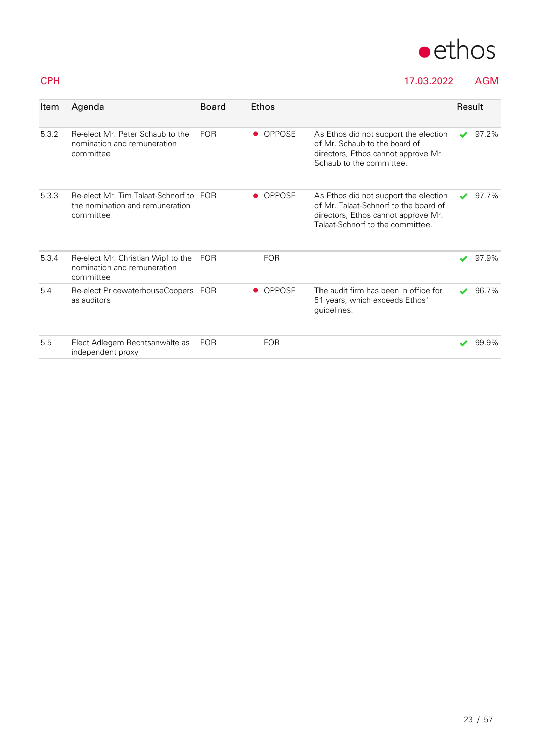CPH 17.03.2022 AGM

| Item | Agenda | Board | Ethos | | Result |
|---|---|---|---|---|---|
| 5.3.2 | Re-elect Mr. Peter Schaub to the nomination and remuneration committee | FOR | ● OPPOSE | As Ethos did not support the election of Mr. Schaub to the board of directors, Ethos cannot approve Mr. Schaub to the committee. | ✔ 97.2% |
| 5.3.3 | Re-elect Mr. Tim Talaat-Schnorf to the nomination and remuneration committee | FOR | ● OPPOSE | As Ethos did not support the election of Mr. Talaat-Schnorf to the board of directors, Ethos cannot approve Mr. Talaat-Schnorf to the committee. | ✔ 97.7% |
| 5.3.4 | Re-elect Mr. Christian Wipf to the nomination and remuneration committee | FOR | FOR | | ✔ 97.9% |
| 5.4 | Re-elect PricewaterhouseCoopers as auditors | FOR | ● OPPOSE | The audit firm has been in office for 51 years, which exceeds Ethos' guidelines. | ✔ 96.7% |
| 5.5 | Elect Adlegem Rechtsanwälte as independent proxy | FOR | FOR | | ✔ 99.9% |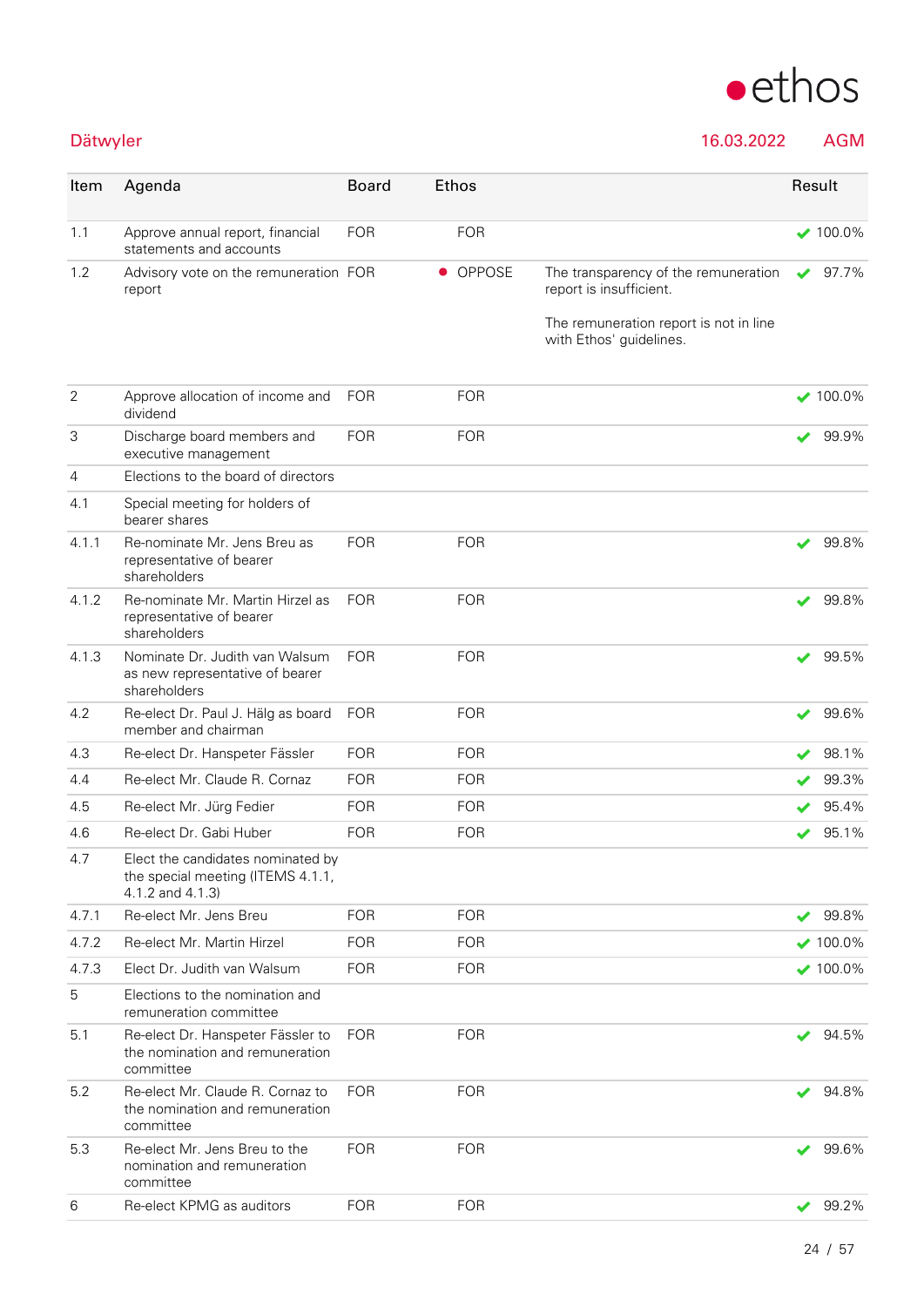ethos

**Dätwyler** 16.03.2022 AGM

| Item | Agenda | Board | Ethos | | Result |
|---|---|---|---|---|---|
| 1.1 | Approve annual report, financial statements and accounts | FOR | FOR | | ✔ 100.0% |
| 1.2 | Advisory vote on the remuneration report | FOR | ● OPPOSE | The transparency of the remuneration report is insufficient.<br><br>The remuneration report is not in line with Ethos' guidelines. | ✔ 97.7% |
| 2 | Approve allocation of income and dividend | FOR | FOR | | ✔ 100.0% |
| 3 | Discharge board members and executive management | FOR | FOR | | ✔ 99.9% |
| 4 | Elections to the board of directors | | | | |
| 4.1 | Special meeting for holders of bearer shares | | | | |
| 4.1.1 | Re-nominate Mr. Jens Breu as representative of bearer shareholders | FOR | FOR | | ✔ 99.8% |
| 4.1.2 | Re-nominate Mr. Martin Hirzel as representative of bearer shareholders | FOR | FOR | | ✔ 99.8% |
| 4.1.3 | Nominate Dr. Judith van Walsum as new representative of bearer shareholders | FOR | FOR | | ✔ 99.5% |
| 4.2 | Re-elect Dr. Paul J. Hälg as board member and chairman | FOR | FOR | | ✔ 99.6% |
| 4.3 | Re-elect Dr. Hanspeter Fässler | FOR | FOR | | ✔ 98.1% |
| 4.4 | Re-elect Mr. Claude R. Cornaz | FOR | FOR | | ✔ 99.3% |
| 4.5 | Re-elect Mr. Jürg Fedier | FOR | FOR | | ✔ 95.4% |
| 4.6 | Re-elect Dr. Gabi Huber | FOR | FOR | | ✔ 95.1% |
| 4.7 | Elect the candidates nominated by the special meeting (ITEMS 4.1.1, 4.1.2 and 4.1.3) | | | | |
| 4.7.1 | Re-elect Mr. Jens Breu | FOR | FOR | | ✔ 99.8% |
| 4.7.2 | Re-elect Mr. Martin Hirzel | FOR | FOR | | ✔ 100.0% |
| 4.7.3 | Elect Dr. Judith van Walsum | FOR | FOR | | ✔ 100.0% |
| 5 | Elections to the nomination and remuneration committee | | | | |
| 5.1 | Re-elect Dr. Hanspeter Fässler to the nomination and remuneration committee | FOR | FOR | | ✔ 94.5% |
| 5.2 | Re-elect Mr. Claude R. Cornaz to the nomination and remuneration committee | FOR | FOR | | ✔ 94.8% |
| 5.3 | Re-elect Mr. Jens Breu to the nomination and remuneration committee | FOR | FOR | | ✔ 99.6% |
| 6 | Re-elect KPMG as auditors | FOR | FOR | | ✔ 99.2% |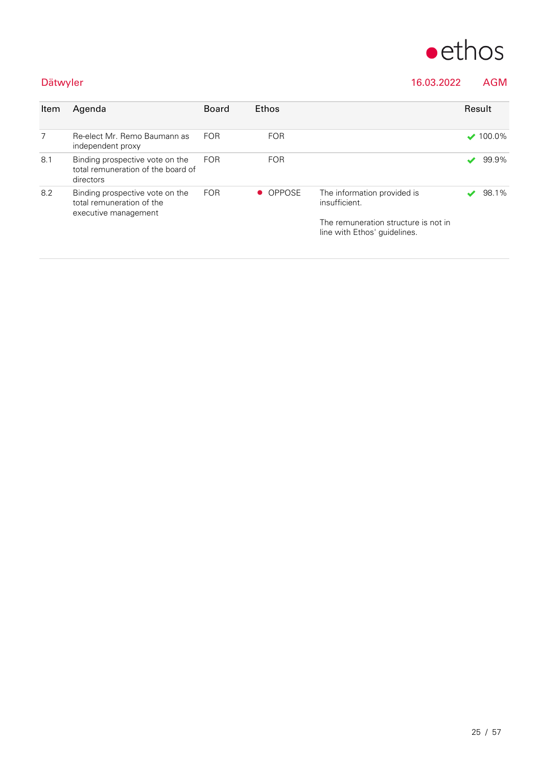Dätwyler 16.03.2022 AGM

| Item | Agenda | Board | Ethos | | Result |
|---|---|---|---|---|---|
| 7 | Re-elect Mr. Remo Baumann as independent proxy | FOR | FOR | | ✔ 100.0% |
| 8.1 | Binding prospective vote on the total remuneration of the board of directors | FOR | FOR | | ✔ 99.9% |
| 8.2 | Binding prospective vote on the total remuneration of the executive management | FOR | ● OPPOSE | The information provided is insufficient.<br><br>The remuneration structure is not in line with Ethos' guidelines. | ✔ 98.1% |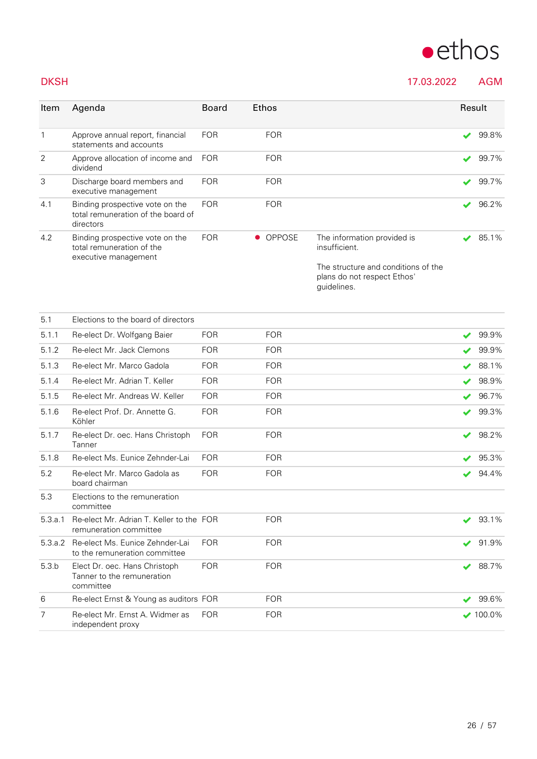## DKSH

17.03.2022 AGM

| Item | Agenda | Board | Ethos | | Result |
|---|---|---|---|---|---|
| 1 | Approve annual report, financial statements and accounts | FOR | FOR | | ✔ 99.8% |
| 2 | Approve allocation of income and dividend | FOR | FOR | | ✔ 99.7% |
| 3 | Discharge board members and executive management | FOR | FOR | | ✔ 99.7% |
| 4.1 | Binding prospective vote on the total remuneration of the board of directors | FOR | FOR | | ✔ 96.2% |
| 4.2 | Binding prospective vote on the total remuneration of the executive management | FOR | ● OPPOSE | The information provided is insufficient.<br><br>The structure and conditions of the plans do not respect Ethos' guidelines. | ✔ 85.1% |
| 5.1 | Elections to the board of directors | | | | |
| 5.1.1 | Re-elect Dr. Wolfgang Baier | FOR | FOR | | ✔ 99.9% |
| 5.1.2 | Re-elect Mr. Jack Clemons | FOR | FOR | | ✔ 99.9% |
| 5.1.3 | Re-elect Mr. Marco Gadola | FOR | FOR | | ✔ 88.1% |
| 5.1.4 | Re-elect Mr. Adrian T. Keller | FOR | FOR | | ✔ 98.9% |
| 5.1.5 | Re-elect Mr. Andreas W. Keller | FOR | FOR | | ✔ 96.7% |
| 5.1.6 | Re-elect Prof. Dr. Annette G. Köhler | FOR | FOR | | ✔ 99.3% |
| 5.1.7 | Re-elect Dr. oec. Hans Christoph Tanner | FOR | FOR | | ✔ 98.2% |
| 5.1.8 | Re-elect Ms. Eunice Zehnder-Lai | FOR | FOR | | ✔ 95.3% |
| 5.2 | Re-elect Mr. Marco Gadola as board chairman | FOR | FOR | | ✔ 94.4% |
| 5.3 | Elections to the remuneration committee | | | | |
| 5.3.a.1 | Re-elect Mr. Adrian T. Keller to the remuneration committee | FOR | FOR | | ✔ 93.1% |
| 5.3.a.2 | Re-elect Ms. Eunice Zehnder-Lai to the remuneration committee | FOR | FOR | | ✔ 91.9% |
| 5.3.b | Elect Dr. oec. Hans Christoph Tanner to the remuneration committee | FOR | FOR | | ✔ 88.7% |
| 6 | Re-elect Ernst & Young as auditors | FOR | FOR | | ✔ 99.6% |
| 7 | Re-elect Mr. Ernst A. Widmer as independent proxy | FOR | FOR | | ✔ 100.0% |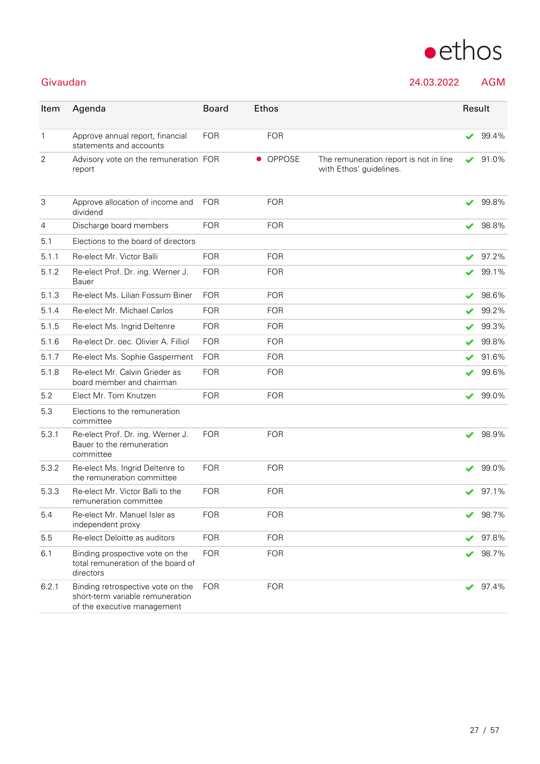Givaudan 24.03.2022 AGM

| Item | Agenda | Board | Ethos | | Result |
|---|---|---|---|---|---|
| 1 | Approve annual report, financial statements and accounts | FOR | FOR | | ✔ 99.4% |
| 2 | Advisory vote on the remuneration report | FOR | ● OPPOSE | The remuneration report is not in line with Ethos' guidelines. | ✔ 91.0% |
| 3 | Approve allocation of income and dividend | FOR | FOR | | ✔ 99.8% |
| 4 | Discharge board members | FOR | FOR | | ✔ 98.8% |
| 5.1 | Elections to the board of directors | | | | |
| 5.1.1 | Re-elect Mr. Victor Balli | FOR | FOR | | ✔ 97.2% |
| 5.1.2 | Re-elect Prof. Dr. ing. Werner J. Bauer | FOR | FOR | | ✔ 99.1% |
| 5.1.3 | Re-elect Ms. Lilian Fossum Biner | FOR | FOR | | ✔ 98.6% |
| 5.1.4 | Re-elect Mr. Michael Carlos | FOR | FOR | | ✔ 99.2% |
| 5.1.5 | Re-elect Ms. Ingrid Deltenre | FOR | FOR | | ✔ 99.3% |
| 5.1.6 | Re-elect Dr. oec. Olivier A. Filliol | FOR | FOR | | ✔ 99.8% |
| 5.1.7 | Re-elect Ms. Sophie Gasperment | FOR | FOR | | ✔ 91.6% |
| 5.1.8 | Re-elect Mr. Calvin Grieder as board member and chairman | FOR | FOR | | ✔ 99.6% |
| 5.2 | Elect Mr. Tom Knutzen | FOR | FOR | | ✔ 99.0% |
| 5.3 | Elections to the remuneration committee | | | | |
| 5.3.1 | Re-elect Prof. Dr. ing. Werner J. Bauer to the remuneration committee | FOR | FOR | | ✔ 98.9% |
| 5.3.2 | Re-elect Ms. Ingrid Deltenre to the remuneration committee | FOR | FOR | | ✔ 99.0% |
| 5.3.3 | Re-elect Mr. Victor Balli to the remuneration committee | FOR | FOR | | ✔ 97.1% |
| 5.4 | Re-elect Mr. Manuel Isler as independent proxy | FOR | FOR | | ✔ 98.7% |
| 5.5 | Re-elect Deloitte as auditors | FOR | FOR | | ✔ 97.8% |
| 6.1 | Binding prospective vote on the total remuneration of the board of directors | FOR | FOR | | ✔ 98.7% |
| 6.2.1 | Binding retrospective vote on the short-term variable remuneration of the executive management | FOR | FOR | | ✔ 97.4% |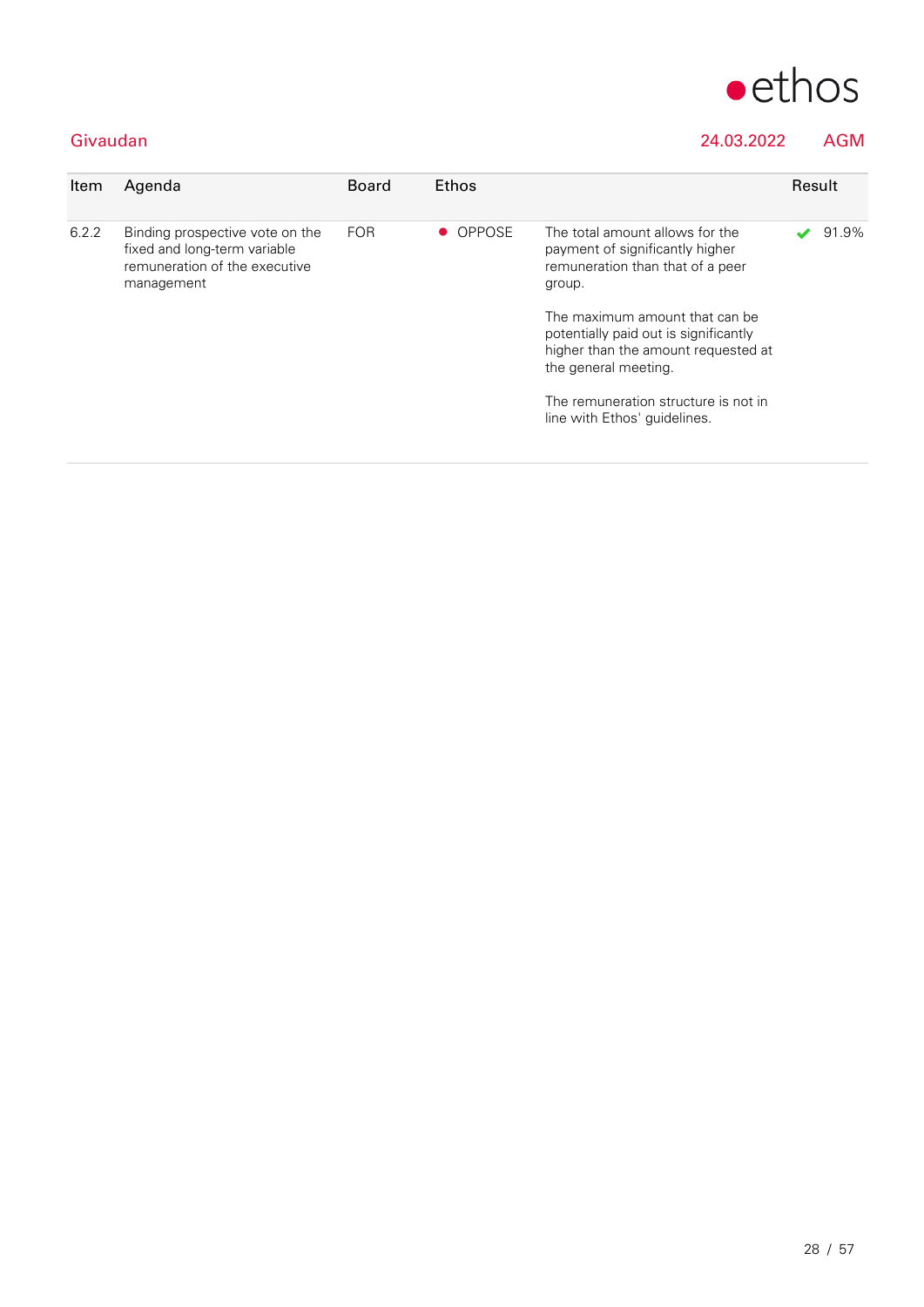Givaudan 24.03.2022 AGM

| Item | Agenda | Board | Ethos | | Result |
|---|---|---|---|---|---|
| 6.2.2 | Binding prospective vote on the fixed and long-term variable remuneration of the executive management | FOR | ● OPPOSE | The total amount allows for the payment of significantly higher remuneration than that of a peer group.<br><br>The maximum amount that can be potentially paid out is significantly higher than the amount requested at the general meeting.<br><br>The remuneration structure is not in line with Ethos' guidelines. | ✔ 91.9% |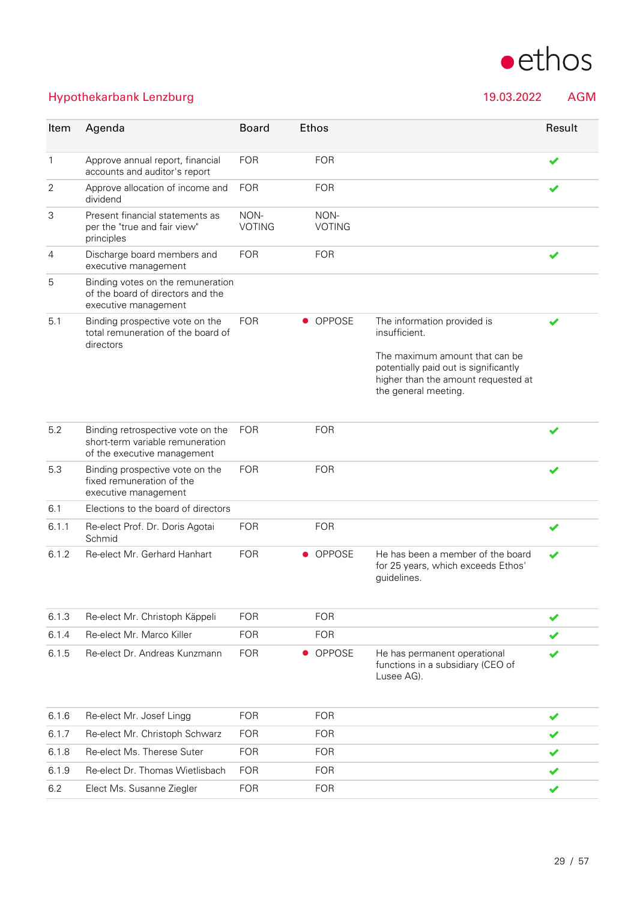## Hypothekarbank Lenzburg 19.03.2022 AGM

| Item | Agenda | Board | Ethos | | Result |
| --- | --- | --- | --- | --- | --- |
| 1 | Approve annual report, financial accounts and auditor's report | FOR | FOR | | ✔ |
| 2 | Approve allocation of income and dividend | FOR | FOR | | ✔ |
| 3 | Present financial statements as per the "true and fair view" principles | NON-VOTING | NON-VOTING | | |
| 4 | Discharge board members and executive management | FOR | FOR | | ✔ |
| 5 | Binding votes on the remuneration of the board of directors and the executive management | | | | |
| 5.1 | Binding prospective vote on the total remuneration of the board of directors | FOR | ● OPPOSE | The information provided is insufficient.<br><br>The maximum amount that can be potentially paid out is significantly higher than the amount requested at the general meeting. | ✔ |
| 5.2 | Binding retrospective vote on the short-term variable remuneration of the executive management | FOR | FOR | | ✔ |
| 5.3 | Binding prospective vote on the fixed remuneration of the executive management | FOR | FOR | | ✔ |
| 6.1 | Elections to the board of directors | | | | |
| 6.1.1 | Re-elect Prof. Dr. Doris Agotai Schmid | FOR | FOR | | ✔ |
| 6.1.2 | Re-elect Mr. Gerhard Hanhart | FOR | ● OPPOSE | He has been a member of the board for 25 years, which exceeds Ethos' guidelines. | ✔ |
| 6.1.3 | Re-elect Mr. Christoph Käppeli | FOR | FOR | | ✔ |
| 6.1.4 | Re-elect Mr. Marco Killer | FOR | FOR | | ✔ |
| 6.1.5 | Re-elect Dr. Andreas Kunzmann | FOR | ● OPPOSE | He has permanent operational functions in a subsidiary (CEO of Lusee AG). | ✔ |
| 6.1.6 | Re-elect Mr. Josef Lingg | FOR | FOR | | ✔ |
| 6.1.7 | Re-elect Mr. Christoph Schwarz | FOR | FOR | | ✔ |
| 6.1.8 | Re-elect Ms. Therese Suter | FOR | FOR | | ✔ |
| 6.1.9 | Re-elect Dr. Thomas Wietlisbach | FOR | FOR | | ✔ |
| 6.2 | Elect Ms. Susanne Ziegler | FOR | FOR | | ✔ |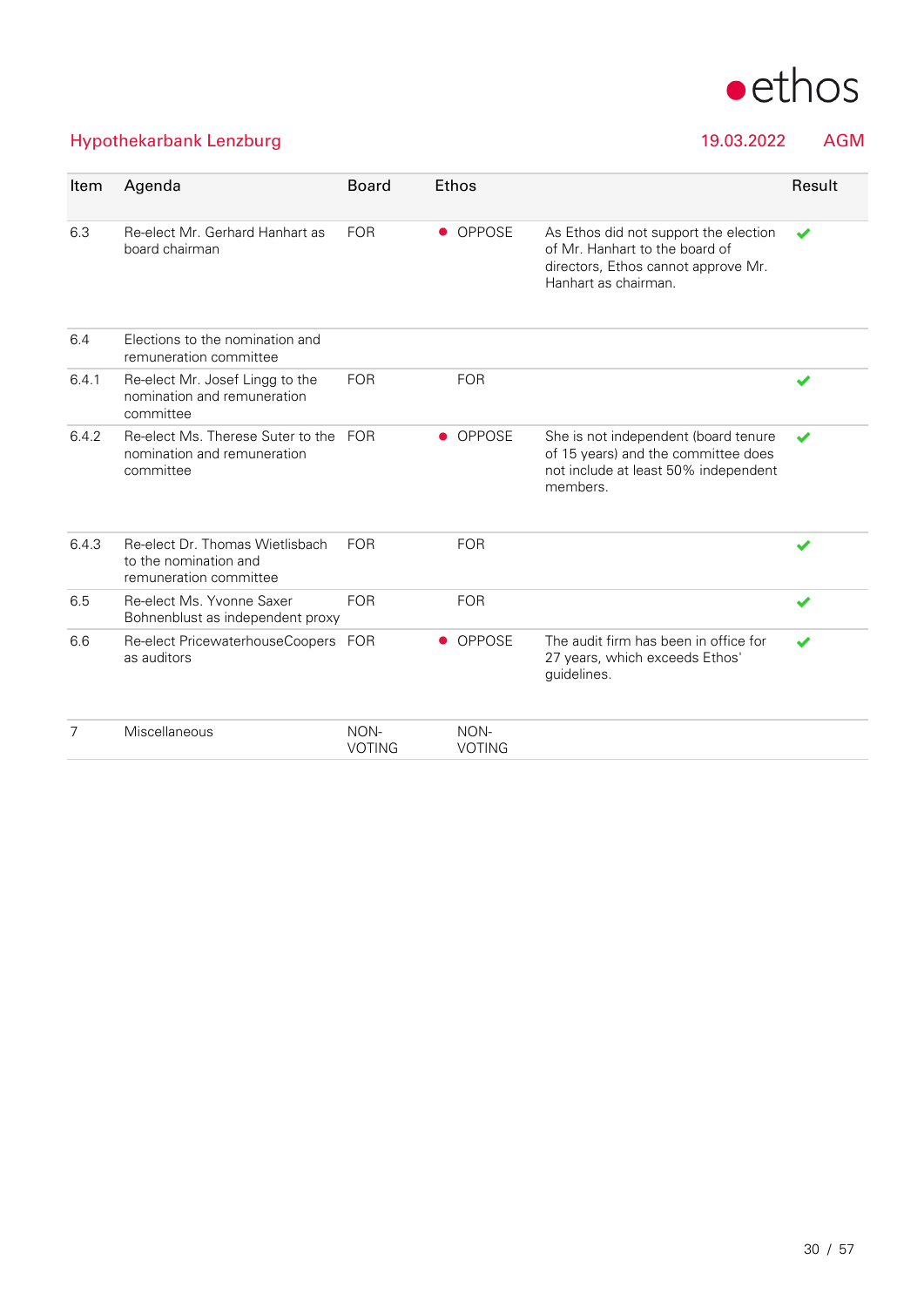Hypothekarbank Lenzburg | 19.03.2022 | AGM

| Item | Agenda | Board | Ethos | | Result |
|---|---|---|---|---|---|
| 6.3 | Re-elect Mr. Gerhard Hanhart as board chairman | FOR | ● OPPOSE | As Ethos did not support the election of Mr. Hanhart to the board of directors, Ethos cannot approve Mr. Hanhart as chairman. | ✔ |
| 6.4 | Elections to the nomination and remuneration committee | | | | |
| 6.4.1 | Re-elect Mr. Josef Lingg to the nomination and remuneration committee | FOR | FOR | | ✔ |
| 6.4.2 | Re-elect Ms. Therese Suter to the nomination and remuneration committee | FOR | ● OPPOSE | She is not independent (board tenure of 15 years) and the committee does not include at least 50% independent members. | ✔ |
| 6.4.3 | Re-elect Dr. Thomas Wietlisbach to the nomination and remuneration committee | FOR | FOR | | ✔ |
| 6.5 | Re-elect Ms. Yvonne Saxer Bohnenblust as independent proxy | FOR | FOR | | ✔ |
| 6.6 | Re-elect PricewaterhouseCoopers as auditors | FOR | ● OPPOSE | The audit firm has been in office for 27 years, which exceeds Ethos' guidelines. | ✔ |
| 7 | Miscellaneous | NON-VOTING | NON-VOTING | | |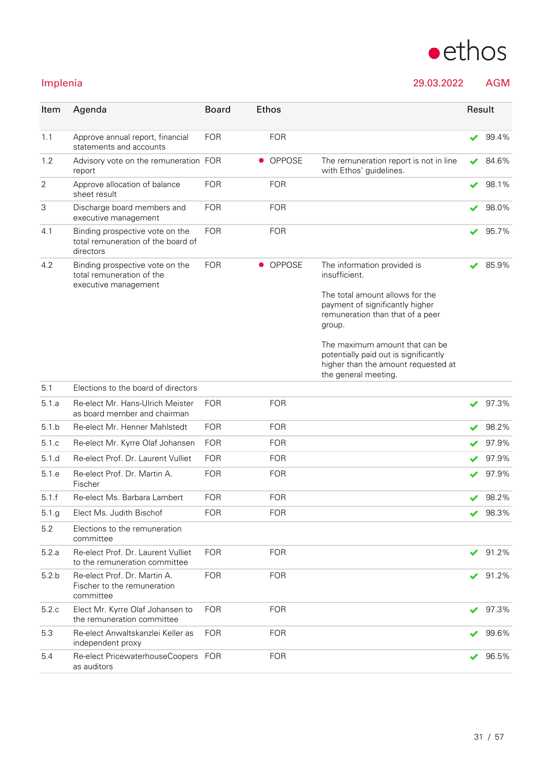**Implenia** 29.03.2022 AGM

| Item | Agenda | Board | Ethos | | Result |
|---|---|---|---|---|---|
| 1.1 | Approve annual report, financial statements and accounts | FOR | FOR | | ✔ 99.4% |
| 1.2 | Advisory vote on the remuneration report | FOR | ● OPPOSE | The remuneration report is not in line with Ethos' guidelines. | ✔ 84.6% |
| 2 | Approve allocation of balance sheet result | FOR | FOR | | ✔ 98.1% |
| 3 | Discharge board members and executive management | FOR | FOR | | ✔ 98.0% |
| 4.1 | Binding prospective vote on the total remuneration of the board of directors | FOR | FOR | | ✔ 95.7% |
| 4.2 | Binding prospective vote on the total remuneration of the executive management | FOR | ● OPPOSE | The information provided is insufficient.<br><br>The total amount allows for the payment of significantly higher remuneration than that of a peer group.<br><br>The maximum amount that can be potentially paid out is significantly higher than the amount requested at the general meeting. | ✔ 85.9% |
| 5.1 | Elections to the board of directors | | | | |
| 5.1.a | Re-elect Mr. Hans-Ulrich Meister as board member and chairman | FOR | FOR | | ✔ 97.3% |
| 5.1.b | Re-elect Mr. Henner Mahlstedt | FOR | FOR | | ✔ 98.2% |
| 5.1.c | Re-elect Mr. Kyrre Olaf Johansen | FOR | FOR | | ✔ 97.9% |
| 5.1.d | Re-elect Prof. Dr. Laurent Vulliet | FOR | FOR | | ✔ 97.9% |
| 5.1.e | Re-elect Prof. Dr. Martin A. Fischer | FOR | FOR | | ✔ 97.9% |
| 5.1.f | Re-elect Ms. Barbara Lambert | FOR | FOR | | ✔ 98.2% |
| 5.1.g | Elect Ms. Judith Bischof | FOR | FOR | | ✔ 98.3% |
| 5.2 | Elections to the remuneration committee | | | | |
| 5.2.a | Re-elect Prof. Dr. Laurent Vulliet to the remuneration committee | FOR | FOR | | ✔ 91.2% |
| 5.2.b | Re-elect Prof. Dr. Martin A. Fischer to the remuneration committee | FOR | FOR | | ✔ 91.2% |
| 5.2.c | Elect Mr. Kyrre Olaf Johansen to the remuneration committee | FOR | FOR | | ✔ 97.3% |
| 5.3 | Re-elect Anwaltskanzlei Keller as independent proxy | FOR | FOR | | ✔ 99.6% |
| 5.4 | Re-elect PricewaterhouseCoopers as auditors | FOR | FOR | | ✔ 96.5% |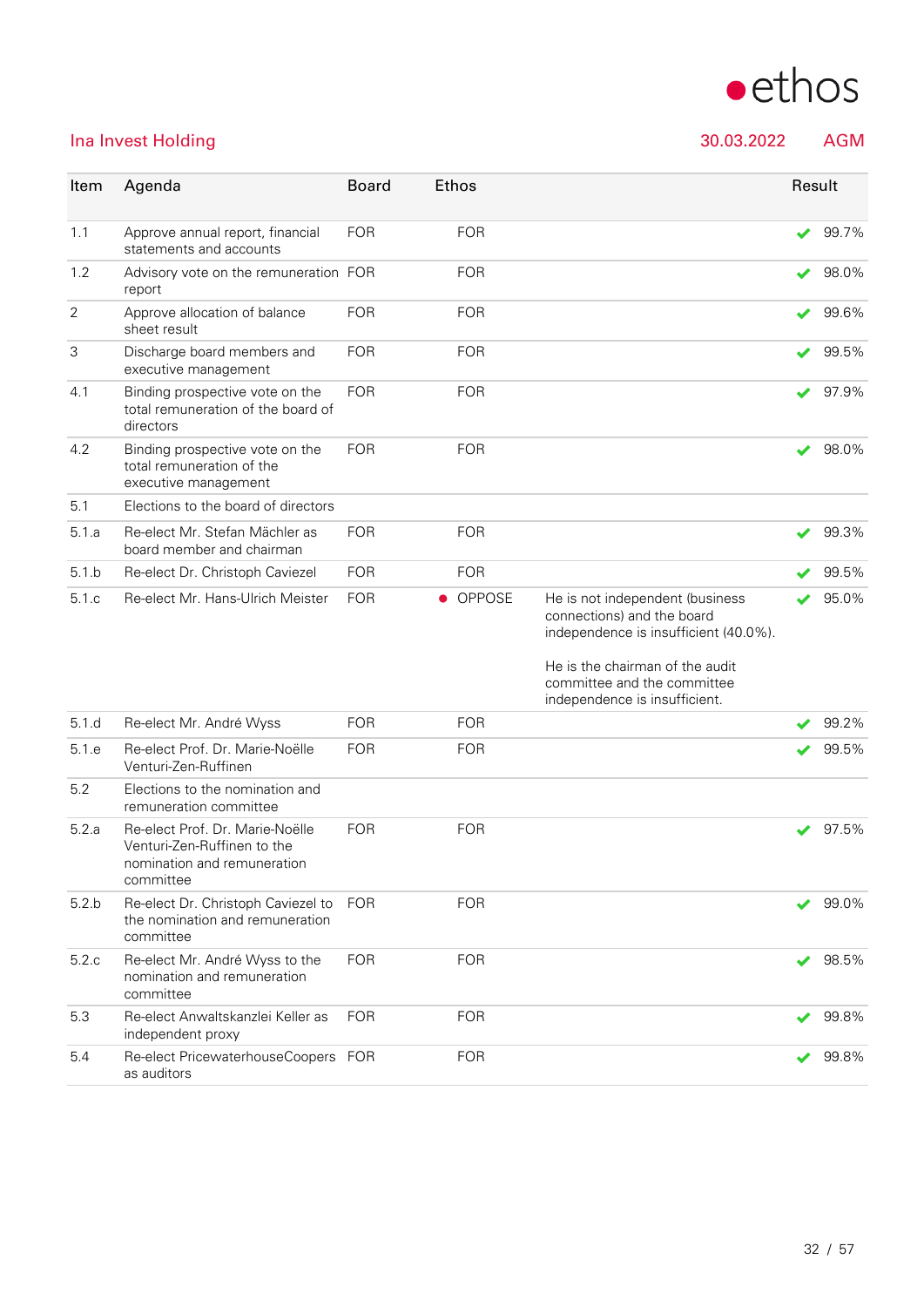## Ina Invest Holding

30.03.2022 AGM

| Item | Agenda | Board | Ethos | | Result |
|---|---|---|---|---|---|
| 1.1 | Approve annual report, financial statements and accounts | FOR | FOR | | ✔ 99.7% |
| 1.2 | Advisory vote on the remuneration report | FOR | FOR | | ✔ 98.0% |
| 2 | Approve allocation of balance sheet result | FOR | FOR | | ✔ 99.6% |
| 3 | Discharge board members and executive management | FOR | FOR | | ✔ 99.5% |
| 4.1 | Binding prospective vote on the total remuneration of the board of directors | FOR | FOR | | ✔ 97.9% |
| 4.2 | Binding prospective vote on the total remuneration of the executive management | FOR | FOR | | ✔ 98.0% |
| 5.1 | Elections to the board of directors | | | | |
| 5.1.a | Re-elect Mr. Stefan Mächler as board member and chairman | FOR | FOR | | ✔ 99.3% |
| 5.1.b | Re-elect Dr. Christoph Caviezel | FOR | FOR | | ✔ 99.5% |
| 5.1.c | Re-elect Mr. Hans-Ulrich Meister | FOR | ● OPPOSE | He is not independent (business connections) and the board independence is insufficient (40.0%).<br><br>He is the chairman of the audit committee and the committee independence is insufficient. | ✔ 95.0% |
| 5.1.d | Re-elect Mr. André Wyss | FOR | FOR | | ✔ 99.2% |
| 5.1.e | Re-elect Prof. Dr. Marie-Noëlle Venturi-Zen-Ruffinen | FOR | FOR | | ✔ 99.5% |
| 5.2 | Elections to the nomination and remuneration committee | | | | |
| 5.2.a | Re-elect Prof. Dr. Marie-Noëlle Venturi-Zen-Ruffinen to the nomination and remuneration committee | FOR | FOR | | ✔ 97.5% |
| 5.2.b | Re-elect Dr. Christoph Caviezel to the nomination and remuneration committee | FOR | FOR | | ✔ 99.0% |
| 5.2.c | Re-elect Mr. André Wyss to the nomination and remuneration committee | FOR | FOR | | ✔ 98.5% |
| 5.3 | Re-elect Anwaltskanzlei Keller as independent proxy | FOR | FOR | | ✔ 99.8% |
| 5.4 | Re-elect PricewaterhouseCoopers as auditors | FOR | FOR | | ✔ 99.8% |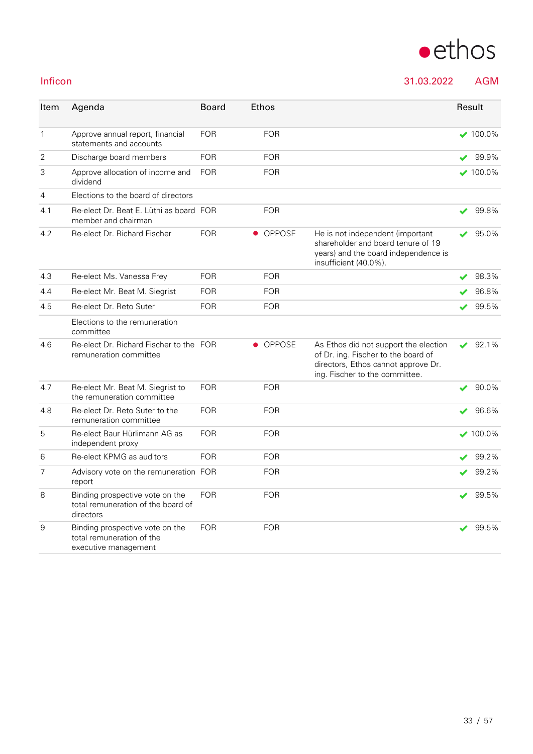# Inficon

31.03.2022 AGM

| Item | Agenda | Board | Ethos | | Result |
|---|---|---|---|---|---|
| 1 | Approve annual report, financial statements and accounts | FOR | FOR | | ✔ 100.0% |
| 2 | Discharge board members | FOR | FOR | | ✔ 99.9% |
| 3 | Approve allocation of income and dividend | FOR | FOR | | ✔ 100.0% |
| 4 | Elections to the board of directors | | | | |
| 4.1 | Re-elect Dr. Beat E. Lüthi as board member and chairman | FOR | FOR | | ✔ 99.8% |
| 4.2 | Re-elect Dr. Richard Fischer | FOR | ● OPPOSE | He is not independent (important shareholder and board tenure of 19 years) and the board independence is insufficient (40.0%). | ✔ 95.0% |
| 4.3 | Re-elect Ms. Vanessa Frey | FOR | FOR | | ✔ 98.3% |
| 4.4 | Re-elect Mr. Beat M. Siegrist | FOR | FOR | | ✔ 96.8% |
| 4.5 | Re-elect Dr. Reto Suter | FOR | FOR | | ✔ 99.5% |
| | Elections to the remuneration committee | | | | |
| 4.6 | Re-elect Dr. Richard Fischer to the remuneration committee | FOR | ● OPPOSE | As Ethos did not support the election of Dr. ing. Fischer to the board of directors, Ethos cannot approve Dr. ing. Fischer to the committee. | ✔ 92.1% |
| 4.7 | Re-elect Mr. Beat M. Siegrist to the remuneration committee | FOR | FOR | | ✔ 90.0% |
| 4.8 | Re-elect Dr. Reto Suter to the remuneration committee | FOR | FOR | | ✔ 96.6% |
| 5 | Re-elect Baur Hürlimann AG as independent proxy | FOR | FOR | | ✔ 100.0% |
| 6 | Re-elect KPMG as auditors | FOR | FOR | | ✔ 99.2% |
| 7 | Advisory vote on the remuneration report | FOR | FOR | | ✔ 99.2% |
| 8 | Binding prospective vote on the total remuneration of the board of directors | FOR | FOR | | ✔ 99.5% |
| 9 | Binding prospective vote on the total remuneration of the executive management | FOR | FOR | | ✔ 99.5% |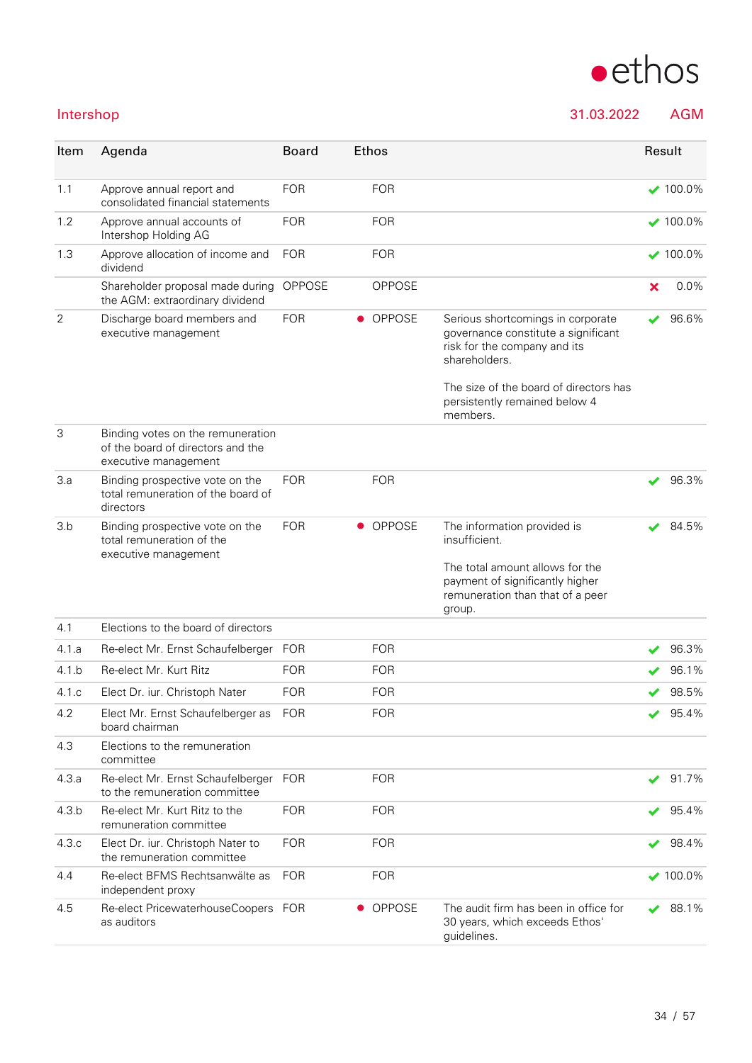## Intershop

31.03.2022 AGM

| Item | Agenda | Board | Ethos | | Result |
|---|---|---|---|---|---|
| 1.1 | Approve annual report and consolidated financial statements | FOR | FOR | | ✔ 100.0% |
| 1.2 | Approve annual accounts of Intershop Holding AG | FOR | FOR | | ✔ 100.0% |
| 1.3 | Approve allocation of income and dividend | FOR | FOR | | ✔ 100.0% |
| | Shareholder proposal made during the AGM: extraordinary dividend | OPPOSE | OPPOSE | | ✘ 0.0% |
| 2 | Discharge board members and executive management | FOR | ● OPPOSE | Serious shortcomings in corporate governance constitute a significant risk for the company and its shareholders.<br><br>The size of the board of directors has persistently remained below 4 members. | ✔ 96.6% |
| 3 | Binding votes on the remuneration of the board of directors and the executive management | | | | |
| 3.a | Binding prospective vote on the total remuneration of the board of directors | FOR | FOR | | ✔ 96.3% |
| 3.b | Binding prospective vote on the total remuneration of the executive management | FOR | ● OPPOSE | The information provided is insufficient.<br><br>The total amount allows for the payment of significantly higher remuneration than that of a peer group. | ✔ 84.5% |
| 4.1 | Elections to the board of directors | | | | |
| 4.1.a | Re-elect Mr. Ernst Schaufelberger | FOR | FOR | | ✔ 96.3% |
| 4.1.b | Re-elect Mr. Kurt Ritz | FOR | FOR | | ✔ 96.1% |
| 4.1.c | Elect Dr. iur. Christoph Nater | FOR | FOR | | ✔ 98.5% |
| 4.2 | Elect Mr. Ernst Schaufelberger as board chairman | FOR | FOR | | ✔ 95.4% |
| 4.3 | Elections to the remuneration committee | | | | |
| 4.3.a | Re-elect Mr. Ernst Schaufelberger to the remuneration committee | FOR | FOR | | ✔ 91.7% |
| 4.3.b | Re-elect Mr. Kurt Ritz to the remuneration committee | FOR | FOR | | ✔ 95.4% |
| 4.3.c | Elect Dr. iur. Christoph Nater to the remuneration committee | FOR | FOR | | ✔ 98.4% |
| 4.4 | Re-elect BFMS Rechtsanwälte as independent proxy | FOR | FOR | | ✔ 100.0% |
| 4.5 | Re-elect PricewaterhouseCoopers as auditors | FOR | ● OPPOSE | The audit firm has been in office for 30 years, which exceeds Ethos' guidelines. | ✔ 88.1% |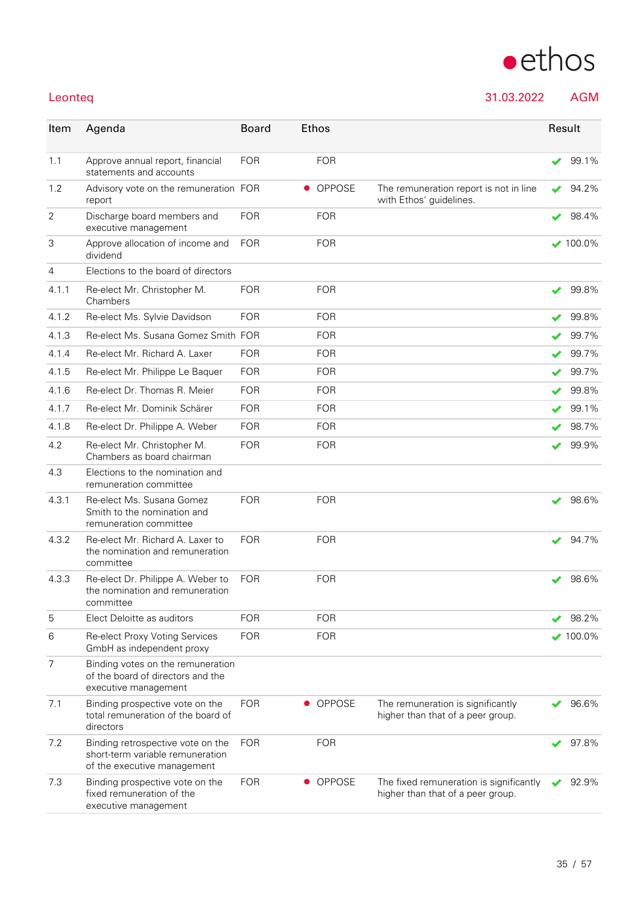**Leonteq** 31.03.2022 AGM

| Item | Agenda | Board | Ethos | | Result |
|---|---|---|---|---|---|
| 1.1 | Approve annual report, financial statements and accounts | FOR | FOR | | ✔ 99.1% |
| 1.2 | Advisory vote on the remuneration report | FOR | ● OPPOSE | The remuneration report is not in line with Ethos' guidelines. | ✔ 94.2% |
| 2 | Discharge board members and executive management | FOR | FOR | | ✔ 98.4% |
| 3 | Approve allocation of income and dividend | FOR | FOR | | ✔ 100.0% |
| 4 | Elections to the board of directors | | | | |
| 4.1.1 | Re-elect Mr. Christopher M. Chambers | FOR | FOR | | ✔ 99.8% |
| 4.1.2 | Re-elect Ms. Sylvie Davidson | FOR | FOR | | ✔ 99.8% |
| 4.1.3 | Re-elect Ms. Susana Gomez Smith | FOR | FOR | | ✔ 99.7% |
| 4.1.4 | Re-elect Mr. Richard A. Laxer | FOR | FOR | | ✔ 99.7% |
| 4.1.5 | Re-elect Mr. Philippe Le Baquer | FOR | FOR | | ✔ 99.7% |
| 4.1.6 | Re-elect Dr. Thomas R. Meier | FOR | FOR | | ✔ 99.8% |
| 4.1.7 | Re-elect Mr. Dominik Schärer | FOR | FOR | | ✔ 99.1% |
| 4.1.8 | Re-elect Dr. Philippe A. Weber | FOR | FOR | | ✔ 98.7% |
| 4.2 | Re-elect Mr. Christopher M. Chambers as board chairman | FOR | FOR | | ✔ 99.9% |
| 4.3 | Elections to the nomination and remuneration committee | | | | |
| 4.3.1 | Re-elect Ms. Susana Gomez Smith to the nomination and remuneration committee | FOR | FOR | | ✔ 98.6% |
| 4.3.2 | Re-elect Mr. Richard A. Laxer to the nomination and remuneration committee | FOR | FOR | | ✔ 94.7% |
| 4.3.3 | Re-elect Dr. Philippe A. Weber to the nomination and remuneration committee | FOR | FOR | | ✔ 98.6% |
| 5 | Elect Deloitte as auditors | FOR | FOR | | ✔ 98.2% |
| 6 | Re-elect Proxy Voting Services GmbH as independent proxy | FOR | FOR | | ✔ 100.0% |
| 7 | Binding votes on the remuneration of the board of directors and the executive management | | | | |
| 7.1 | Binding prospective vote on the total remuneration of the board of directors | FOR | ● OPPOSE | The remuneration is significantly higher than that of a peer group. | ✔ 96.6% |
| 7.2 | Binding retrospective vote on the short-term variable remuneration of the executive management | FOR | FOR | | ✔ 97.8% |
| 7.3 | Binding prospective vote on the fixed remuneration of the executive management | FOR | ● OPPOSE | The fixed remuneration is significantly higher than that of a peer group. | ✔ 92.9% |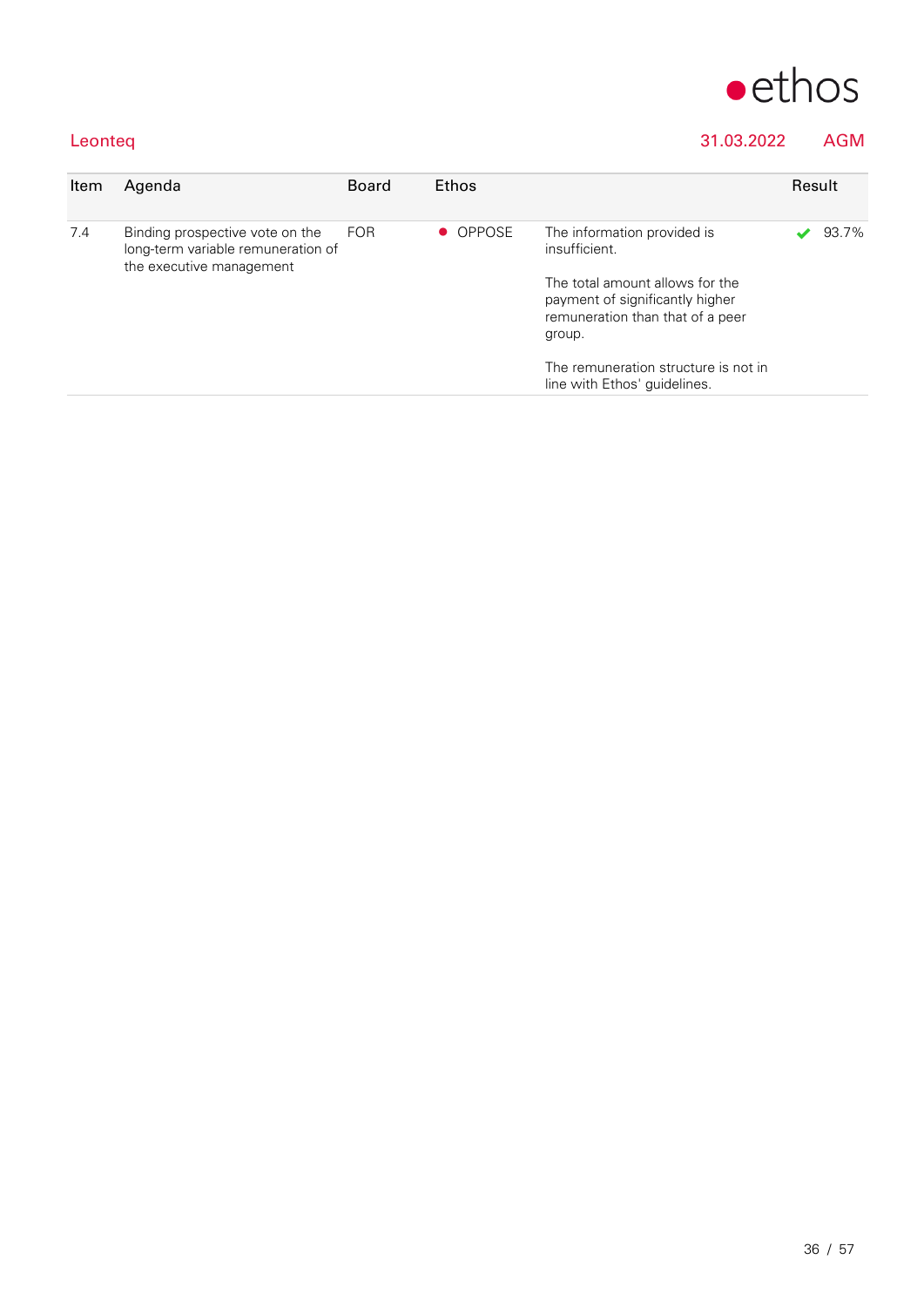Leonteq | 31.03.2022 | AGM

| Item | Agenda | Board | Ethos | | Result |
|---|---|---|---|---|---|
| 7.4 | Binding prospective vote on the long-term variable remuneration of the executive management | FOR | ● OPPOSE | The information provided is insufficient.<br><br>The total amount allows for the payment of significantly higher remuneration than that of a peer group.<br><br>The remuneration structure is not in line with Ethos' guidelines. | ✔ 93.7% |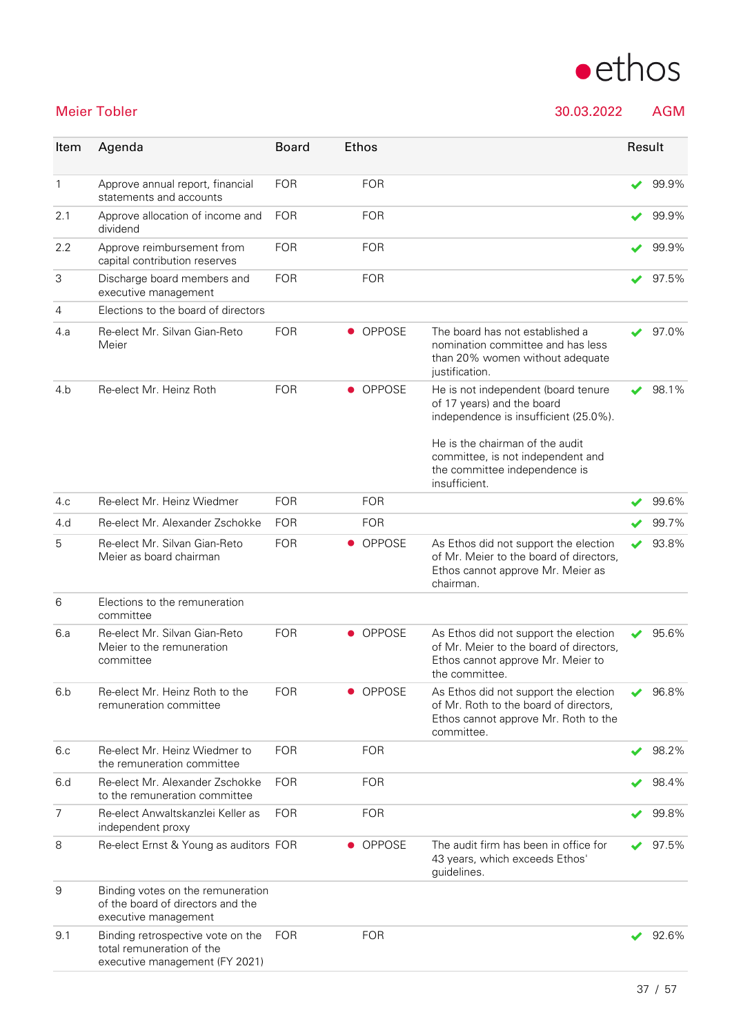Meier Tobler 30.03.2022 AGM

| Item | Agenda | Board | Ethos | | Result |
|---|---|---|---|---|---|
| 1 | Approve annual report, financial statements and accounts | FOR | FOR | | ✔ 99.9% |
| 2.1 | Approve allocation of income and dividend | FOR | FOR | | ✔ 99.9% |
| 2.2 | Approve reimbursement from capital contribution reserves | FOR | FOR | | ✔ 99.9% |
| 3 | Discharge board members and executive management | FOR | FOR | | ✔ 97.5% |
| 4 | Elections to the board of directors | | | | |
| 4.a | Re-elect Mr. Silvan Gian-Reto Meier | FOR | ● OPPOSE | The board has not established a nomination committee and has less than 20% women without adequate justification. | ✔ 97.0% |
| 4.b | Re-elect Mr. Heinz Roth | FOR | ● OPPOSE | He is not independent (board tenure of 17 years) and the board independence is insufficient (25.0%).<br><br>He is the chairman of the audit committee, is not independent and the committee independence is insufficient. | ✔ 98.1% |
| 4.c | Re-elect Mr. Heinz Wiedmer | FOR | FOR | | ✔ 99.6% |
| 4.d | Re-elect Mr. Alexander Zschokke | FOR | FOR | | ✔ 99.7% |
| 5 | Re-elect Mr. Silvan Gian-Reto Meier as board chairman | FOR | ● OPPOSE | As Ethos did not support the election of Mr. Meier to the board of directors, Ethos cannot approve Mr. Meier as chairman. | ✔ 93.8% |
| 6 | Elections to the remuneration committee | | | | |
| 6.a | Re-elect Mr. Silvan Gian-Reto Meier to the remuneration committee | FOR | ● OPPOSE | As Ethos did not support the election of Mr. Meier to the board of directors, Ethos cannot approve Mr. Meier to the committee. | ✔ 95.6% |
| 6.b | Re-elect Mr. Heinz Roth to the remuneration committee | FOR | ● OPPOSE | As Ethos did not support the election of Mr. Roth to the board of directors, Ethos cannot approve Mr. Roth to the committee. | ✔ 96.8% |
| 6.c | Re-elect Mr. Heinz Wiedmer to the remuneration committee | FOR | FOR | | ✔ 98.2% |
| 6.d | Re-elect Mr. Alexander Zschokke to the remuneration committee | FOR | FOR | | ✔ 98.4% |
| 7 | Re-elect Anwaltskanzlei Keller as independent proxy | FOR | FOR | | ✔ 99.8% |
| 8 | Re-elect Ernst & Young as auditors | FOR | ● OPPOSE | The audit firm has been in office for 43 years, which exceeds Ethos' guidelines. | ✔ 97.5% |
| 9 | Binding votes on the remuneration of the board of directors and the executive management | | | | |
| 9.1 | Binding retrospective vote on the total remuneration of the executive management (FY 2021) | FOR | FOR | | ✔ 92.6% |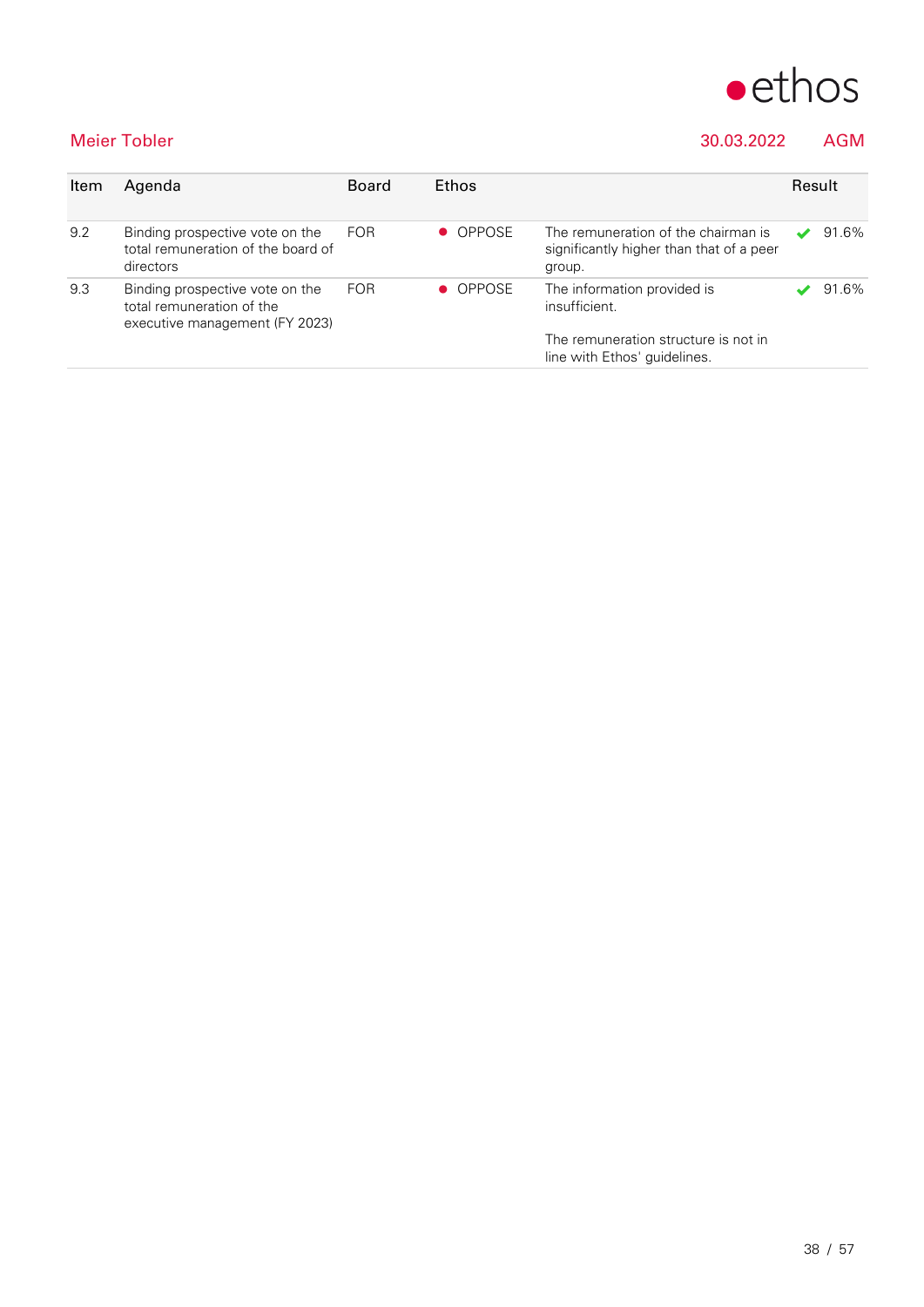Meier Tobler 30.03.2022 AGM

| Item | Agenda | Board | Ethos | | Result |
|---|---|---|---|---|---|
| 9.2 | Binding prospective vote on the total remuneration of the board of directors | FOR | ● OPPOSE | The remuneration of the chairman is significantly higher than that of a peer group. | ✔ 91.6% |
| 9.3 | Binding prospective vote on the total remuneration of the executive management (FY 2023) | FOR | ● OPPOSE | The information provided is insufficient.<br><br>The remuneration structure is not in line with Ethos' guidelines. | ✔ 91.6% |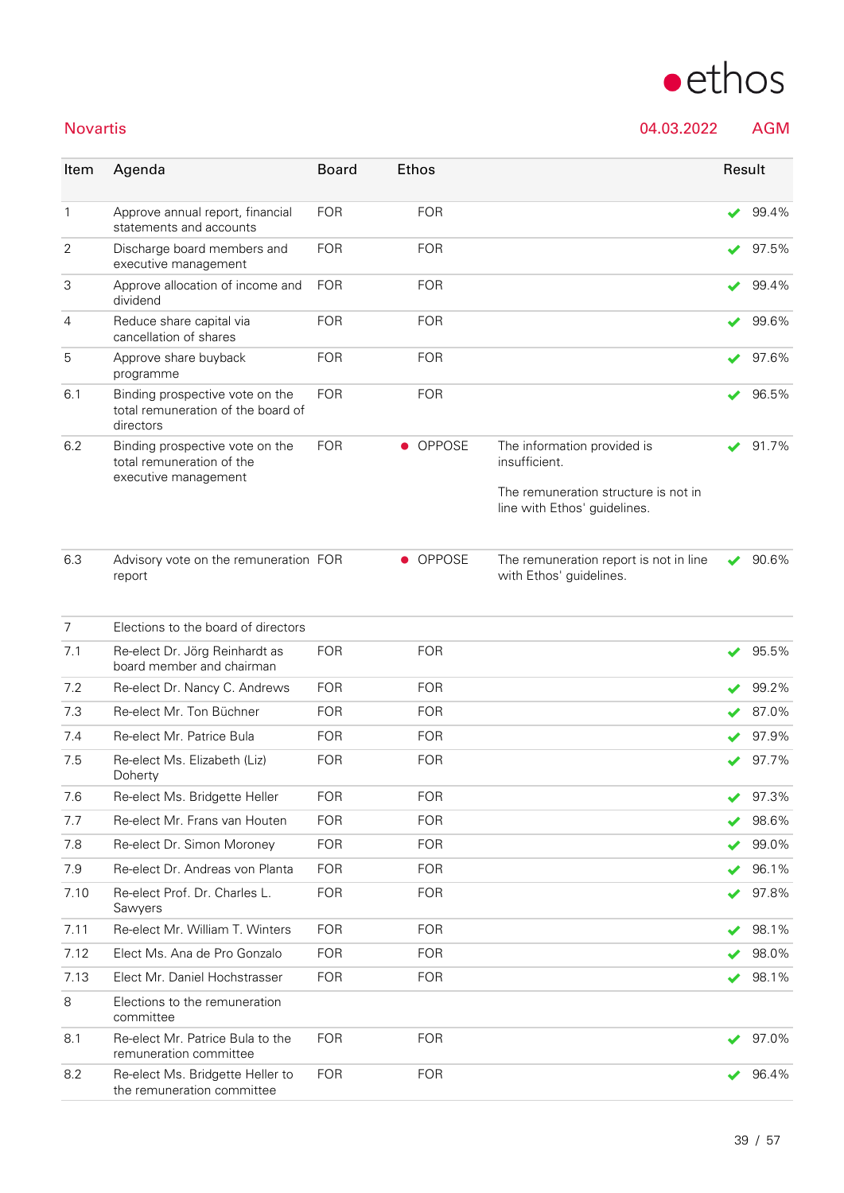# ethos

**Novartis** — 04.03.2022 — AGM

| Item | Agenda | Board | Ethos | | Result |
|---|---|---|---|---|---|
| 1 | Approve annual report, financial statements and accounts | FOR | FOR | | ✔ 99.4% |
| 2 | Discharge board members and executive management | FOR | FOR | | ✔ 97.5% |
| 3 | Approve allocation of income and dividend | FOR | FOR | | ✔ 99.4% |
| 4 | Reduce share capital via cancellation of shares | FOR | FOR | | ✔ 99.6% |
| 5 | Approve share buyback programme | FOR | FOR | | ✔ 97.6% |
| 6.1 | Binding prospective vote on the total remuneration of the board of directors | FOR | FOR | | ✔ 96.5% |
| 6.2 | Binding prospective vote on the total remuneration of the executive management | FOR | ● OPPOSE | The information provided is insufficient. The remuneration structure is not in line with Ethos' guidelines. | ✔ 91.7% |
| 6.3 | Advisory vote on the remuneration report | FOR | ● OPPOSE | The remuneration report is not in line with Ethos' guidelines. | ✔ 90.6% |
| 7 | Elections to the board of directors | | | | |
| 7.1 | Re-elect Dr. Jörg Reinhardt as board member and chairman | FOR | FOR | | ✔ 95.5% |
| 7.2 | Re-elect Dr. Nancy C. Andrews | FOR | FOR | | ✔ 99.2% |
| 7.3 | Re-elect Mr. Ton Büchner | FOR | FOR | | ✔ 87.0% |
| 7.4 | Re-elect Mr. Patrice Bula | FOR | FOR | | ✔ 97.9% |
| 7.5 | Re-elect Ms. Elizabeth (Liz) Doherty | FOR | FOR | | ✔ 97.7% |
| 7.6 | Re-elect Ms. Bridgette Heller | FOR | FOR | | ✔ 97.3% |
| 7.7 | Re-elect Mr. Frans van Houten | FOR | FOR | | ✔ 98.6% |
| 7.8 | Re-elect Dr. Simon Moroney | FOR | FOR | | ✔ 99.0% |
| 7.9 | Re-elect Dr. Andreas von Planta | FOR | FOR | | ✔ 96.1% |
| 7.10 | Re-elect Prof. Dr. Charles L. Sawyers | FOR | FOR | | ✔ 97.8% |
| 7.11 | Re-elect Mr. William T. Winters | FOR | FOR | | ✔ 98.1% |
| 7.12 | Elect Ms. Ana de Pro Gonzalo | FOR | FOR | | ✔ 98.0% |
| 7.13 | Elect Mr. Daniel Hochstrasser | FOR | FOR | | ✔ 98.1% |
| 8 | Elections to the remuneration committee | | | | |
| 8.1 | Re-elect Mr. Patrice Bula to the remuneration committee | FOR | FOR | | ✔ 97.0% |
| 8.2 | Re-elect Ms. Bridgette Heller to the remuneration committee | FOR | FOR | | ✔ 96.4% |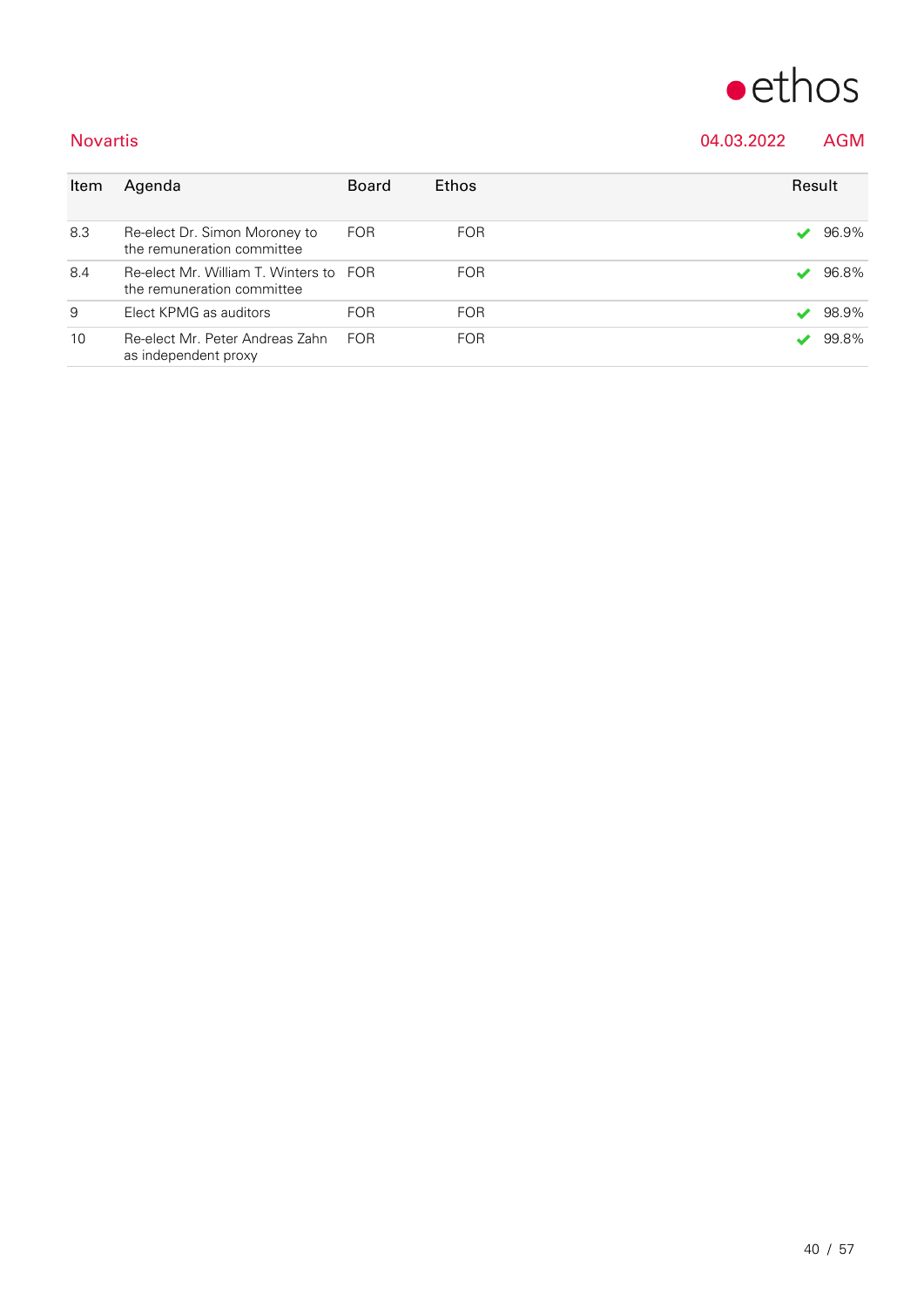Novartis 04.03.2022 AGM

| Item | Agenda | Board | Ethos | Result |
|---|---|---|---|---|
| 8.3 | Re-elect Dr. Simon Moroney to the remuneration committee | FOR | FOR | ✔ 96.9% |
| 8.4 | Re-elect Mr. William T. Winters to the remuneration committee | FOR | FOR | ✔ 96.8% |
| 9 | Elect KPMG as auditors | FOR | FOR | ✔ 98.9% |
| 10 | Re-elect Mr. Peter Andreas Zahn as independent proxy | FOR | FOR | ✔ 99.8% |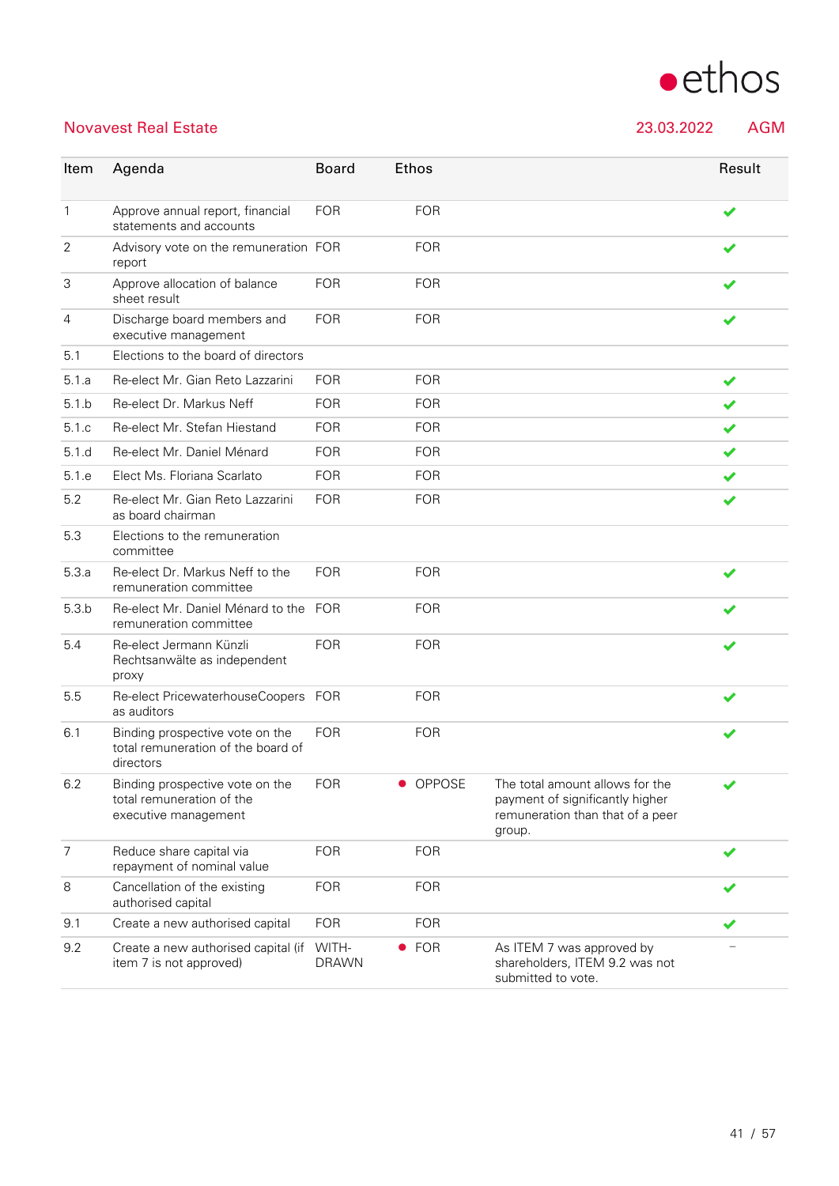## Novavest Real Estate

23.03.2022 AGM

| Item | Agenda | Board | Ethos | | Result |
|---|---|---|---|---|---|
| 1 | Approve annual report, financial statements and accounts | FOR | FOR | | ✔ |
| 2 | Advisory vote on the remuneration report | FOR | FOR | | ✔ |
| 3 | Approve allocation of balance sheet result | FOR | FOR | | ✔ |
| 4 | Discharge board members and executive management | FOR | FOR | | ✔ |
| 5.1 | Elections to the board of directors | | | | |
| 5.1.a | Re-elect Mr. Gian Reto Lazzarini | FOR | FOR | | ✔ |
| 5.1.b | Re-elect Dr. Markus Neff | FOR | FOR | | ✔ |
| 5.1.c | Re-elect Mr. Stefan Hiestand | FOR | FOR | | ✔ |
| 5.1.d | Re-elect Mr. Daniel Ménard | FOR | FOR | | ✔ |
| 5.1.e | Elect Ms. Floriana Scarlato | FOR | FOR | | ✔ |
| 5.2 | Re-elect Mr. Gian Reto Lazzarini as board chairman | FOR | FOR | | ✔ |
| 5.3 | Elections to the remuneration committee | | | | |
| 5.3.a | Re-elect Dr. Markus Neff to the remuneration committee | FOR | FOR | | ✔ |
| 5.3.b | Re-elect Mr. Daniel Ménard to the remuneration committee | FOR | FOR | | ✔ |
| 5.4 | Re-elect Jermann Künzli Rechtsanwälte as independent proxy | FOR | FOR | | ✔ |
| 5.5 | Re-elect PricewaterhouseCoopers as auditors | FOR | FOR | | ✔ |
| 6.1 | Binding prospective vote on the total remuneration of the board of directors | FOR | FOR | | ✔ |
| 6.2 | Binding prospective vote on the total remuneration of the executive management | FOR | ● OPPOSE | The total amount allows for the payment of significantly higher remuneration than that of a peer group. | ✔ |
| 7 | Reduce share capital via repayment of nominal value | FOR | FOR | | ✔ |
| 8 | Cancellation of the existing authorised capital | FOR | FOR | | ✔ |
| 9.1 | Create a new authorised capital | FOR | FOR | | ✔ |
| 9.2 | Create a new authorised capital (if item 7 is not approved) | WITH-DRAWN | ● FOR | As ITEM 7 was approved by shareholders, ITEM 9.2 was not submitted to vote. | – |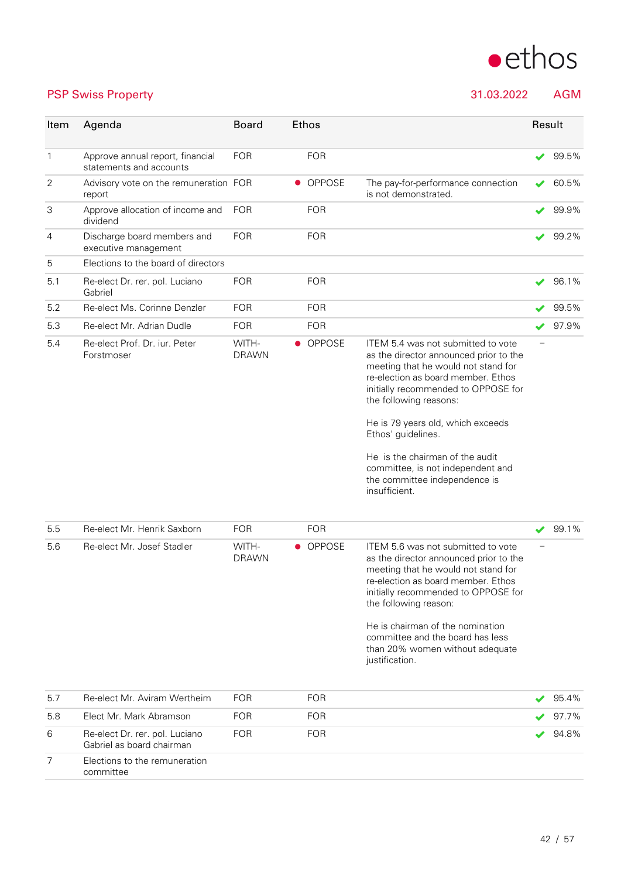# PSP Swiss Property

31.03.2022 AGM

| Item | Agenda | Board | Ethos | | Result |
|---|---|---|---|---|---|
| 1 | Approve annual report, financial statements and accounts | FOR | FOR | | ✔ 99.5% |
| 2 | Advisory vote on the remuneration report | FOR | ● OPPOSE | The pay-for-performance connection is not demonstrated. | ✔ 60.5% |
| 3 | Approve allocation of income and dividend | FOR | FOR | | ✔ 99.9% |
| 4 | Discharge board members and executive management | FOR | FOR | | ✔ 99.2% |
| 5 | Elections to the board of directors | | | | |
| 5.1 | Re-elect Dr. rer. pol. Luciano Gabriel | FOR | FOR | | ✔ 96.1% |
| 5.2 | Re-elect Ms. Corinne Denzler | FOR | FOR | | ✔ 99.5% |
| 5.3 | Re-elect Mr. Adrian Dudle | FOR | FOR | | ✔ 97.9% |
| 5.4 | Re-elect Prof. Dr. iur. Peter Forstmoser | WITH-DRAWN | ● OPPOSE | ITEM 5.4 was not submitted to vote as the director announced prior to the meeting that he would not stand for re-election as board member. Ethos initially recommended to OPPOSE for the following reasons:<br><br>He is 79 years old, which exceeds Ethos' guidelines.<br><br>He is the chairman of the audit committee, is not independent and the committee independence is insufficient. | – |
| 5.5 | Re-elect Mr. Henrik Saxborn | FOR | FOR | | ✔ 99.1% |
| 5.6 | Re-elect Mr. Josef Stadler | WITH-DRAWN | ● OPPOSE | ITEM 5.6 was not submitted to vote as the director announced prior to the meeting that he would not stand for re-election as board member. Ethos initially recommended to OPPOSE for the following reason:<br><br>He is chairman of the nomination committee and the board has less than 20% women without adequate justification. | – |
| 5.7 | Re-elect Mr. Aviram Wertheim | FOR | FOR | | ✔ 95.4% |
| 5.8 | Elect Mr. Mark Abramson | FOR | FOR | | ✔ 97.7% |
| 6 | Re-elect Dr. rer. pol. Luciano Gabriel as board chairman | FOR | FOR | | ✔ 94.8% |
| 7 | Elections to the remuneration committee | | | | |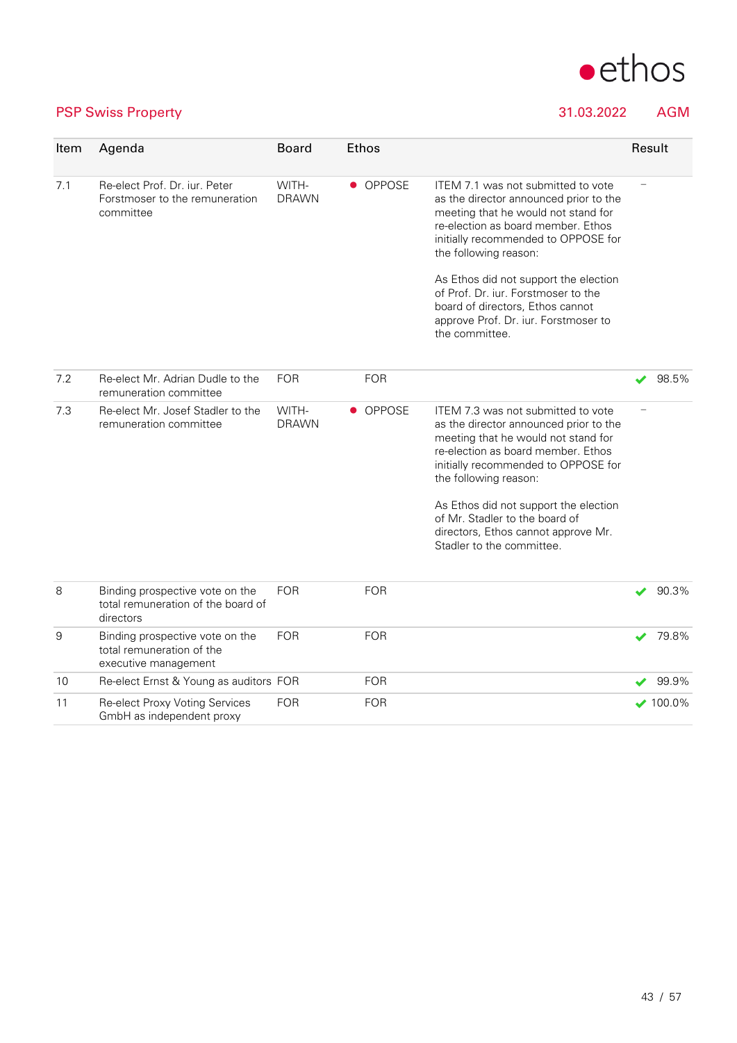PSP Swiss Property 31.03.2022 AGM

| Item | Agenda | Board | Ethos | | Result |
|---|---|---|---|---|---|
| 7.1 | Re-elect Prof. Dr. iur. Peter Forstmoser to the remuneration committee | WITH-DRAWN | ● OPPOSE | ITEM 7.1 was not submitted to vote as the director announced prior to the meeting that he would not stand for re-election as board member. Ethos initially recommended to OPPOSE for the following reason:<br><br>As Ethos did not support the election of Prof. Dr. iur. Forstmoser to the board of directors, Ethos cannot approve Prof. Dr. iur. Forstmoser to the committee. | – |
| 7.2 | Re-elect Mr. Adrian Dudle to the remuneration committee | FOR | FOR | | ✔ 98.5% |
| 7.3 | Re-elect Mr. Josef Stadler to the remuneration committee | WITH-DRAWN | ● OPPOSE | ITEM 7.3 was not submitted to vote as the director announced prior to the meeting that he would not stand for re-election as board member. Ethos initially recommended to OPPOSE for the following reason:<br><br>As Ethos did not support the election of Mr. Stadler to the board of directors, Ethos cannot approve Mr. Stadler to the committee. | – |
| 8 | Binding prospective vote on the total remuneration of the board of directors | FOR | FOR | | ✔ 90.3% |
| 9 | Binding prospective vote on the total remuneration of the executive management | FOR | FOR | | ✔ 79.8% |
| 10 | Re-elect Ernst & Young as auditors | FOR | FOR | | ✔ 99.9% |
| 11 | Re-elect Proxy Voting Services GmbH as independent proxy | FOR | FOR | | ✔ 100.0% |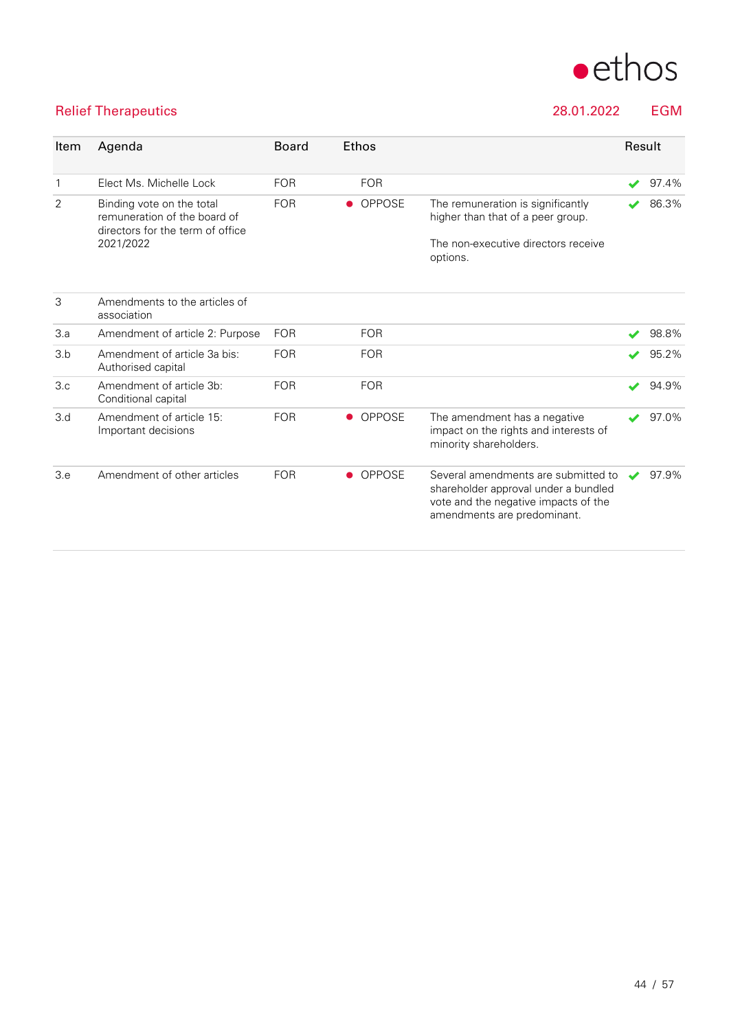## Relief Therapeutics

28.01.2022 EGM

| Item | Agenda | Board | Ethos | | Result |
|---|---|---|---|---|---|
| 1 | Elect Ms. Michelle Lock | FOR | FOR | | ✔ 97.4% |
| 2 | Binding vote on the total remuneration of the board of directors for the term of office 2021/2022 | FOR | ● OPPOSE | The remuneration is significantly higher than that of a peer group.<br><br>The non-executive directors receive options. | ✔ 86.3% |
| 3 | Amendments to the articles of association | | | | |
| 3.a | Amendment of article 2: Purpose | FOR | FOR | | ✔ 98.8% |
| 3.b | Amendment of article 3a bis: Authorised capital | FOR | FOR | | ✔ 95.2% |
| 3.c | Amendment of article 3b: Conditional capital | FOR | FOR | | ✔ 94.9% |
| 3.d | Amendment of article 15: Important decisions | FOR | ● OPPOSE | The amendment has a negative impact on the rights and interests of minority shareholders. | ✔ 97.0% |
| 3.e | Amendment of other articles | FOR | ● OPPOSE | Several amendments are submitted to shareholder approval under a bundled vote and the negative impacts of the amendments are predominant. | ✔ 97.9% |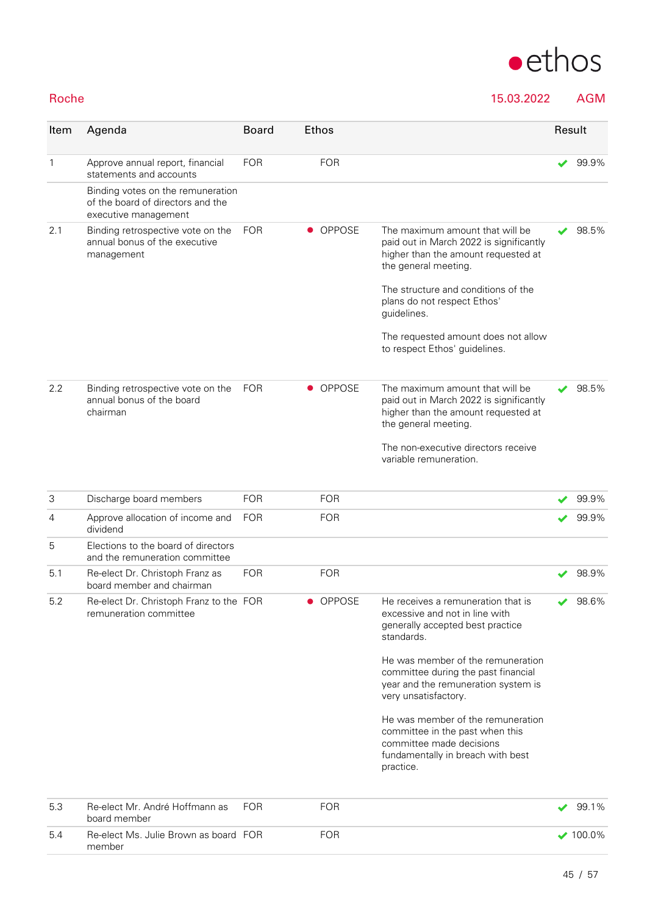**Roche** 15.03.2022 AGM

| Item | Agenda | Board | Ethos | | Result |
|---|---|---|---|---|---|
| 1 | Approve annual report, financial statements and accounts | FOR | FOR | | ✔ 99.9% |
| | Binding votes on the remuneration of the board of directors and the executive management | | | | |
| 2.1 | Binding retrospective vote on the annual bonus of the executive management | FOR | ● OPPOSE | The maximum amount that will be paid out in March 2022 is significantly higher than the amount requested at the general meeting.<br><br>The structure and conditions of the plans do not respect Ethos' guidelines.<br><br>The requested amount does not allow to respect Ethos' guidelines. | ✔ 98.5% |
| 2.2 | Binding retrospective vote on the annual bonus of the board chairman | FOR | ● OPPOSE | The maximum amount that will be paid out in March 2022 is significantly higher than the amount requested at the general meeting.<br><br>The non-executive directors receive variable remuneration. | ✔ 98.5% |
| 3 | Discharge board members | FOR | FOR | | ✔ 99.9% |
| 4 | Approve allocation of income and dividend | FOR | FOR | | ✔ 99.9% |
| 5 | Elections to the board of directors and the remuneration committee | | | | |
| 5.1 | Re-elect Dr. Christoph Franz as board member and chairman | FOR | FOR | | ✔ 98.9% |
| 5.2 | Re-elect Dr. Christoph Franz to the remuneration committee | FOR | ● OPPOSE | He receives a remuneration that is excessive and not in line with generally accepted best practice standards.<br><br>He was member of the remuneration committee during the past financial year and the remuneration system is very unsatisfactory.<br><br>He was member of the remuneration committee in the past when this committee made decisions fundamentally in breach with best practice. | ✔ 98.6% |
| 5.3 | Re-elect Mr. André Hoffmann as board member | FOR | FOR | | ✔ 99.1% |
| 5.4 | Re-elect Ms. Julie Brown as board member | FOR | FOR | | ✔ 100.0% |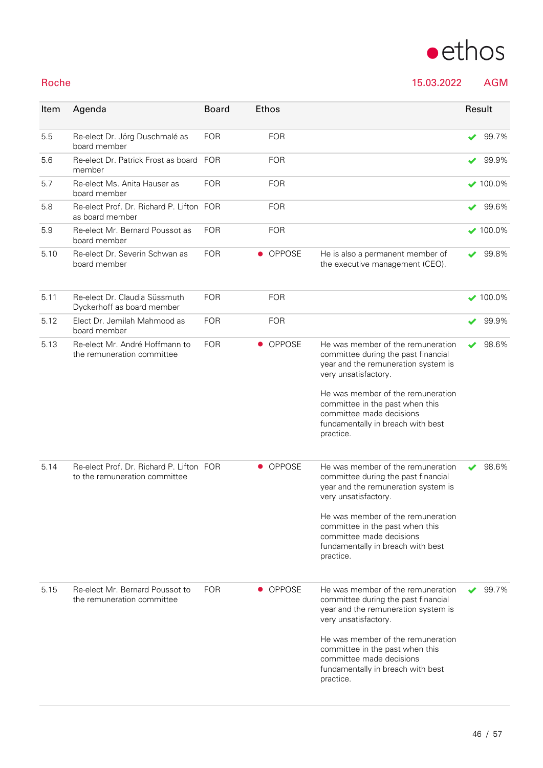**Roche** | 15.03.2022 | AGM

| Item | Agenda | Board | Ethos | | Result |
|---|---|---|---|---|---|
| 5.5 | Re-elect Dr. Jörg Duschmalé as board member | FOR | FOR | | ✔ 99.7% |
| 5.6 | Re-elect Dr. Patrick Frost as board member | FOR | FOR | | ✔ 99.9% |
| 5.7 | Re-elect Ms. Anita Hauser as board member | FOR | FOR | | ✔ 100.0% |
| 5.8 | Re-elect Prof. Dr. Richard P. Lifton as board member | FOR | FOR | | ✔ 99.6% |
| 5.9 | Re-elect Mr. Bernard Poussot as board member | FOR | FOR | | ✔ 100.0% |
| 5.10 | Re-elect Dr. Severin Schwan as board member | FOR | ● OPPOSE | He is also a permanent member of the executive management (CEO). | ✔ 99.8% |
| 5.11 | Re-elect Dr. Claudia Süssmuth Dyckerhoff as board member | FOR | FOR | | ✔ 100.0% |
| 5.12 | Elect Dr. Jemilah Mahmood as board member | FOR | FOR | | ✔ 99.9% |
| 5.13 | Re-elect Mr. André Hoffmann to the remuneration committee | FOR | ● OPPOSE | He was member of the remuneration committee during the past financial year and the remuneration system is very unsatisfactory.<br><br>He was member of the remuneration committee in the past when this committee made decisions fundamentally in breach with best practice. | ✔ 98.6% |
| 5.14 | Re-elect Prof. Dr. Richard P. Lifton to the remuneration committee | FOR | ● OPPOSE | He was member of the remuneration committee during the past financial year and the remuneration system is very unsatisfactory.<br><br>He was member of the remuneration committee in the past when this committee made decisions fundamentally in breach with best practice. | ✔ 98.6% |
| 5.15 | Re-elect Mr. Bernard Poussot to the remuneration committee | FOR | ● OPPOSE | He was member of the remuneration committee during the past financial year and the remuneration system is very unsatisfactory.<br><br>He was member of the remuneration committee in the past when this committee made decisions fundamentally in breach with best practice. | ✔ 99.7% |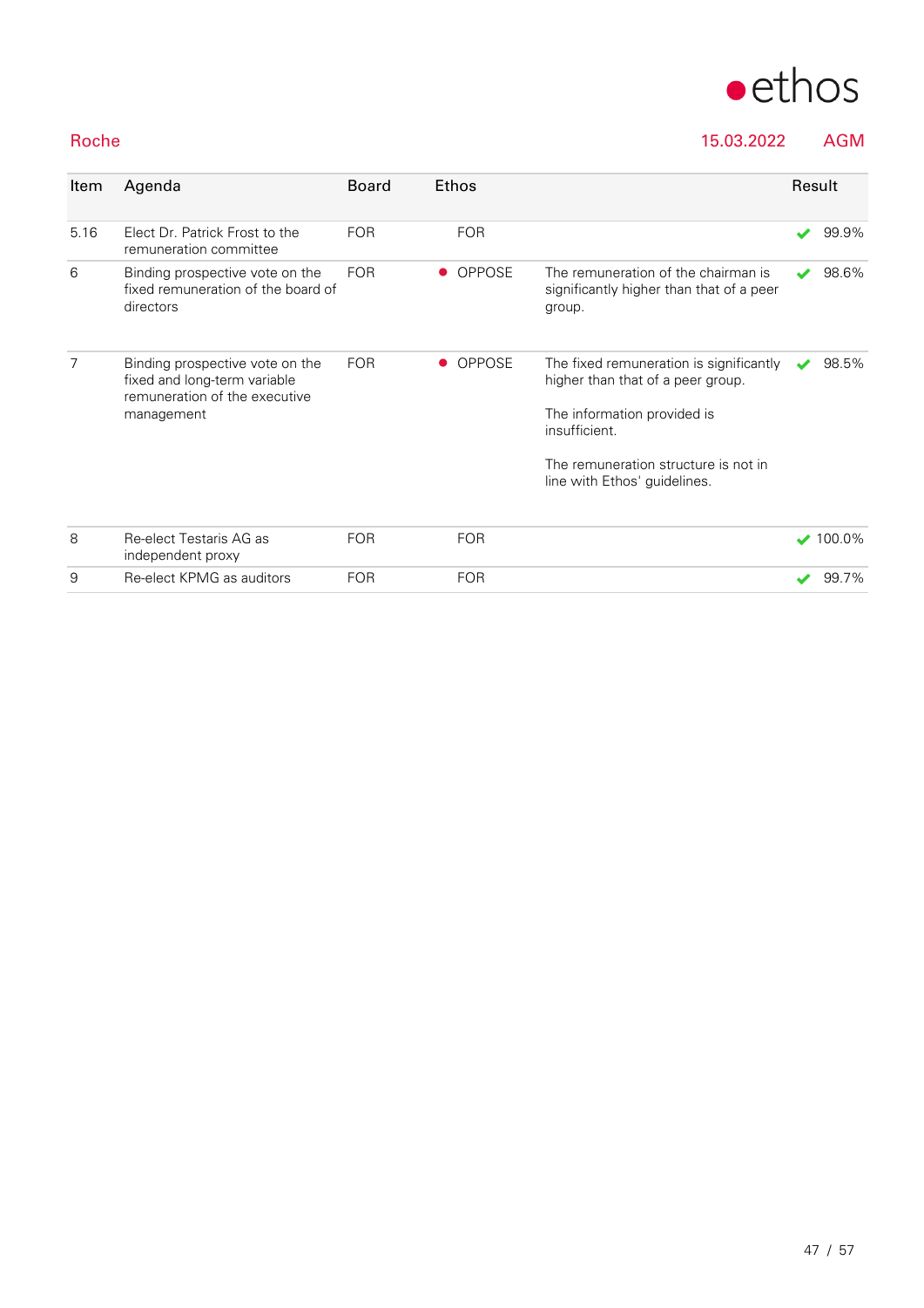Roche 15.03.2022 AGM

| Item | Agenda | Board | Ethos | | Result |
|---|---|---|---|---|---|
| 5.16 | Elect Dr. Patrick Frost to the remuneration committee | FOR | FOR | | ✔ 99.9% |
| 6 | Binding prospective vote on the fixed remuneration of the board of directors | FOR | ● OPPOSE | The remuneration of the chairman is significantly higher than that of a peer group. | ✔ 98.6% |
| 7 | Binding prospective vote on the fixed and long-term variable remuneration of the executive management | FOR | ● OPPOSE | The fixed remuneration is significantly higher than that of a peer group.<br><br>The information provided is insufficient.<br><br>The remuneration structure is not in line with Ethos' guidelines. | ✔ 98.5% |
| 8 | Re-elect Testaris AG as independent proxy | FOR | FOR | | ✔ 100.0% |
| 9 | Re-elect KPMG as auditors | FOR | FOR | | ✔ 99.7% |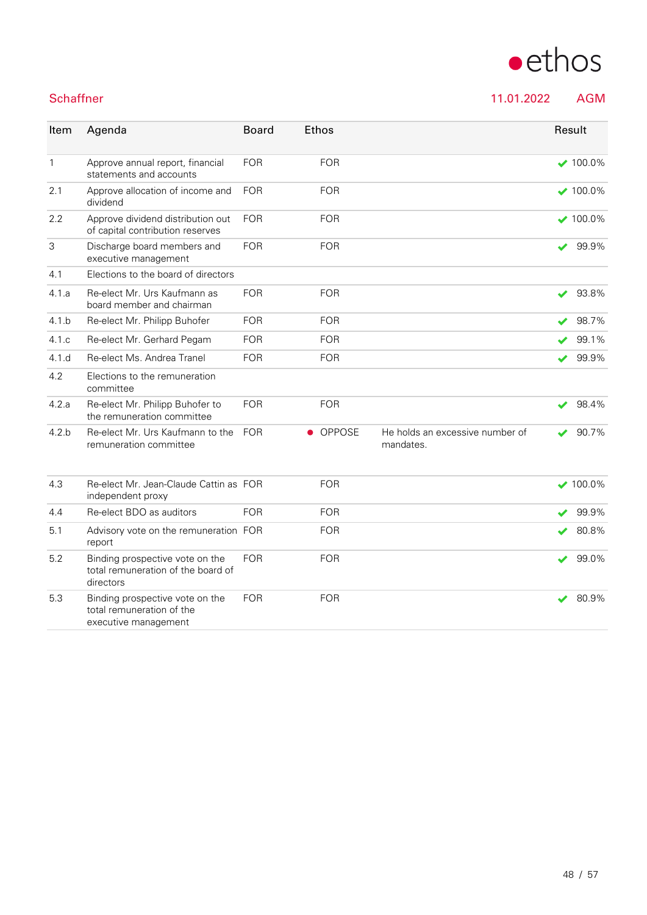## Schaffner

11.01.2022 AGM

| Item | Agenda | Board | Ethos | | Result |
|---|---|---|---|---|---|
| 1 | Approve annual report, financial statements and accounts | FOR | FOR | | ✔ 100.0% |
| 2.1 | Approve allocation of income and dividend | FOR | FOR | | ✔ 100.0% |
| 2.2 | Approve dividend distribution out of capital contribution reserves | FOR | FOR | | ✔ 100.0% |
| 3 | Discharge board members and executive management | FOR | FOR | | ✔ 99.9% |
| 4.1 | Elections to the board of directors | | | | |
| 4.1.a | Re-elect Mr. Urs Kaufmann as board member and chairman | FOR | FOR | | ✔ 93.8% |
| 4.1.b | Re-elect Mr. Philipp Buhofer | FOR | FOR | | ✔ 98.7% |
| 4.1.c | Re-elect Mr. Gerhard Pegam | FOR | FOR | | ✔ 99.1% |
| 4.1.d | Re-elect Ms. Andrea Tranel | FOR | FOR | | ✔ 99.9% |
| 4.2 | Elections to the remuneration committee | | | | |
| 4.2.a | Re-elect Mr. Philipp Buhofer to the remuneration committee | FOR | FOR | | ✔ 98.4% |
| 4.2.b | Re-elect Mr. Urs Kaufmann to the remuneration committee | FOR | ● OPPOSE | He holds an excessive number of mandates. | ✔ 90.7% |
| 4.3 | Re-elect Mr. Jean-Claude Cattin as independent proxy | FOR | FOR | | ✔ 100.0% |
| 4.4 | Re-elect BDO as auditors | FOR | FOR | | ✔ 99.9% |
| 5.1 | Advisory vote on the remuneration report | FOR | FOR | | ✔ 80.8% |
| 5.2 | Binding prospective vote on the total remuneration of the board of directors | FOR | FOR | | ✔ 99.0% |
| 5.3 | Binding prospective vote on the total remuneration of the executive management | FOR | FOR | | ✔ 80.9% |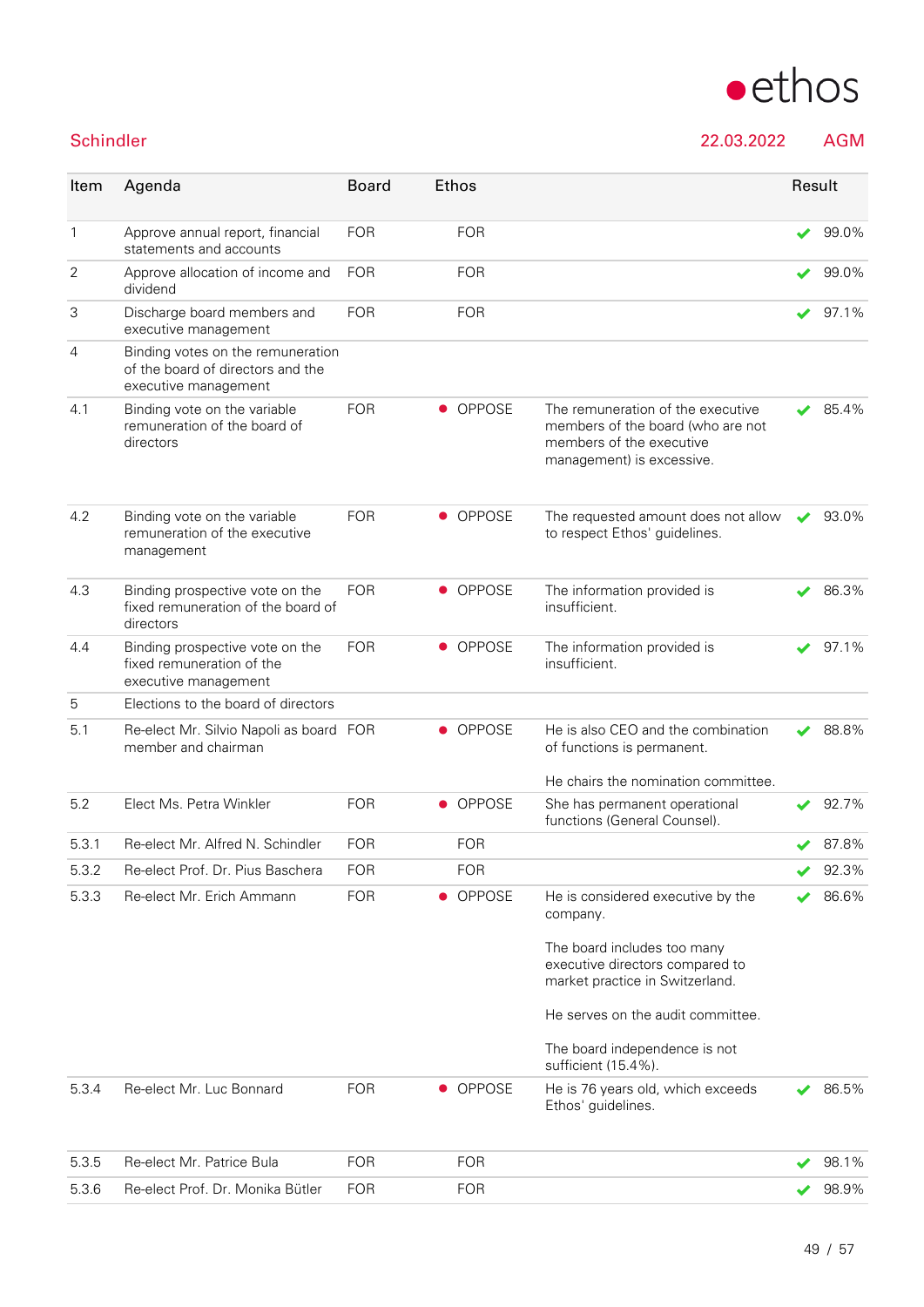## Schindler

22.03.2022 AGM

| Item | Agenda | Board | Ethos | | Result |
|---|---|---|---|---|---|
| 1 | Approve annual report, financial statements and accounts | FOR | FOR | | ✔ 99.0% |
| 2 | Approve allocation of income and dividend | FOR | FOR | | ✔ 99.0% |
| 3 | Discharge board members and executive management | FOR | FOR | | ✔ 97.1% |
| 4 | Binding votes on the remuneration of the board of directors and the executive management | | | | |
| 4.1 | Binding vote on the variable remuneration of the board of directors | FOR | ● OPPOSE | The remuneration of the executive members of the board (who are not members of the executive management) is excessive. | ✔ 85.4% |
| 4.2 | Binding vote on the variable remuneration of the executive management | FOR | ● OPPOSE | The requested amount does not allow to respect Ethos' guidelines. | ✔ 93.0% |
| 4.3 | Binding prospective vote on the fixed remuneration of the board of directors | FOR | ● OPPOSE | The information provided is insufficient. | ✔ 86.3% |
| 4.4 | Binding prospective vote on the fixed remuneration of the executive management | FOR | ● OPPOSE | The information provided is insufficient. | ✔ 97.1% |
| 5 | Elections to the board of directors | | | | |
| 5.1 | Re-elect Mr. Silvio Napoli as board member and chairman | FOR | ● OPPOSE | He is also CEO and the combination of functions is permanent.<br><br>He chairs the nomination committee. | ✔ 88.8% |
| 5.2 | Elect Ms. Petra Winkler | FOR | ● OPPOSE | She has permanent operational functions (General Counsel). | ✔ 92.7% |
| 5.3.1 | Re-elect Mr. Alfred N. Schindler | FOR | FOR | | ✔ 87.8% |
| 5.3.2 | Re-elect Prof. Dr. Pius Baschera | FOR | FOR | | ✔ 92.3% |
| 5.3.3 | Re-elect Mr. Erich Ammann | FOR | ● OPPOSE | He is considered executive by the company.<br><br>The board includes too many executive directors compared to market practice in Switzerland.<br><br>He serves on the audit committee.<br><br>The board independence is not sufficient (15.4%). | ✔ 86.6% |
| 5.3.4 | Re-elect Mr. Luc Bonnard | FOR | ● OPPOSE | He is 76 years old, which exceeds Ethos' guidelines. | ✔ 86.5% |
| 5.3.5 | Re-elect Mr. Patrice Bula | FOR | FOR | | ✔ 98.1% |
| 5.3.6 | Re-elect Prof. Dr. Monika Bütler | FOR | FOR | | ✔ 98.9% |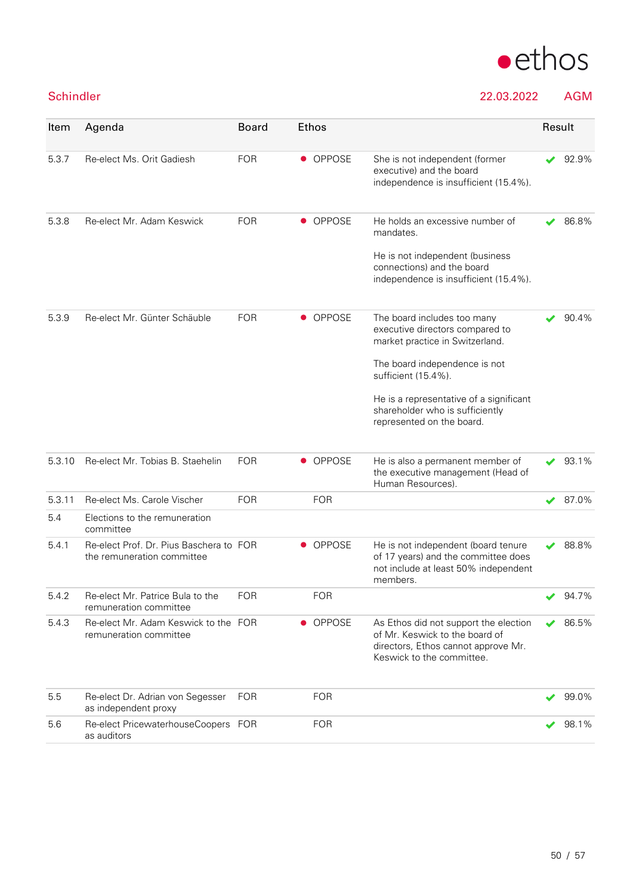ethos

**Schindler** 22.03.2022 AGM

| Item | Agenda | Board | Ethos | | Result |
|---|---|---|---|---|---|
| 5.3.7 | Re-elect Ms. Orit Gadiesh | FOR | OPPOSE | She is not independent (former executive) and the board independence is insufficient (15.4%). | ✔ 92.9% |
| 5.3.8 | Re-elect Mr. Adam Keswick | FOR | OPPOSE | He holds an excessive number of mandates.<br><br>He is not independent (business connections) and the board independence is insufficient (15.4%). | ✔ 86.8% |
| 5.3.9 | Re-elect Mr. Günter Schäuble | FOR | OPPOSE | The board includes too many executive directors compared to market practice in Switzerland.<br><br>The board independence is not sufficient (15.4%).<br><br>He is a representative of a significant shareholder who is sufficiently represented on the board. | ✔ 90.4% |
| 5.3.10 | Re-elect Mr. Tobias B. Staehelin | FOR | OPPOSE | He is also a permanent member of the executive management (Head of Human Resources). | ✔ 93.1% |
| 5.3.11 | Re-elect Ms. Carole Vischer | FOR | FOR | | ✔ 87.0% |
| 5.4 | Elections to the remuneration committee | | | | |
| 5.4.1 | Re-elect Prof. Dr. Pius Baschera to the remuneration committee | FOR | OPPOSE | He is not independent (board tenure of 17 years) and the committee does not include at least 50% independent members. | ✔ 88.8% |
| 5.4.2 | Re-elect Mr. Patrice Bula to the remuneration committee | FOR | FOR | | ✔ 94.7% |
| 5.4.3 | Re-elect Mr. Adam Keswick to the remuneration committee | FOR | OPPOSE | As Ethos did not support the election of Mr. Keswick to the board of directors, Ethos cannot approve Mr. Keswick to the committee. | ✔ 86.5% |
| 5.5 | Re-elect Dr. Adrian von Segesser as independent proxy | FOR | FOR | | ✔ 99.0% |
| 5.6 | Re-elect PricewaterhouseCoopers as auditors | FOR | FOR | | ✔ 98.1% |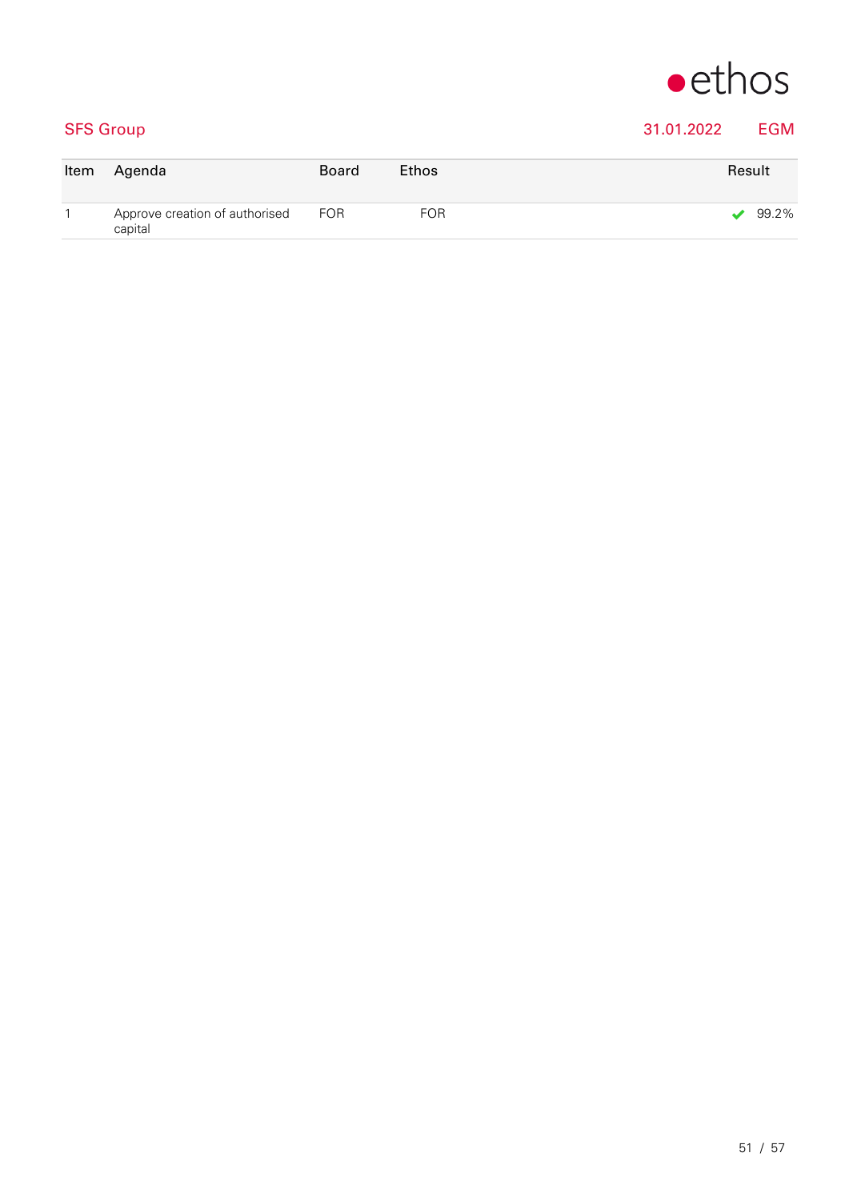## SFS Group 31.01.2022 EGM

| Item | Agenda | Board | Ethos | Result |
|---|---|---|---|---|
| 1 | Approve creation of authorised capital | FOR | FOR | ✔ 99.2% |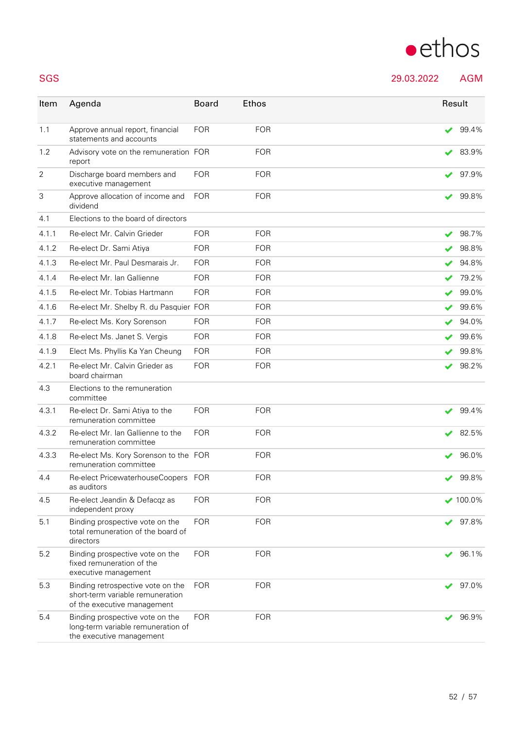**SGS** — 29.03.2022 — AGM

| Item | Agenda | Board | Ethos | Result |
|---|---|---|---|---|
| 1.1 | Approve annual report, financial statements and accounts | FOR | FOR | ✔ 99.4% |
| 1.2 | Advisory vote on the remuneration report | FOR | FOR | ✔ 83.9% |
| 2 | Discharge board members and executive management | FOR | FOR | ✔ 97.9% |
| 3 | Approve allocation of income and dividend | FOR | FOR | ✔ 99.8% |
| 4.1 | Elections to the board of directors | | | |
| 4.1.1 | Re-elect Mr. Calvin Grieder | FOR | FOR | ✔ 98.7% |
| 4.1.2 | Re-elect Dr. Sami Atiya | FOR | FOR | ✔ 98.8% |
| 4.1.3 | Re-elect Mr. Paul Desmarais Jr. | FOR | FOR | ✔ 94.8% |
| 4.1.4 | Re-elect Mr. Ian Gallienne | FOR | FOR | ✔ 79.2% |
| 4.1.5 | Re-elect Mr. Tobias Hartmann | FOR | FOR | ✔ 99.0% |
| 4.1.6 | Re-elect Mr. Shelby R. du Pasquier | FOR | FOR | ✔ 99.6% |
| 4.1.7 | Re-elect Ms. Kory Sorenson | FOR | FOR | ✔ 94.0% |
| 4.1.8 | Re-elect Ms. Janet S. Vergis | FOR | FOR | ✔ 99.6% |
| 4.1.9 | Elect Ms. Phyllis Ka Yan Cheung | FOR | FOR | ✔ 99.8% |
| 4.2.1 | Re-elect Mr. Calvin Grieder as board chairman | FOR | FOR | ✔ 98.2% |
| 4.3 | Elections to the remuneration committee | | | |
| 4.3.1 | Re-elect Dr. Sami Atiya to the remuneration committee | FOR | FOR | ✔ 99.4% |
| 4.3.2 | Re-elect Mr. Ian Gallienne to the remuneration committee | FOR | FOR | ✔ 82.5% |
| 4.3.3 | Re-elect Ms. Kory Sorenson to the remuneration committee | FOR | FOR | ✔ 96.0% |
| 4.4 | Re-elect PricewaterhouseCoopers as auditors | FOR | FOR | ✔ 99.8% |
| 4.5 | Re-elect Jeandin & Defacqz as independent proxy | FOR | FOR | ✔ 100.0% |
| 5.1 | Binding prospective vote on the total remuneration of the board of directors | FOR | FOR | ✔ 97.8% |
| 5.2 | Binding prospective vote on the fixed remuneration of the executive management | FOR | FOR | ✔ 96.1% |
| 5.3 | Binding retrospective vote on the short-term variable remuneration of the executive management | FOR | FOR | ✔ 97.0% |
| 5.4 | Binding prospective vote on the long-term variable remuneration of the executive management | FOR | FOR | ✔ 96.9% |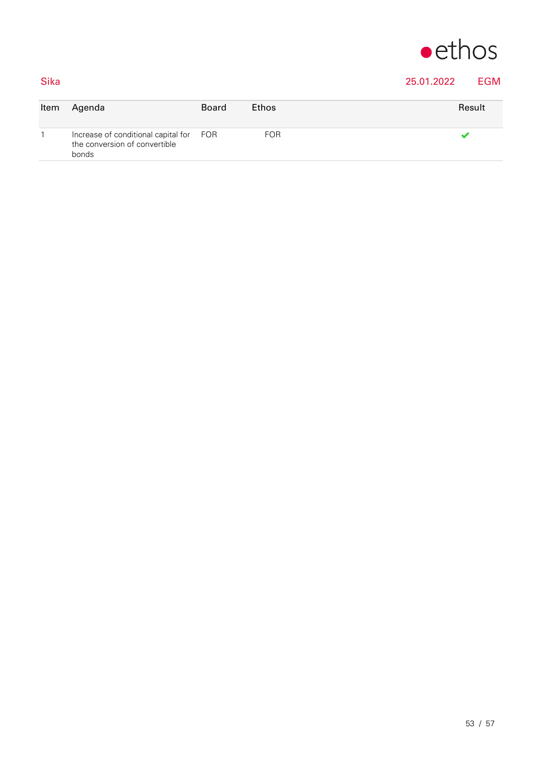Sika | 25.01.2022 | EGM

| Item | Agenda | Board | Ethos | Result |
| --- | --- | --- | --- | --- |
| 1 | Increase of conditional capital for the conversion of convertible bonds | FOR | FOR | ✔ |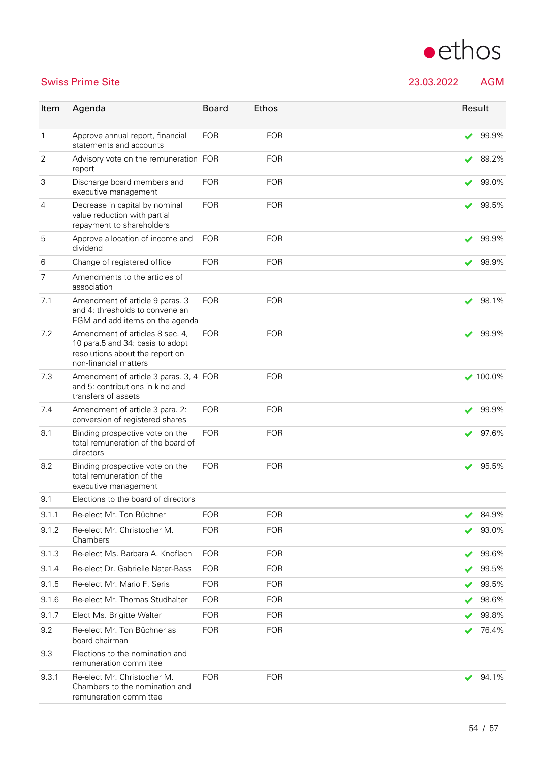## Swiss Prime Site

23.03.2022 AGM

| Item | Agenda | Board | Ethos | Result |
|---|---|---|---|---|
| 1 | Approve annual report, financial statements and accounts | FOR | FOR | ✔ 99.9% |
| 2 | Advisory vote on the remuneration report | FOR | FOR | ✔ 89.2% |
| 3 | Discharge board members and executive management | FOR | FOR | ✔ 99.0% |
| 4 | Decrease in capital by nominal value reduction with partial repayment to shareholders | FOR | FOR | ✔ 99.5% |
| 5 | Approve allocation of income and dividend | FOR | FOR | ✔ 99.9% |
| 6 | Change of registered office | FOR | FOR | ✔ 98.9% |
| 7 | Amendments to the articles of association | | | |
| 7.1 | Amendment of article 9 paras. 3 and 4: thresholds to convene an EGM and add items on the agenda | FOR | FOR | ✔ 98.1% |
| 7.2 | Amendment of articles 8 sec. 4, 10 para.5 and 34: basis to adopt resolutions about the report on non-financial matters | FOR | FOR | ✔ 99.9% |
| 7.3 | Amendment of article 3 paras. 3, 4 and 5: contributions in kind and transfers of assets | FOR | FOR | ✔ 100.0% |
| 7.4 | Amendment of article 3 para. 2: conversion of registered shares | FOR | FOR | ✔ 99.9% |
| 8.1 | Binding prospective vote on the total remuneration of the board of directors | FOR | FOR | ✔ 97.6% |
| 8.2 | Binding prospective vote on the total remuneration of the executive management | FOR | FOR | ✔ 95.5% |
| 9.1 | Elections to the board of directors | | | |
| 9.1.1 | Re-elect Mr. Ton Büchner | FOR | FOR | ✔ 84.9% |
| 9.1.2 | Re-elect Mr. Christopher M. Chambers | FOR | FOR | ✔ 93.0% |
| 9.1.3 | Re-elect Ms. Barbara A. Knoflach | FOR | FOR | ✔ 99.6% |
| 9.1.4 | Re-elect Dr. Gabrielle Nater-Bass | FOR | FOR | ✔ 99.5% |
| 9.1.5 | Re-elect Mr. Mario F. Seris | FOR | FOR | ✔ 99.5% |
| 9.1.6 | Re-elect Mr. Thomas Studhalter | FOR | FOR | ✔ 98.6% |
| 9.1.7 | Elect Ms. Brigitte Walter | FOR | FOR | ✔ 99.8% |
| 9.2 | Re-elect Mr. Ton Büchner as board chairman | FOR | FOR | ✔ 76.4% |
| 9.3 | Elections to the nomination and remuneration committee | | | |
| 9.3.1 | Re-elect Mr. Christopher M. Chambers to the nomination and remuneration committee | FOR | FOR | ✔ 94.1% |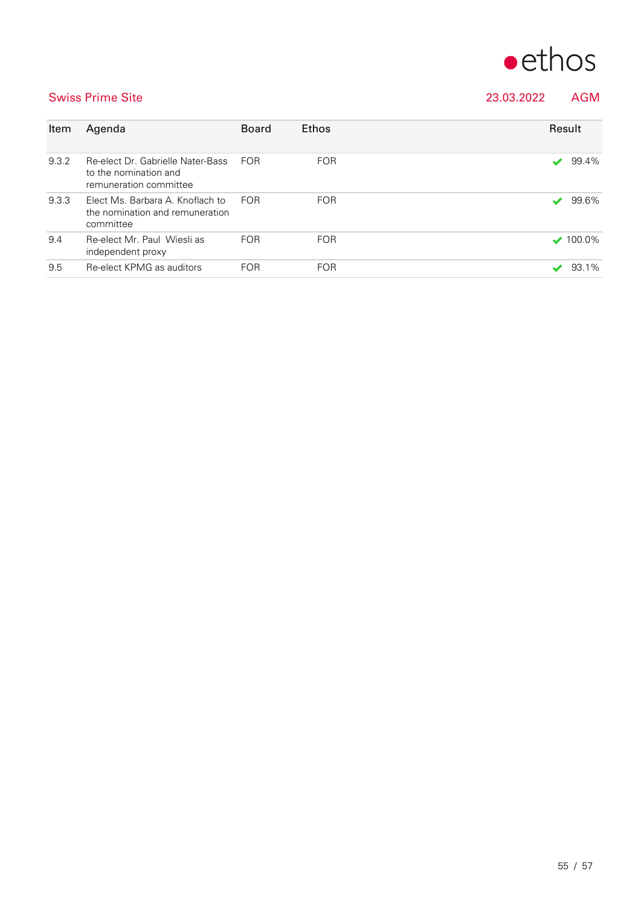Swiss Prime Site — 23.03.2022 — AGM

| Item | Agenda | Board | Ethos | Result |
|---|---|---|---|---|
| 9.3.2 | Re-elect Dr. Gabrielle Nater-Bass to the nomination and remuneration committee | FOR | FOR | ✔ 99.4% |
| 9.3.3 | Elect Ms. Barbara A. Knoflach to the nomination and remuneration committee | FOR | FOR | ✔ 99.6% |
| 9.4 | Re-elect Mr. Paul Wiesli as independent proxy | FOR | FOR | ✔ 100.0% |
| 9.5 | Re-elect KPMG as auditors | FOR | FOR | ✔ 93.1% |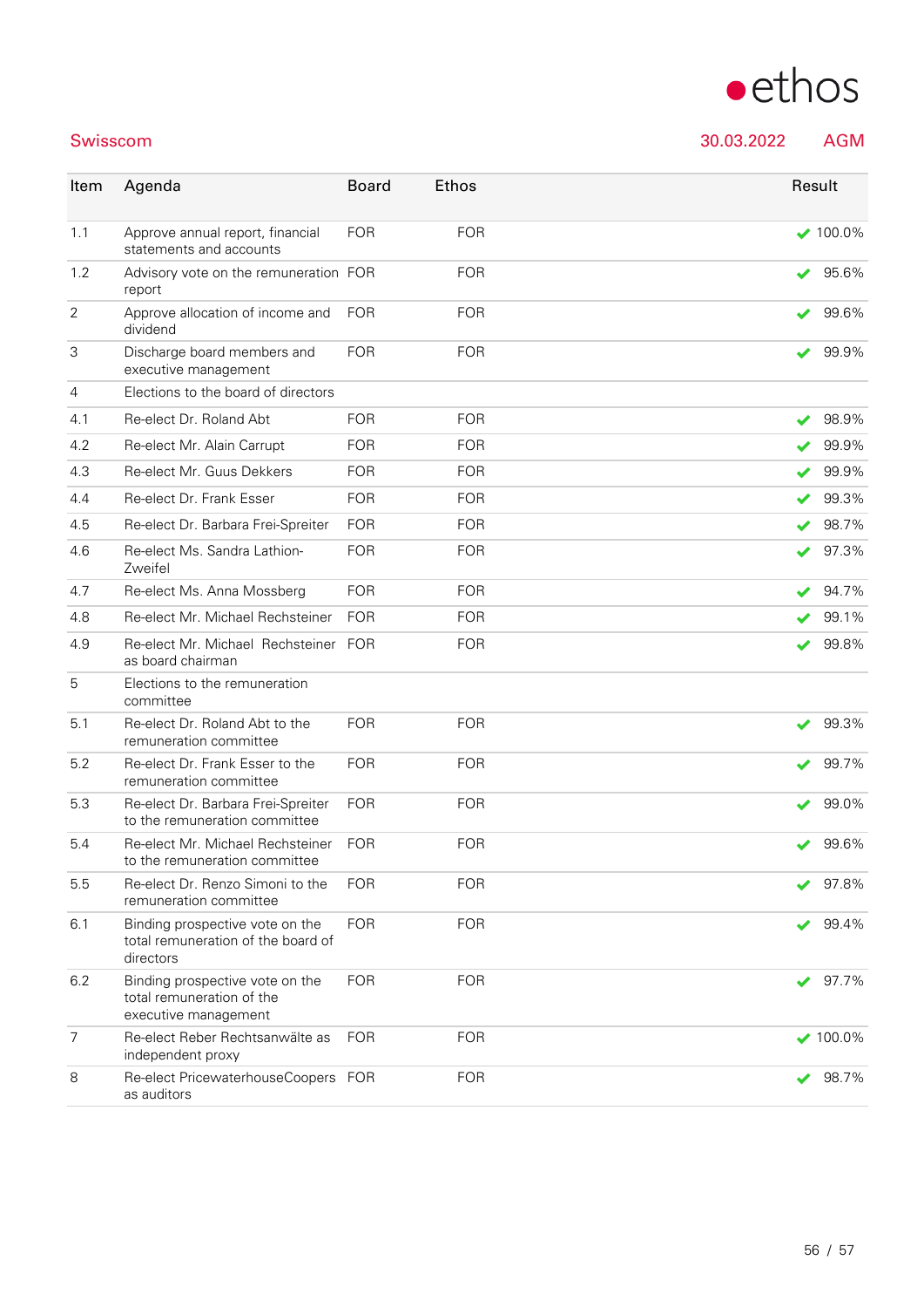**Swisscom** 30.03.2022 AGM

| Item | Agenda | Board | Ethos | Result |
|---|---|---|---|---|
| 1.1 | Approve annual report, financial statements and accounts | FOR | FOR | ✔ 100.0% |
| 1.2 | Advisory vote on the remuneration report | FOR | FOR | ✔ 95.6% |
| 2 | Approve allocation of income and dividend | FOR | FOR | ✔ 99.6% |
| 3 | Discharge board members and executive management | FOR | FOR | ✔ 99.9% |
| 4 | Elections to the board of directors | | | |
| 4.1 | Re-elect Dr. Roland Abt | FOR | FOR | ✔ 98.9% |
| 4.2 | Re-elect Mr. Alain Carrupt | FOR | FOR | ✔ 99.9% |
| 4.3 | Re-elect Mr. Guus Dekkers | FOR | FOR | ✔ 99.9% |
| 4.4 | Re-elect Dr. Frank Esser | FOR | FOR | ✔ 99.3% |
| 4.5 | Re-elect Dr. Barbara Frei-Spreiter | FOR | FOR | ✔ 98.7% |
| 4.6 | Re-elect Ms. Sandra Lathion-Zweifel | FOR | FOR | ✔ 97.3% |
| 4.7 | Re-elect Ms. Anna Mossberg | FOR | FOR | ✔ 94.7% |
| 4.8 | Re-elect Mr. Michael Rechsteiner | FOR | FOR | ✔ 99.1% |
| 4.9 | Re-elect Mr. Michael Rechsteiner as board chairman | FOR | FOR | ✔ 99.8% |
| 5 | Elections to the remuneration committee | | | |
| 5.1 | Re-elect Dr. Roland Abt to the remuneration committee | FOR | FOR | ✔ 99.3% |
| 5.2 | Re-elect Dr. Frank Esser to the remuneration committee | FOR | FOR | ✔ 99.7% |
| 5.3 | Re-elect Dr. Barbara Frei-Spreiter to the remuneration committee | FOR | FOR | ✔ 99.0% |
| 5.4 | Re-elect Mr. Michael Rechsteiner to the remuneration committee | FOR | FOR | ✔ 99.6% |
| 5.5 | Re-elect Dr. Renzo Simoni to the remuneration committee | FOR | FOR | ✔ 97.8% |
| 6.1 | Binding prospective vote on the total remuneration of the board of directors | FOR | FOR | ✔ 99.4% |
| 6.2 | Binding prospective vote on the total remuneration of the executive management | FOR | FOR | ✔ 97.7% |
| 7 | Re-elect Reber Rechtsanwälte as independent proxy | FOR | FOR | ✔ 100.0% |
| 8 | Re-elect PricewaterhouseCoopers as auditors | FOR | FOR | ✔ 98.7% |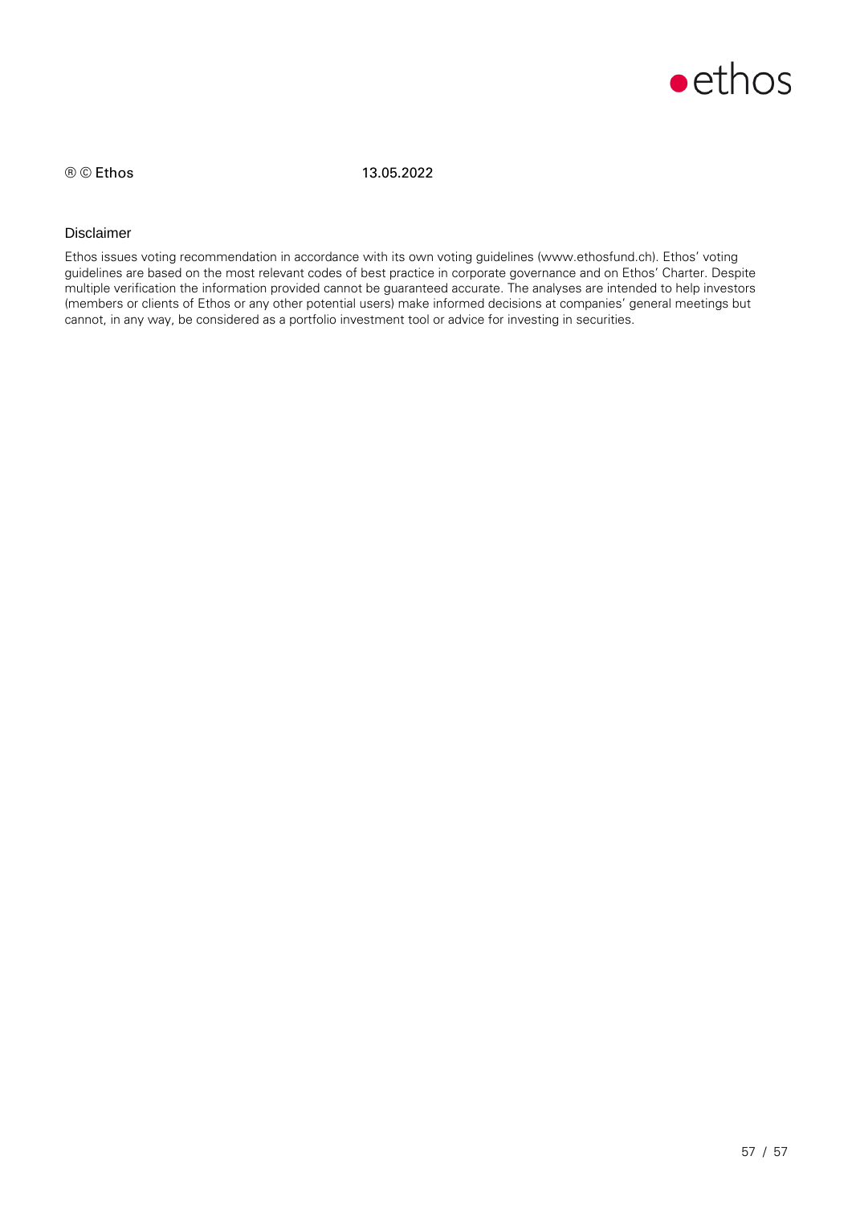® © Ethos 13.05.2022

## Disclaimer

Ethos issues voting recommendation in accordance with its own voting guidelines (www.ethosfund.ch). Ethos' voting guidelines are based on the most relevant codes of best practice in corporate governance and on Ethos' Charter. Despite multiple verification the information provided cannot be guaranteed accurate. The analyses are intended to help investors (members or clients of Ethos or any other potential users) make informed decisions at companies' general meetings but cannot, in any way, be considered as a portfolio investment tool or advice for investing in securities.